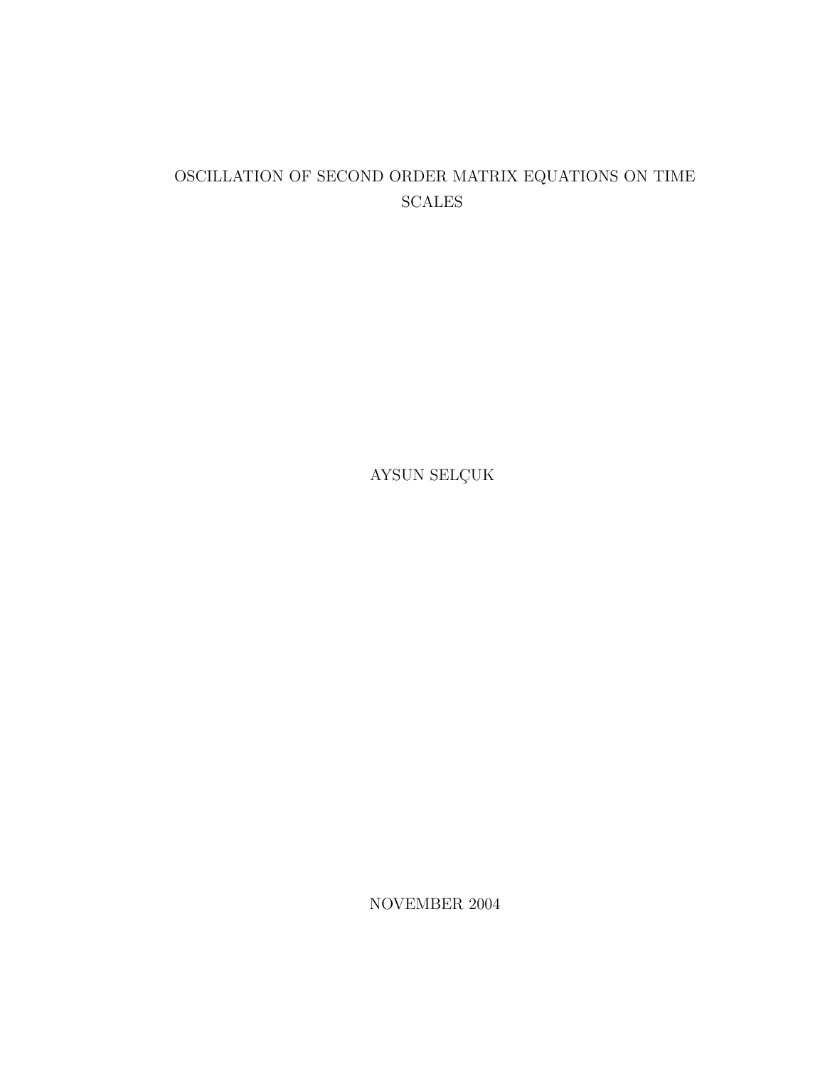# OSCILLATION OF SECOND ORDER MATRIX EQUATIONS ON TIME SCALES

AYSUN SELÇUK

NOVEMBER 2004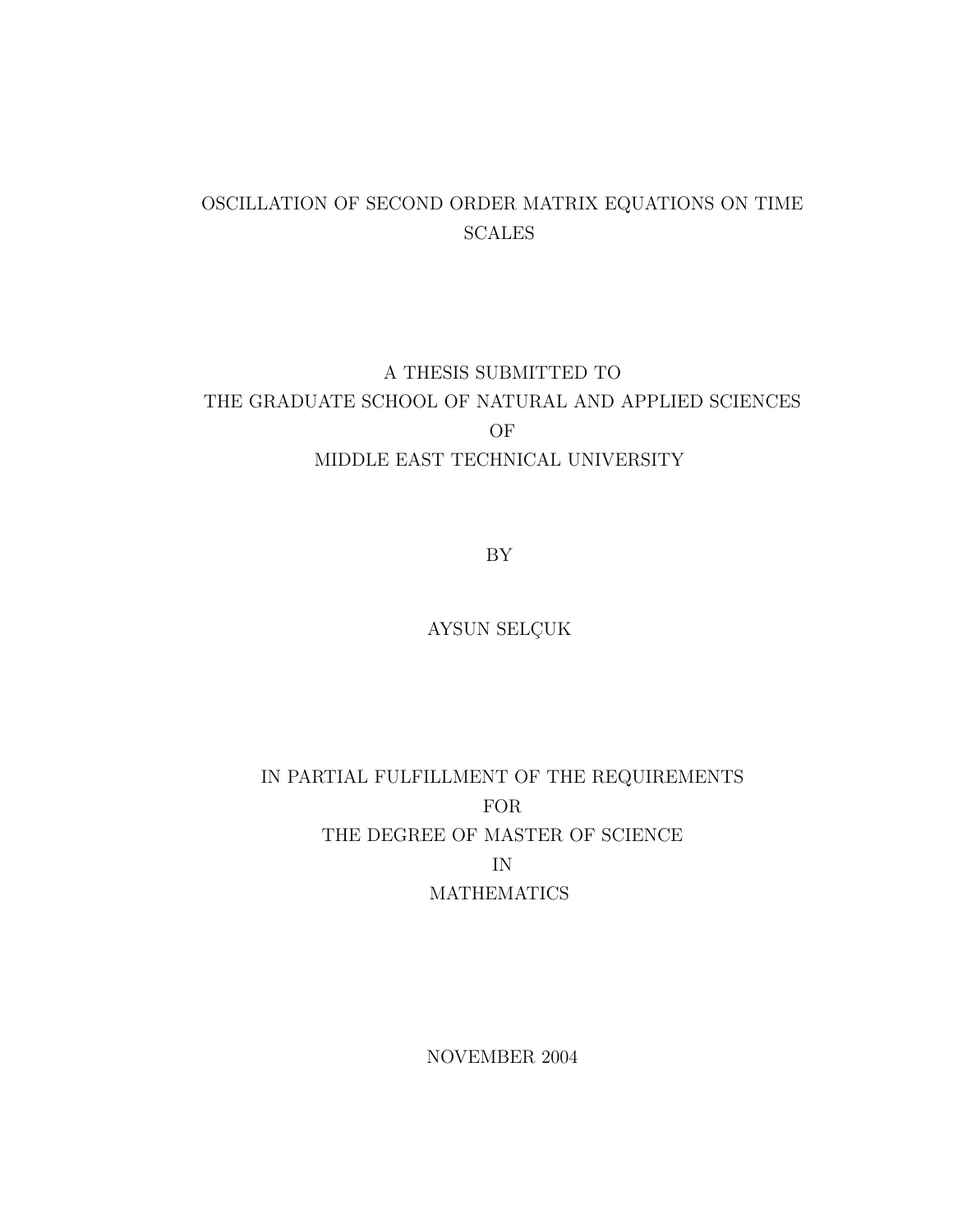# OSCILLATION OF SECOND ORDER MATRIX EQUATIONS ON TIME SCALES

A THESIS SUBMITTED TO
THE GRADUATE SCHOOL OF NATURAL AND APPLIED SCIENCES
OF
MIDDLE EAST TECHNICAL UNIVERSITY

BY

AYSUN SELÇUK

IN PARTIAL FULFILLMENT OF THE REQUIREMENTS
FOR
THE DEGREE OF MASTER OF SCIENCE
IN
MATHEMATICS

NOVEMBER 2004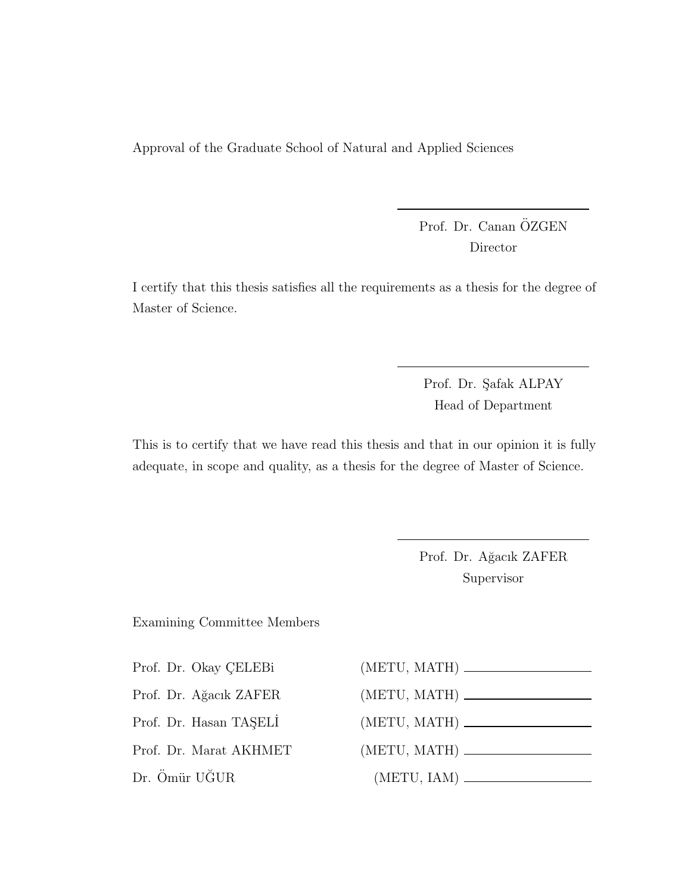Approval of the Graduate School of Natural and Applied Sciences

Prof. Dr. Canan ÖZGEN
Director

I certify that this thesis satisfies all the requirements as a thesis for the degree of Master of Science.

Prof. Dr. Şafak ALPAY
Head of Department

This is to certify that we have read this thesis and that in our opinion it is fully adequate, in scope and quality, as a thesis for the degree of Master of Science.

Prof. Dr. Ağacık ZAFER
Supervisor

Examining Committee Members

| | | |
|---|---|---|
| Prof. Dr. Okay ÇELEBi | (METU, MATH) | ____________________ |
| Prof. Dr. Ağacık ZAFER | (METU, MATH) | ____________________ |
| Prof. Dr. Hasan TAŞELİ | (METU, MATH) | ____________________ |
| Prof. Dr. Marat AKHMET | (METU, MATH) | ____________________ |
| Dr. Ömür UĞUR | (METU, IAM) | ____________________ |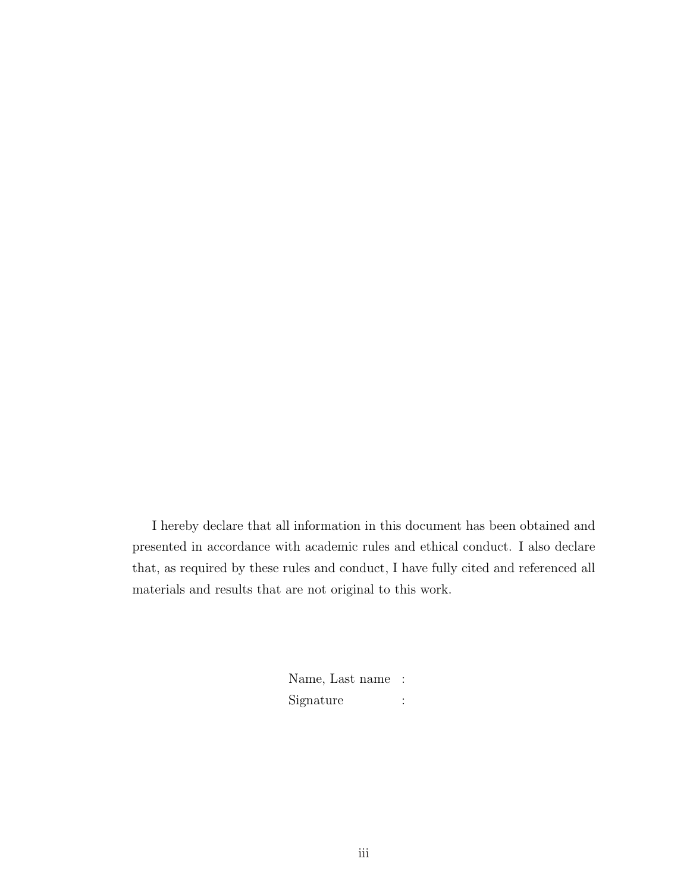I hereby declare that all information in this document has been obtained and presented in accordance with academic rules and ethical conduct. I also declare that, as required by these rules and conduct, I have fully cited and referenced all materials and results that are not original to this work.

Name, Last name :

Signature :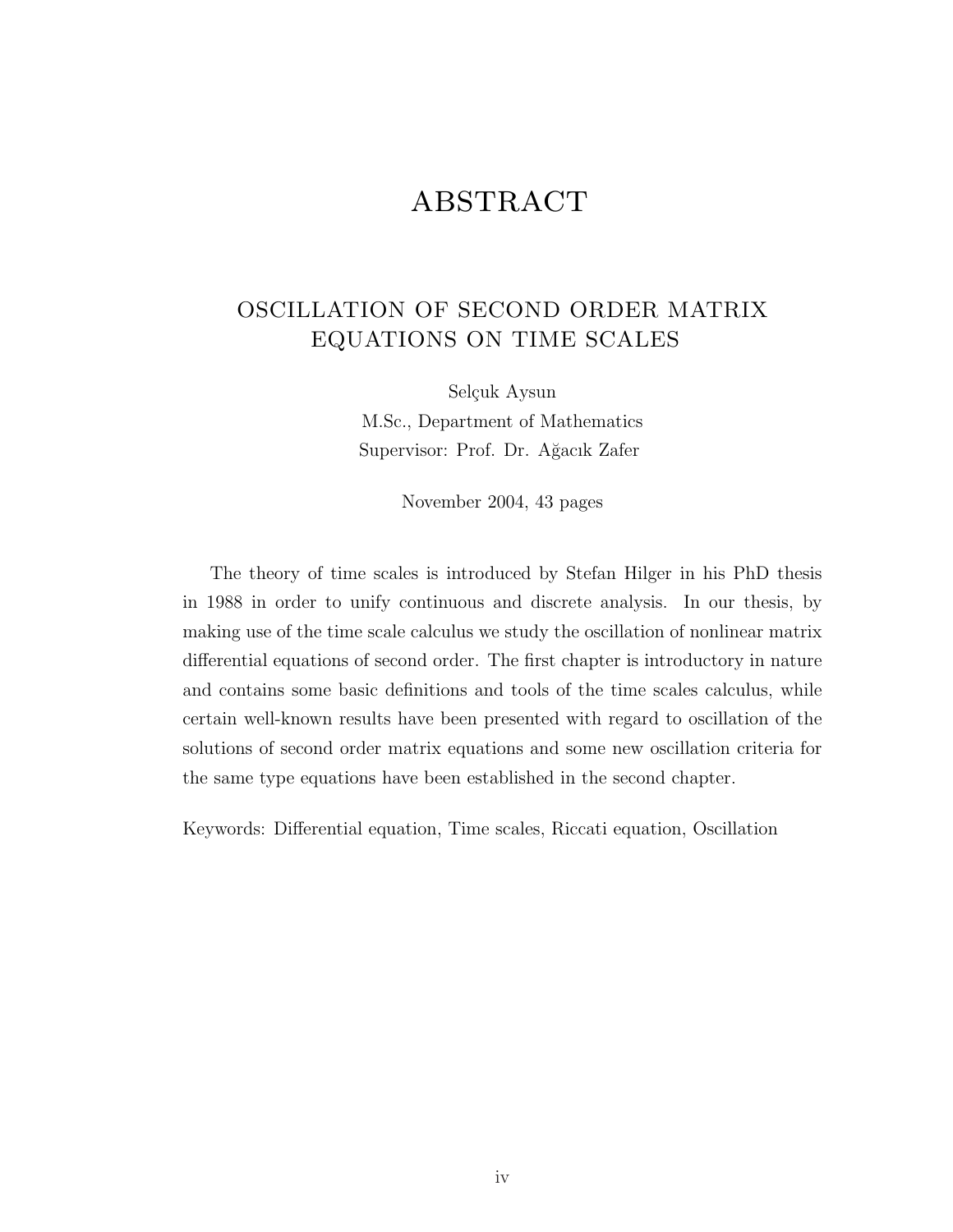# ABSTRACT

## OSCILLATION OF SECOND ORDER MATRIX EQUATIONS ON TIME SCALES

Selçuk Aysun
M.Sc., Department of Mathematics
Supervisor: Prof. Dr. Ağacık Zafer

November 2004, 43 pages

The theory of time scales is introduced by Stefan Hilger in his PhD thesis in 1988 in order to unify continuous and discrete analysis. In our thesis, by making use of the time scale calculus we study the oscillation of nonlinear matrix differential equations of second order. The first chapter is introductory in nature and contains some basic definitions and tools of the time scales calculus, while certain well-known results have been presented with regard to oscillation of the solutions of second order matrix equations and some new oscillation criteria for the same type equations have been established in the second chapter.

Keywords: Differential equation, Time scales, Riccati equation, Oscillation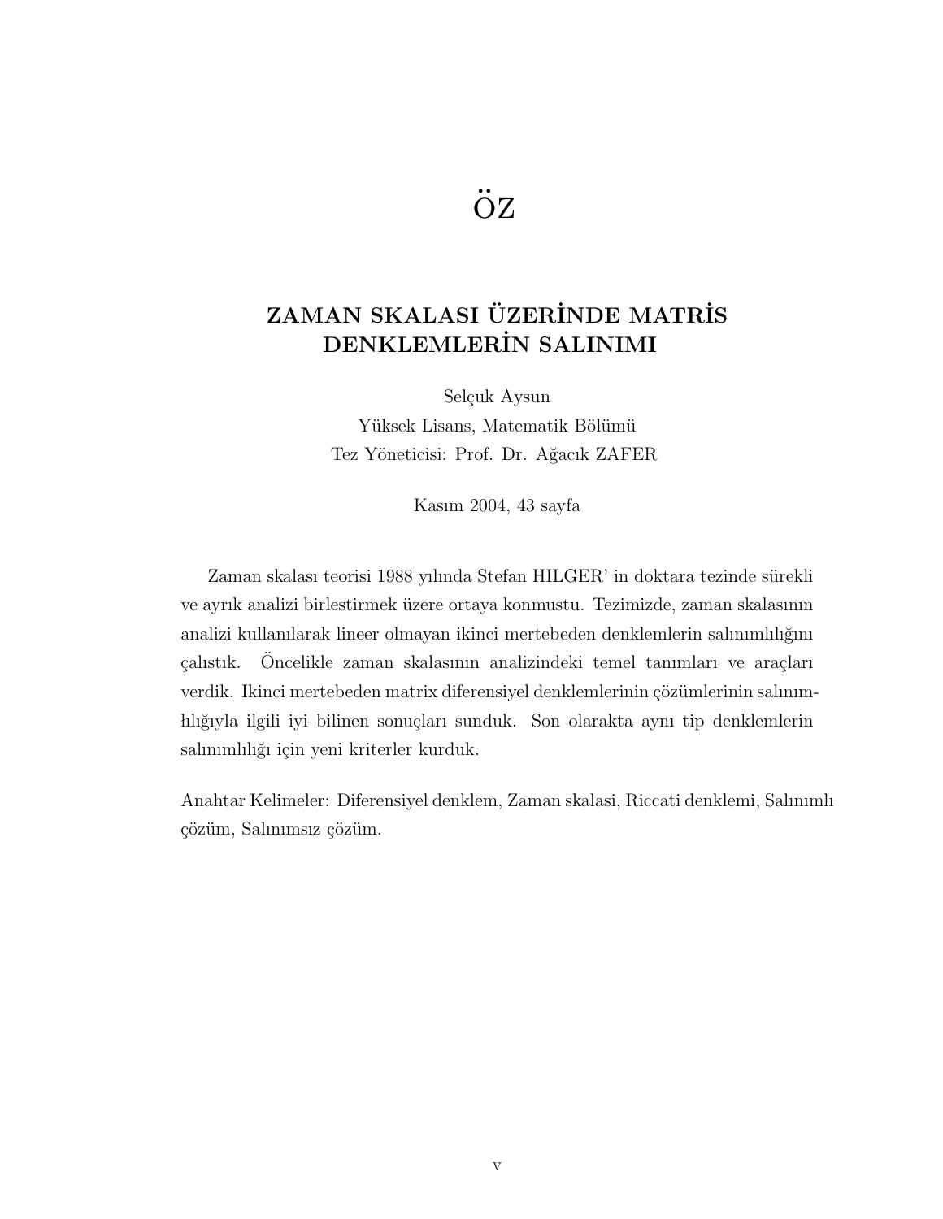# ÖZ

## ZAMAN SKALASI ÜZERİNDE MATRİS DENKLEMLERİN SALINIMI

Selçuk Aysun
Yüksek Lisans, Matematik Bölümü
Tez Yöneticisi: Prof. Dr. Ağacık ZAFER

Kasım 2004, 43 sayfa

Zaman skalası teorisi 1988 yılında Stefan HILGER' in doktara tezinde sürekli ve ayrık analizi birlestirmek üzere ortaya konmustu. Tezimizde, zaman skalasının analizi kullanılarak lineer olmayan ikinci mertebeden denklemlerin salınımlılığını çalıstık. Öncelikle zaman skalasının analizindeki temel tanımları ve araçları verdik. Ikinci mertebeden matrix diferensiyel denklemlerinin çözümlerinin salınımlılığıyla ilgili iyi bilinen sonuçları sunduk. Son olarakta aynı tip denklemlerin salınımlılığı için yeni kriterler kurduk.

Anahtar Kelimeler: Diferensiyel denklem, Zaman skalasi, Riccati denklemi, Salınımlı çözüm, Salınımsız çözüm.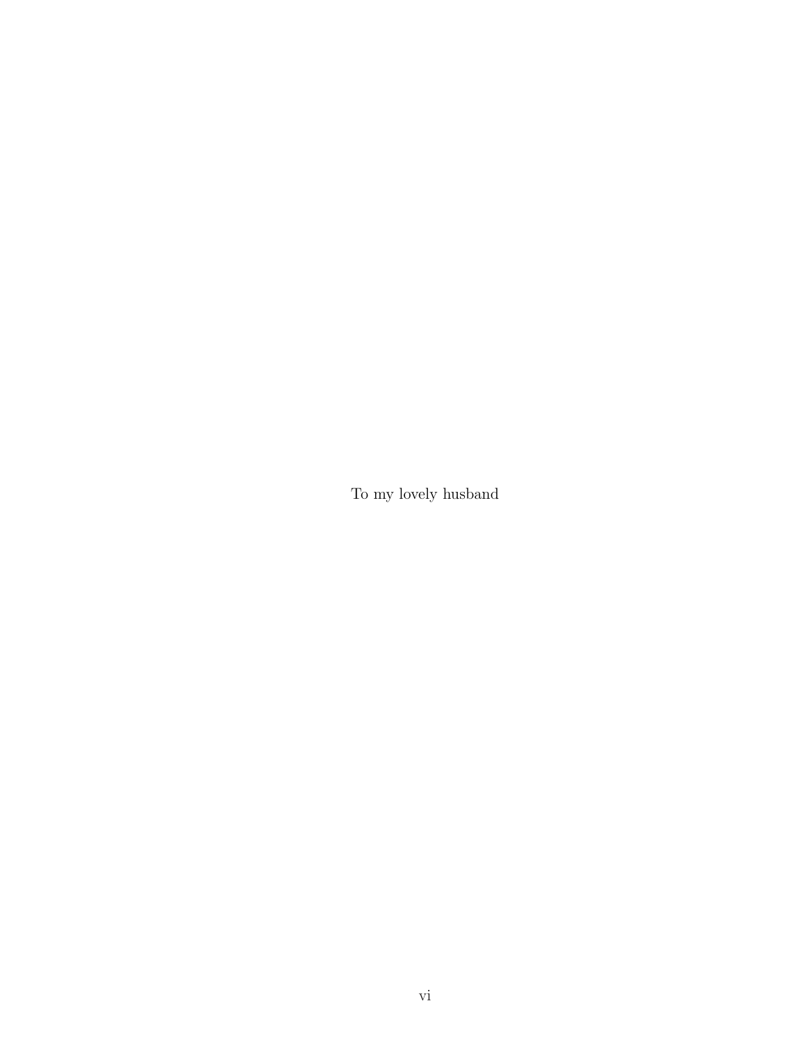To my lovely husband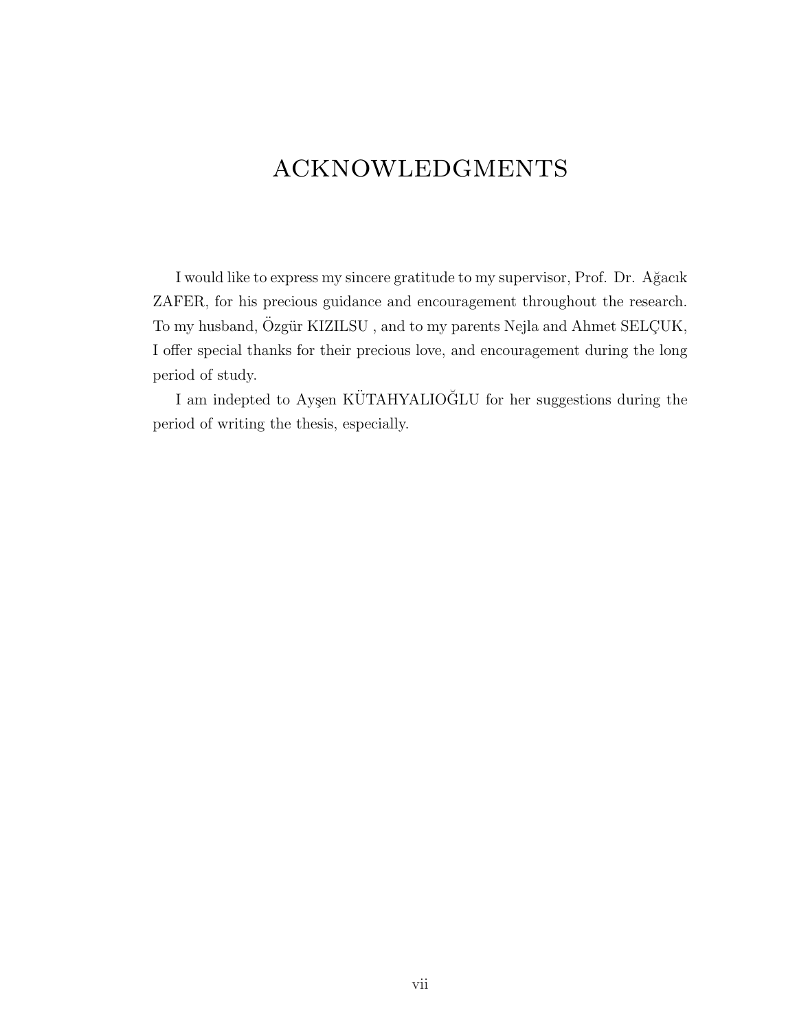# ACKNOWLEDGMENTS

I would like to express my sincere gratitude to my supervisor, Prof. Dr. Ağacık ZAFER, for his precious guidance and encouragement throughout the research. To my husband, Özgür KIZILSU , and to my parents Nejla and Ahmet SELÇUK, I offer special thanks for their precious love, and encouragement during the long period of study.

I am indepted to Ayşen KÜTAHYALIOĞLU for her suggestions during the period of writing the thesis, especially.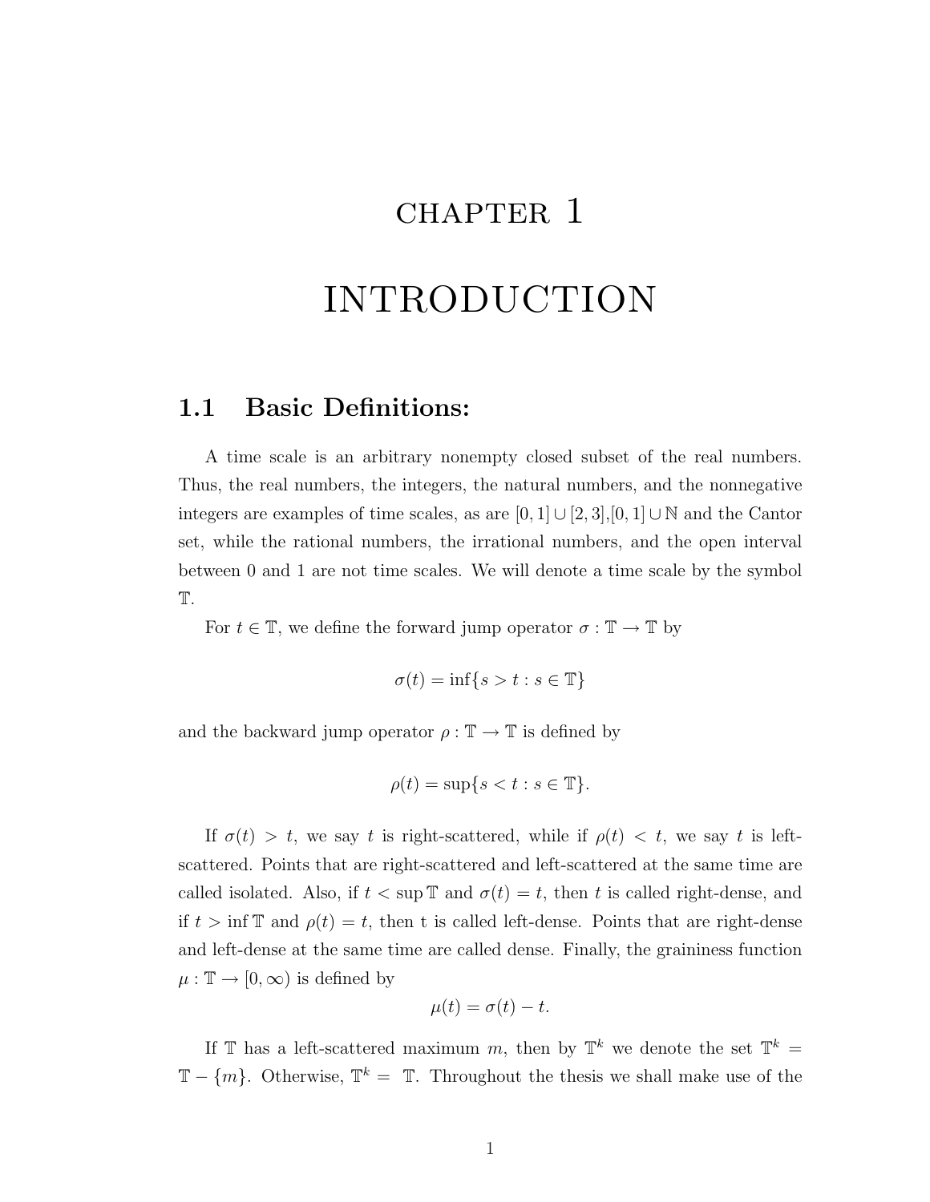# CHAPTER 1

# INTRODUCTION

## 1.1 Basic Definitions:

A time scale is an arbitrary nonempty closed subset of the real numbers. Thus, the real numbers, the integers, the natural numbers, and the nonnegative integers are examples of time scales, as are $[0,1] \cup [2,3]$,$[0,1] \cup \mathbb{N}$ and the Cantor set, while the rational numbers, the irrational numbers, and the open interval between 0 and 1 are not time scales. We will denote a time scale by the symbol $\mathbb{T}$.

For $t \in \mathbb{T}$, we define the forward jump operator $\sigma : \mathbb{T} \to \mathbb{T}$ by

$$\sigma(t) = \inf\{s > t : s \in \mathbb{T}\}$$

and the backward jump operator $\rho : \mathbb{T} \to \mathbb{T}$ is defined by

$$\rho(t) = \sup\{s < t : s \in \mathbb{T}\}.$$

If $\sigma(t) > t$, we say $t$ is right-scattered, while if $\rho(t) < t$, we say $t$ is left-scattered. Points that are right-scattered and left-scattered at the same time are called isolated. Also, if $t < \sup \mathbb{T}$ and $\sigma(t) = t$, then $t$ is called right-dense, and if $t > \inf \mathbb{T}$ and $\rho(t) = t$, then t is called left-dense. Points that are right-dense and left-dense at the same time are called dense. Finally, the graininess function $\mu : \mathbb{T} \to [0, \infty)$ is defined by

$$\mu(t) = \sigma(t) - t.$$

If $\mathbb{T}$ has a left-scattered maximum $m$, then by $\mathbb{T}^k$ we denote the set $\mathbb{T}^k = \mathbb{T} - \{m\}$. Otherwise, $\mathbb{T}^k = \mathbb{T}$. Throughout the thesis we shall make use of the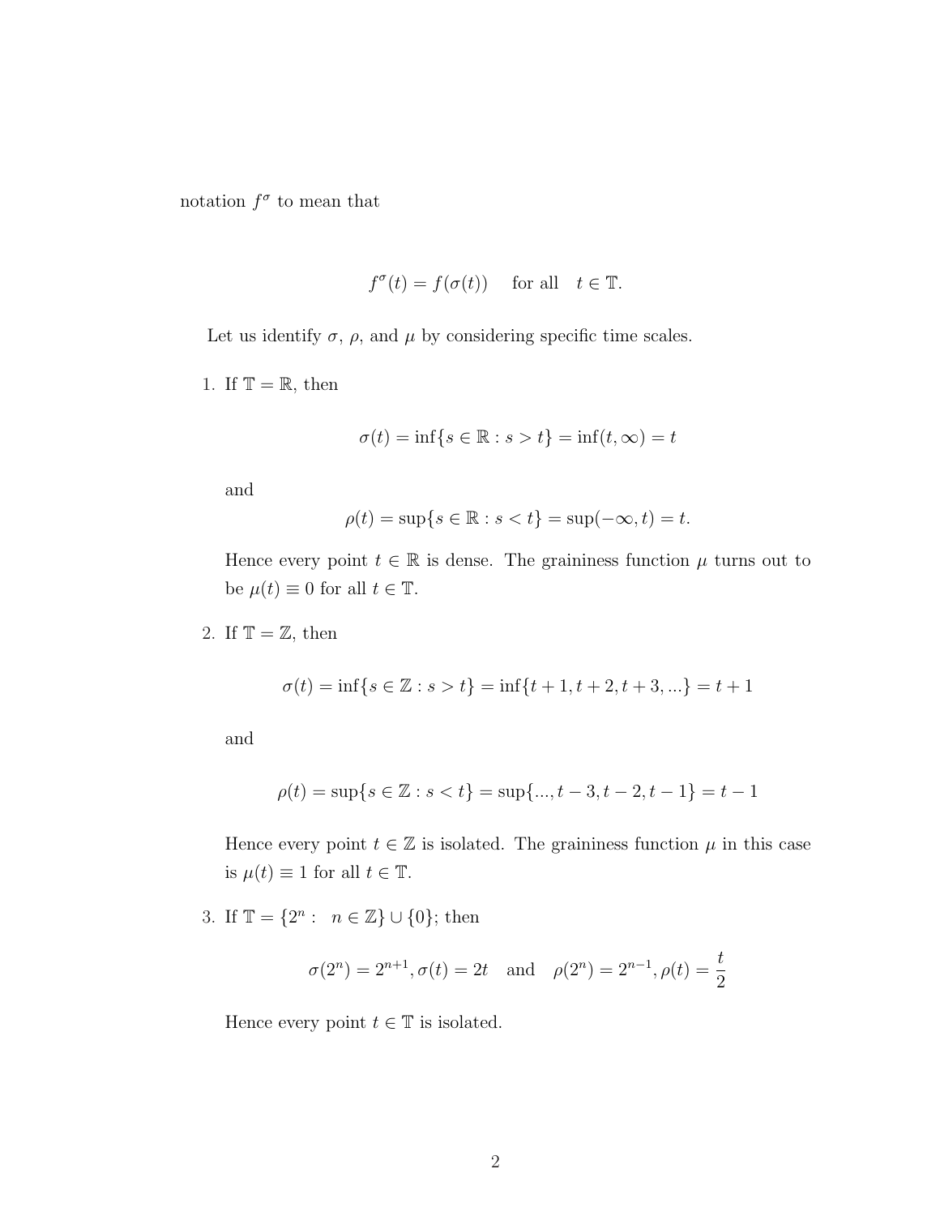notation $f^\sigma$ to mean that

$$f^\sigma(t) = f(\sigma(t)) \quad \text{for all} \quad t \in \mathbb{T}.$$

Let us identify $\sigma$, $\rho$, and $\mu$ by considering specific time scales.

1. If $\mathbb{T} = \mathbb{R}$, then

$$\sigma(t) = \inf\{s \in \mathbb{R} : s > t\} = \inf(t, \infty) = t$$

and

$$\rho(t) = \sup\{s \in \mathbb{R} : s < t\} = \sup(-\infty, t) = t.$$

Hence every point $t \in \mathbb{R}$ is dense. The graininess function $\mu$ turns out to be $\mu(t) \equiv 0$ for all $t \in \mathbb{T}$.

2. If $\mathbb{T} = \mathbb{Z}$, then

$$\sigma(t) = \inf\{s \in \mathbb{Z} : s > t\} = \inf\{t+1, t+2, t+3, ...\} = t + 1$$

and

$$\rho(t) = \sup\{s \in \mathbb{Z} : s < t\} = \sup\{..., t-3, t-2, t-1\} = t - 1$$

Hence every point $t \in \mathbb{Z}$ is isolated. The graininess function $\mu$ in this case is $\mu(t) \equiv 1$ for all $t \in \mathbb{T}$.

3. If $\mathbb{T} = \{2^n : \ n \in \mathbb{Z}\} \cup \{0\}$; then

$$\sigma(2^n) = 2^{n+1}, \sigma(t) = 2t \quad \text{and} \quad \rho(2^n) = 2^{n-1}, \rho(t) = \frac{t}{2}$$

Hence every point $t \in \mathbb{T}$ is isolated.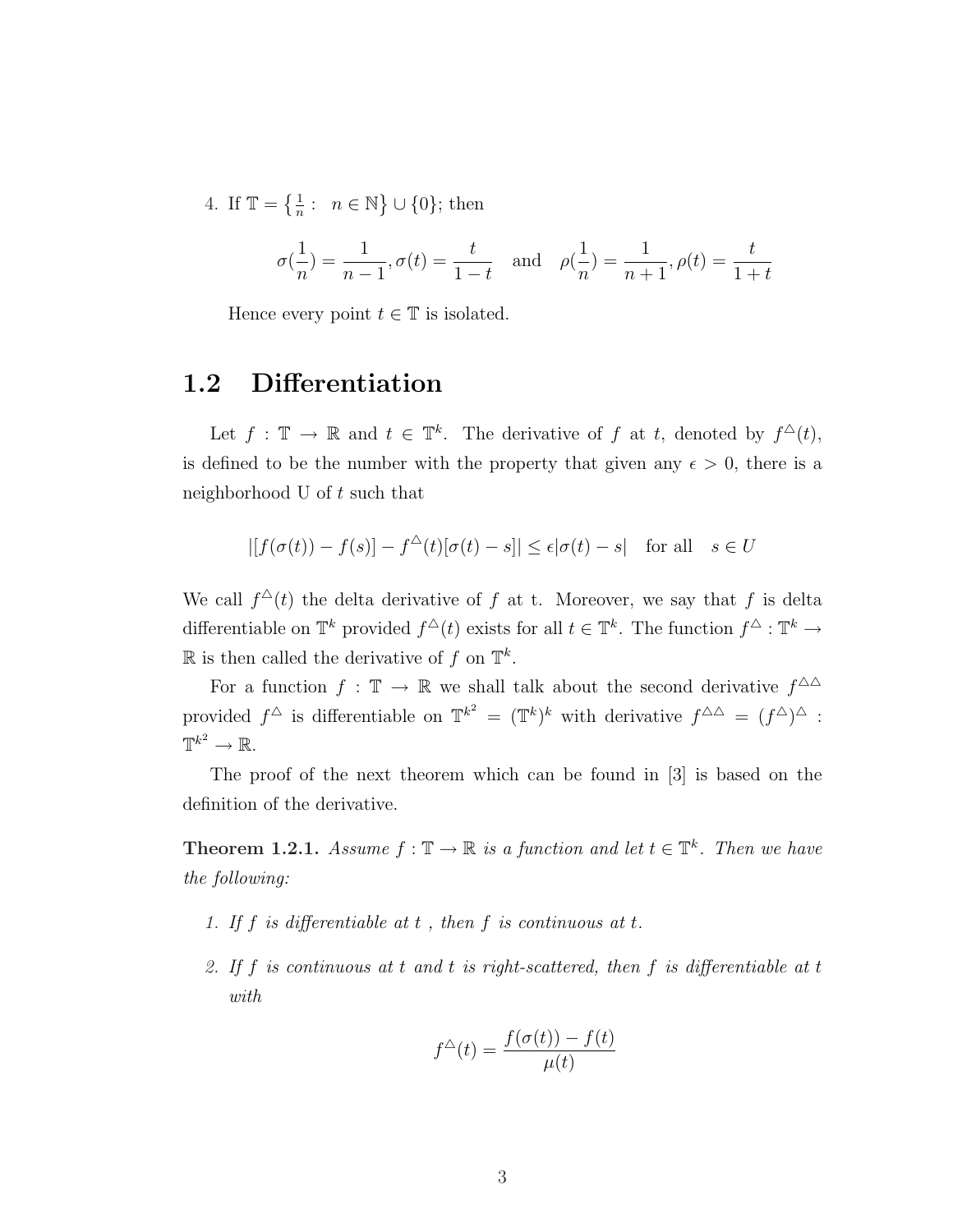4. If $\mathbb{T} = \left\{\frac{1}{n} : \quad n \in \mathbb{N}\right\} \cup \{0\}$; then

$$\sigma(\frac{1}{n}) = \frac{1}{n-1}, \sigma(t) = \frac{t}{1-t} \quad \text{and} \quad \rho(\frac{1}{n}) = \frac{1}{n+1}, \rho(t) = \frac{t}{1+t}$$

Hence every point $t \in \mathbb{T}$ is isolated.

## 1.2 Differentiation

Let $f : \mathbb{T} \to \mathbb{R}$ and $t \in \mathbb{T}^k$. The derivative of $f$ at $t$, denoted by $f^{\triangle}(t)$, is defined to be the number with the property that given any $\epsilon > 0$, there is a neighborhood U of $t$ such that

$$|[f(\sigma(t)) - f(s)] - f^{\triangle}(t)[\sigma(t) - s]| \leq \epsilon|\sigma(t) - s| \quad \text{for all} \quad s \in U$$

We call $f^{\triangle}(t)$ the delta derivative of $f$ at t. Moreover, we say that $f$ is delta differentiable on $\mathbb{T}^k$ provided $f^{\triangle}(t)$ exists for all $t \in \mathbb{T}^k$. The function $f^{\triangle} : \mathbb{T}^k \to \mathbb{R}$ is then called the derivative of $f$ on $\mathbb{T}^k$.

For a function $f : \mathbb{T} \to \mathbb{R}$ we shall talk about the second derivative $f^{\triangle\triangle}$ provided $f^{\triangle}$ is differentiable on $\mathbb{T}^{k^2} = (\mathbb{T}^k)^k$ with derivative $f^{\triangle\triangle} = (f^{\triangle})^{\triangle} : \mathbb{T}^{k^2} \to \mathbb{R}$.

The proof of the next theorem which can be found in [3] is based on the definition of the derivative.

**Theorem 1.2.1.** *Assume $f : \mathbb{T} \to \mathbb{R}$ is a function and let $t \in \mathbb{T}^k$. Then we have the following:*

1. *If $f$ is differentiable at $t$ , then $f$ is continuous at $t$.*
2. *If $f$ is continuous at $t$ and $t$ is right-scattered, then $f$ is differentiable at $t$ with*

$$f^{\triangle}(t) = \frac{f(\sigma(t)) - f(t)}{\mu(t)}$$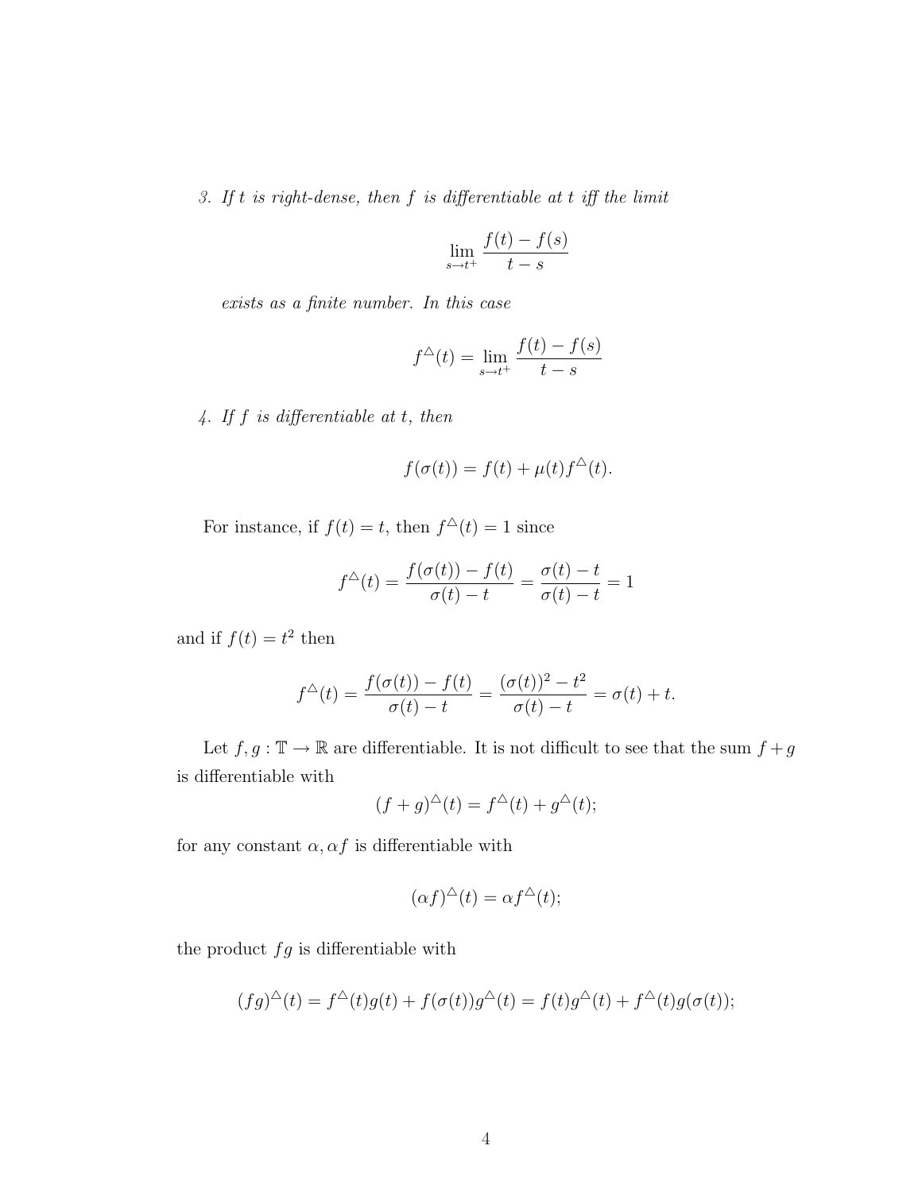*3. If $t$ is right-dense, then $f$ is differentiable at $t$ iff the limit*

$$\lim_{s \to t^+} \frac{f(t) - f(s)}{t - s}$$

*exists as a finite number. In this case*

$$f^{\triangle}(t) = \lim_{s \to t^+} \frac{f(t) - f(s)}{t - s}$$

*4. If $f$ is differentiable at $t$, then*

$$f(\sigma(t)) = f(t) + \mu(t) f^{\triangle}(t).$$

For instance, if $f(t) = t$, then $f^{\triangle}(t) = 1$ since

$$f^{\triangle}(t) = \frac{f(\sigma(t)) - f(t)}{\sigma(t) - t} = \frac{\sigma(t) - t}{\sigma(t) - t} = 1$$

and if $f(t) = t^2$ then

$$f^{\triangle}(t) = \frac{f(\sigma(t)) - f(t)}{\sigma(t) - t} = \frac{(\sigma(t))^2 - t^2}{\sigma(t) - t} = \sigma(t) + t.$$

Let $f, g : \mathbb{T} \to \mathbb{R}$ are differentiable. It is not difficult to see that the sum $f + g$ is differentiable with

$$(f + g)^{\triangle}(t) = f^{\triangle}(t) + g^{\triangle}(t);$$

for any constant $\alpha, \alpha f$ is differentiable with

$$(\alpha f)^{\triangle}(t) = \alpha f^{\triangle}(t);$$

the product $fg$ is differentiable with

$$(fg)^{\triangle}(t) = f^{\triangle}(t) g(t) + f(\sigma(t)) g^{\triangle}(t) = f(t) g^{\triangle}(t) + f^{\triangle}(t) g(\sigma(t));$$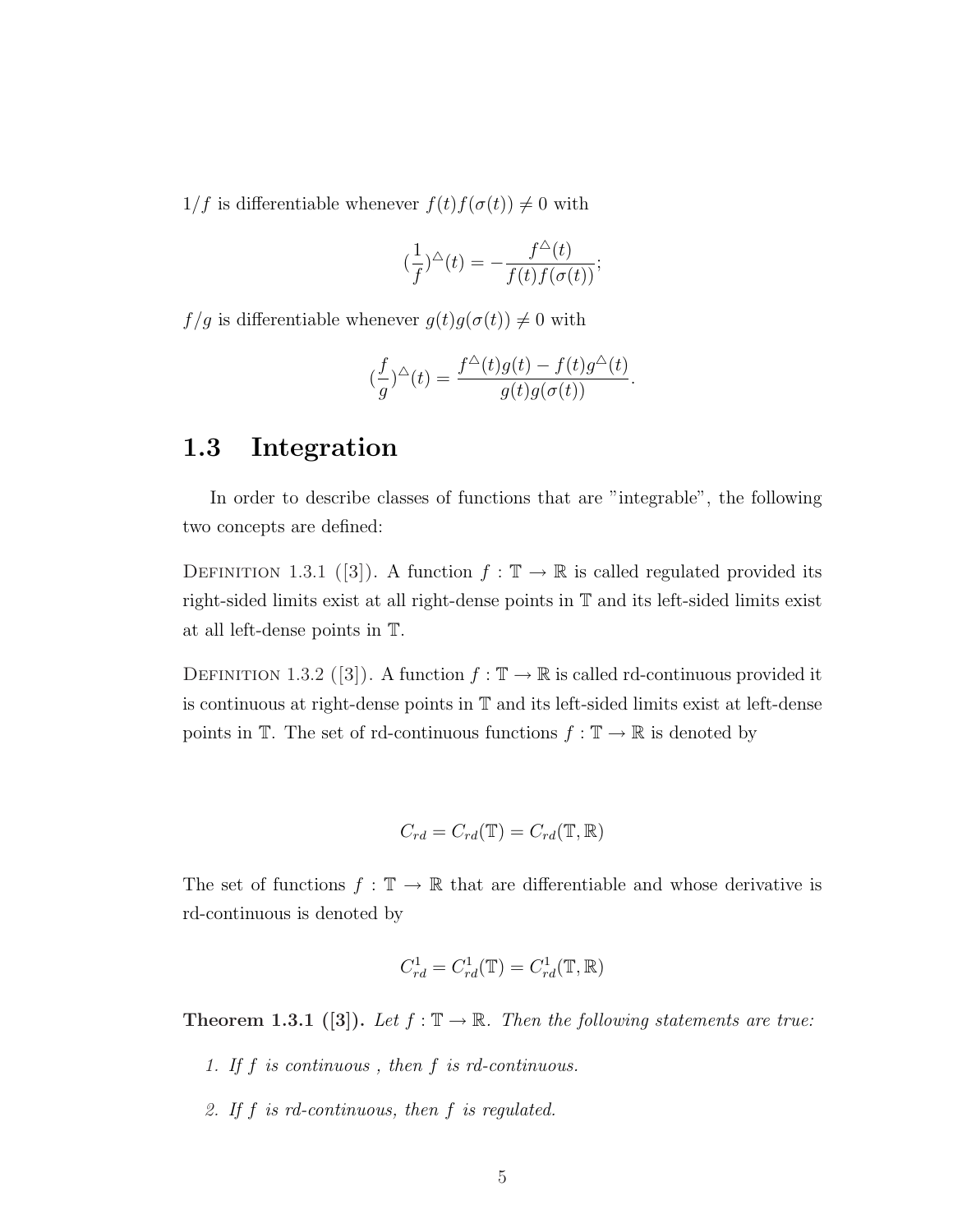$1/f$ is differentiable whenever $f(t)f(\sigma(t)) \neq 0$ with

$$(\frac{1}{f})^{\triangle}(t) = -\frac{f^{\triangle}(t)}{f(t)f(\sigma(t))};$$

$f/g$ is differentiable whenever $g(t)g(\sigma(t)) \neq 0$ with

$$(\frac{f}{g})^{\triangle}(t) = \frac{f^{\triangle}(t)g(t) - f(t)g^{\triangle}(t)}{g(t)g(\sigma(t))}.$$

## 1.3 Integration

In order to describe classes of functions that are "integrable", the following two concepts are defined:

Definition 1.3.1 ([3]). A function $f : \mathbb{T} \to \mathbb{R}$ is called regulated provided its right-sided limits exist at all right-dense points in $\mathbb{T}$ and its left-sided limits exist at all left-dense points in $\mathbb{T}$.

Definition 1.3.2 ([3]). A function $f : \mathbb{T} \to \mathbb{R}$ is called rd-continuous provided it is continuous at right-dense points in $\mathbb{T}$ and its left-sided limits exist at left-dense points in $\mathbb{T}$. The set of rd-continuous functions $f : \mathbb{T} \to \mathbb{R}$ is denoted by

$$C_{rd} = C_{rd}(\mathbb{T}) = C_{rd}(\mathbb{T}, \mathbb{R})$$

The set of functions $f : \mathbb{T} \to \mathbb{R}$ that are differentiable and whose derivative is rd-continuous is denoted by

$$C^1_{rd} = C^1_{rd}(\mathbb{T}) = C^1_{rd}(\mathbb{T}, \mathbb{R})$$

**Theorem 1.3.1 ([3]).** *Let $f : \mathbb{T} \to \mathbb{R}$. Then the following statements are true:*

1. *If $f$ is continuous , then $f$ is rd-continuous.*
2. *If $f$ is rd-continuous, then $f$ is regulated.*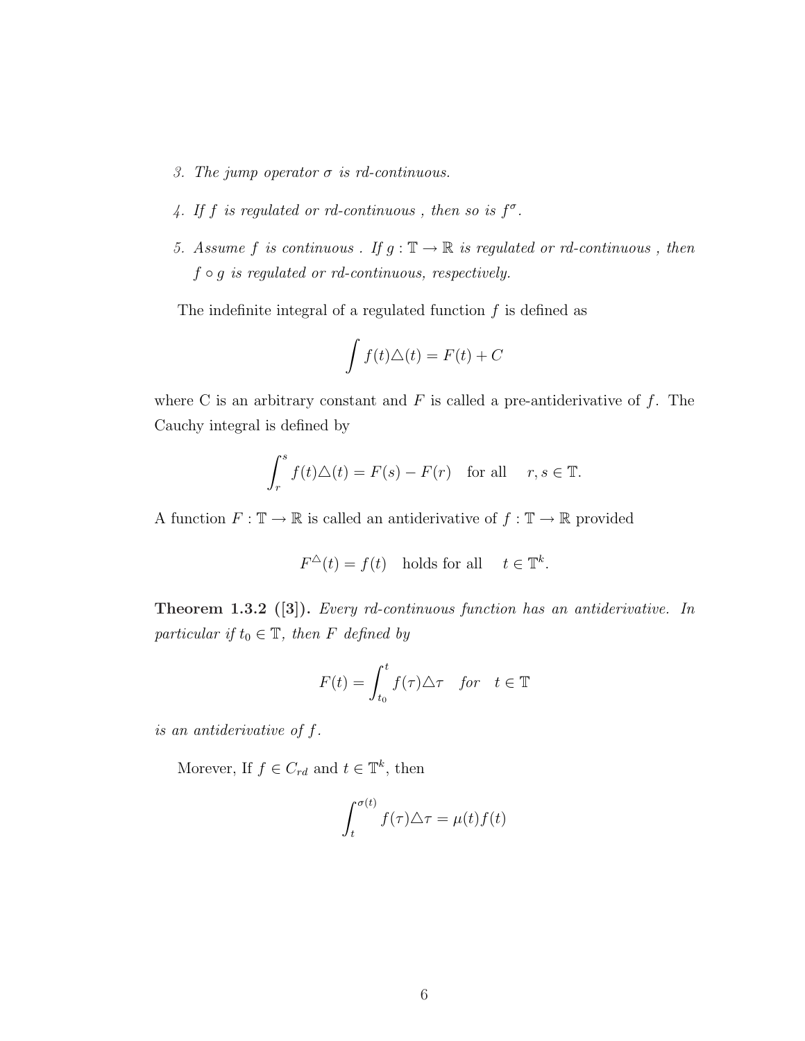3. *The jump operator $\sigma$ is rd-continuous.*

4. *If $f$ is regulated or rd-continuous , then so is $f^\sigma$.*

5. *Assume $f$ is continuous . If $g : \mathbb{T} \to \mathbb{R}$ is regulated or rd-continuous , then $f \circ g$ is regulated or rd-continuous, respectively.*

The indefinite integral of a regulated function $f$ is defined as

$$\int f(t)\triangle(t) = F(t) + C$$

where C is an arbitrary constant and $F$ is called a pre-antiderivative of $f$. The Cauchy integral is defined by

$$\int_r^s f(t)\triangle(t) = F(s) - F(r) \quad \text{for all} \quad r, s \in \mathbb{T}.$$

A function $F : \mathbb{T} \to \mathbb{R}$ is called an antiderivative of $f : \mathbb{T} \to \mathbb{R}$ provided

$$F^\triangle(t) = f(t) \quad \text{holds for all} \quad t \in \mathbb{T}^k.$$

**Theorem 1.3.2 ([3]).** *Every rd-continuous function has an antiderivative. In particular if $t_0 \in \mathbb{T}$, then $F$ defined by*

$$F(t) = \int_{t_0}^t f(\tau)\triangle\tau \quad \textit{for} \quad t \in \mathbb{T}$$

*is an antiderivative of $f$.*

Morever, If $f \in C_{rd}$ and $t \in \mathbb{T}^k$, then

$$\int_t^{\sigma(t)} f(\tau)\triangle\tau = \mu(t)f(t)$$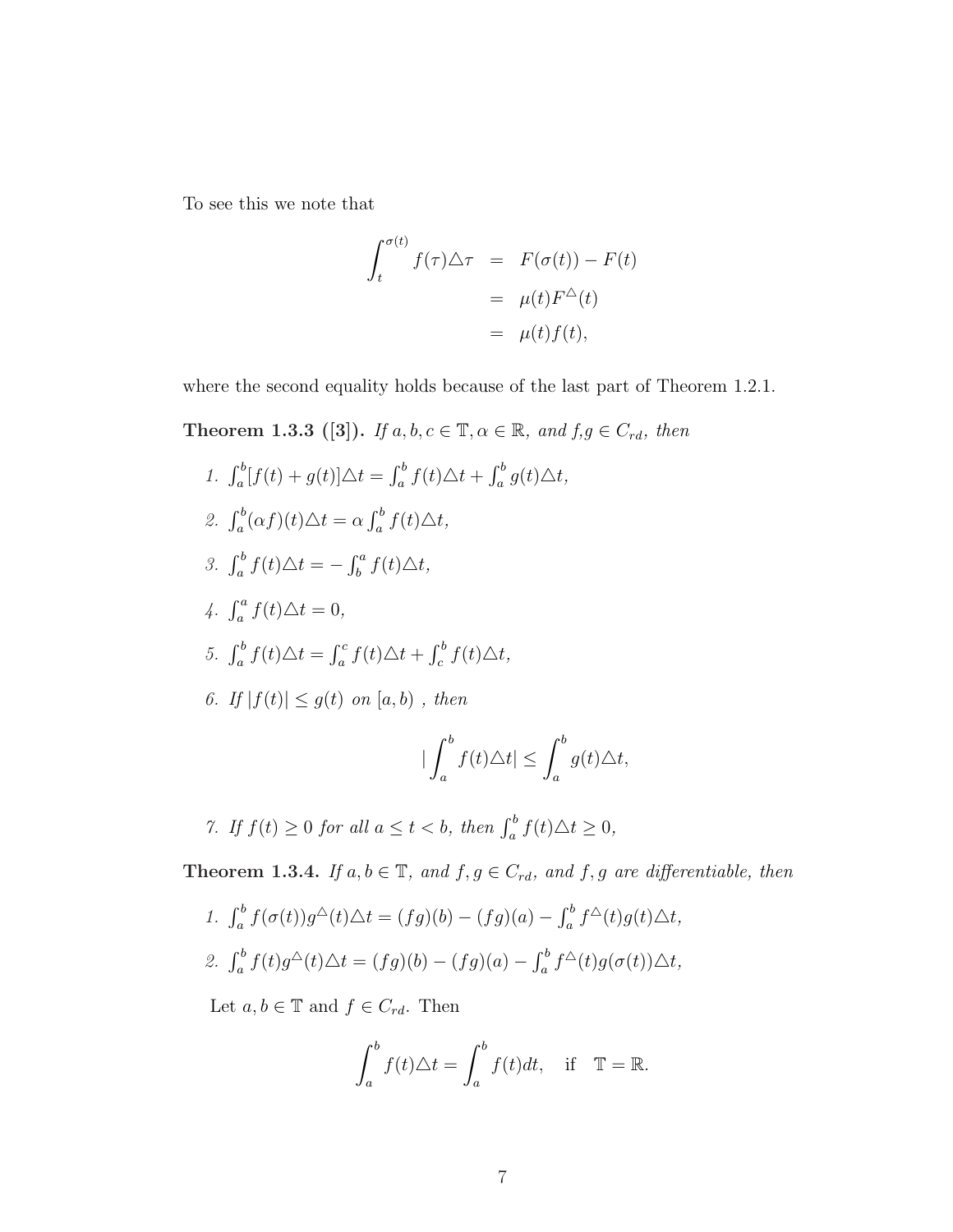To see this we note that

$$
\begin{aligned}
\int_t^{\sigma(t)} f(\tau)\triangle\tau &= F(\sigma(t)) - F(t) \\
&= \mu(t)F^{\triangle}(t) \\
&= \mu(t)f(t),
\end{aligned}
$$

where the second equality holds because of the last part of Theorem 1.2.1.

**Theorem 1.3.3 ([3]).** *If $a, b, c \in \mathbb{T}, \alpha \in \mathbb{R}$, and $f$,$g \in C_{rd}$, then*

1. $\int_a^b [f(t) + g(t)]\triangle t = \int_a^b f(t)\triangle t + \int_a^b g(t)\triangle t$,
2. $\int_a^b (\alpha f)(t)\triangle t = \alpha \int_a^b f(t)\triangle t$,
3. $\int_a^b f(t)\triangle t = -\int_b^a f(t)\triangle t$,
4. $\int_a^a f(t)\triangle t = 0$,
5. $\int_a^b f(t)\triangle t = \int_a^c f(t)\triangle t + \int_c^b f(t)\triangle t$,
6. *If $|f(t)| \leq g(t)$ on $[a, b)$ , then*

$$
|\int_a^b f(t)\triangle t| \leq \int_a^b g(t)\triangle t,
$$

7. *If $f(t) \geq 0$ for all $a \leq t < b$, then $\int_a^b f(t)\triangle t \geq 0$,*

**Theorem 1.3.4.** *If $a, b \in \mathbb{T}$, and $f, g \in C_{rd}$, and $f, g$ are differentiable, then*

1. $\int_a^b f(\sigma(t))g^{\triangle}(t)\triangle t = (fg)(b) - (fg)(a) - \int_a^b f^{\triangle}(t)g(t)\triangle t$,
2. $\int_a^b f(t)g^{\triangle}(t)\triangle t = (fg)(b) - (fg)(a) - \int_a^b f^{\triangle}(t)g(\sigma(t))\triangle t$,

Let $a, b \in \mathbb{T}$ and $f \in C_{rd}$. Then

$$
\int_a^b f(t)\triangle t = \int_a^b f(t)dt, \quad \text{if} \quad \mathbb{T} = \mathbb{R}.
$$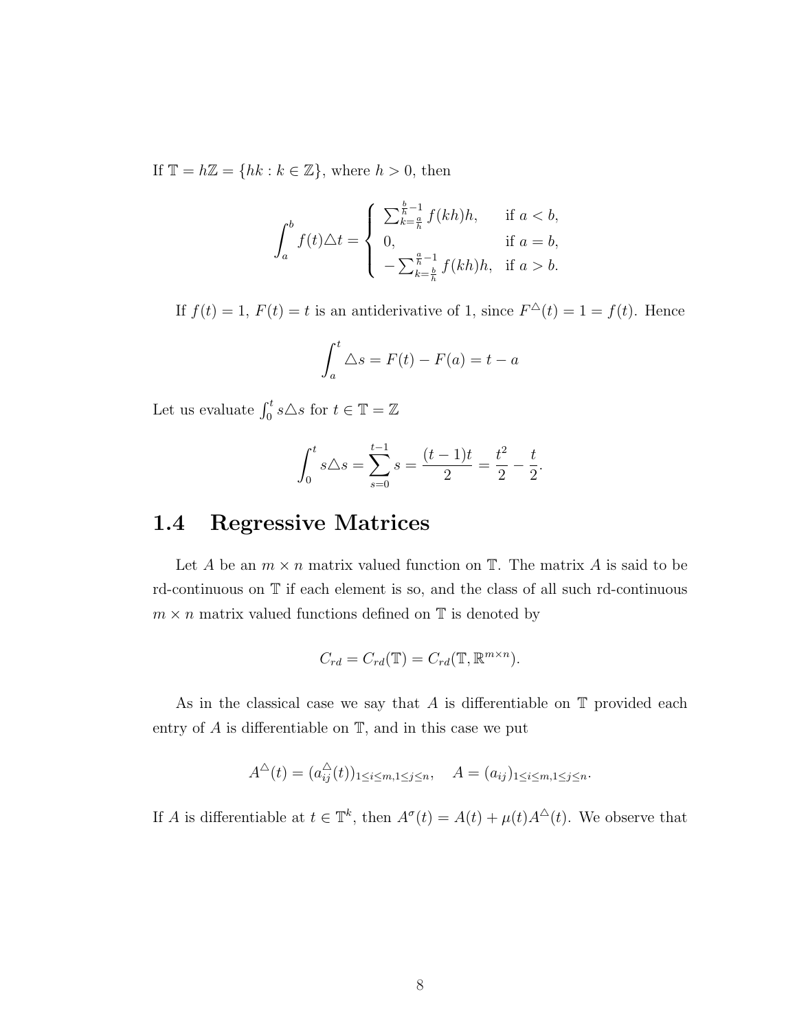If $\mathbb{T} = h\mathbb{Z} = \{hk : k \in \mathbb{Z}\}$, where $h > 0$, then

$$\int_a^b f(t)\triangle t = \begin{cases} \sum_{k=\frac{a}{h}}^{\frac{b}{h}-1} f(kh)h, & \text{if } a < b, \\ 0, & \text{if } a = b, \\ -\sum_{k=\frac{b}{h}}^{\frac{a}{h}-1} f(kh)h, & \text{if } a > b. \end{cases}$$

If $f(t) = 1$, $F(t) = t$ is an antiderivative of 1, since $F^{\triangle}(t) = 1 = f(t)$. Hence

$$\int_a^t \triangle s = F(t) - F(a) = t - a$$

Let us evaluate $\int_0^t s\triangle s$ for $t \in \mathbb{T} = \mathbb{Z}$

$$\int_0^t s\triangle s = \sum_{s=0}^{t-1} s = \frac{(t-1)t}{2} = \frac{t^2}{2} - \frac{t}{2}.$$

## 1.4 Regressive Matrices

Let $A$ be an $m \times n$ matrix valued function on $\mathbb{T}$. The matrix $A$ is said to be rd-continuous on $\mathbb{T}$ if each element is so, and the class of all such rd-continuous $m \times n$ matrix valued functions defined on $\mathbb{T}$ is denoted by

$$C_{rd} = C_{rd}(\mathbb{T}) = C_{rd}(\mathbb{T}, \mathbb{R}^{m\times n}).$$

As in the classical case we say that $A$ is differentiable on $\mathbb{T}$ provided each entry of $A$ is differentiable on $\mathbb{T}$, and in this case we put

$$A^{\triangle}(t) = (a_{ij}^{\triangle}(t))_{1\leq i\leq m, 1\leq j\leq n}, \quad A = (a_{ij})_{1\leq i\leq m, 1\leq j\leq n}.$$

If $A$ is differentiable at $t \in \mathbb{T}^k$, then $A^{\sigma}(t) = A(t) + \mu(t)A^{\triangle}(t)$. We observe that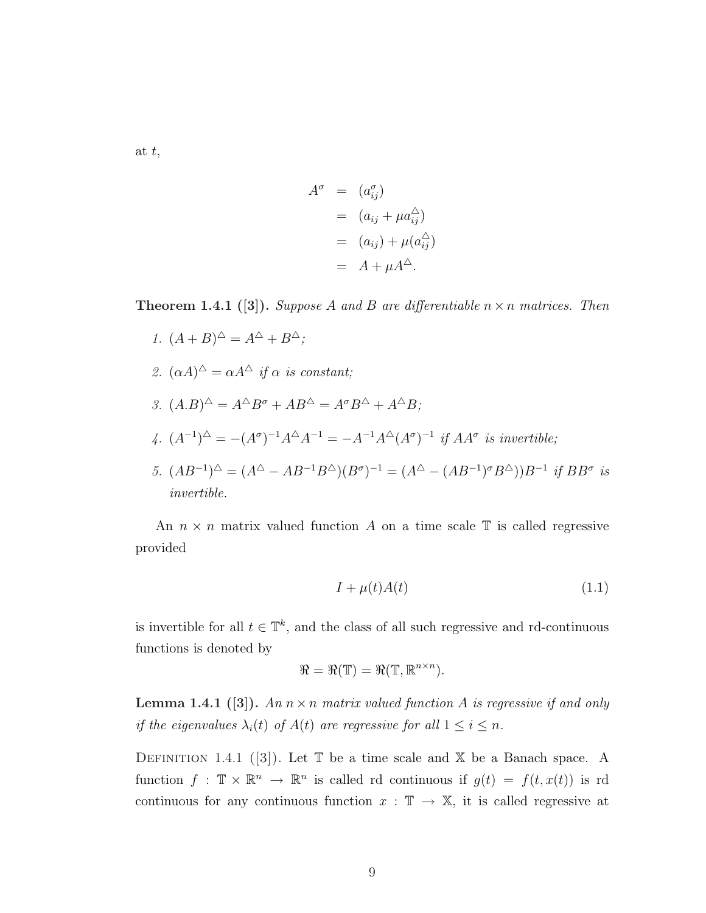at $t$,

$$
\begin{aligned}
A^\sigma &= (a_{ij}^\sigma) \\
&= (a_{ij} + \mu a_{ij}^\triangle) \\
&= (a_{ij}) + \mu(a_{ij}^\triangle) \\
&= A + \mu A^\triangle.
\end{aligned}
$$

**Theorem 1.4.1 ([3]).** *Suppose $A$ and $B$ are differentiable $n \times n$ matrices. Then*

1. $(A + B)^\triangle = A^\triangle + B^\triangle$;
2. $(\alpha A)^\triangle = \alpha A^\triangle$ *if $\alpha$ is constant;*
3. $(A.B)^\triangle = A^\triangle B^\sigma + AB^\triangle = A^\sigma B^\triangle + A^\triangle B$;
4. $(A^{-1})^\triangle = -(A^\sigma)^{-1} A^\triangle A^{-1} = -A^{-1} A^\triangle (A^\sigma)^{-1}$ *if $AA^\sigma$ is invertible;*
5. $(AB^{-1})^\triangle = (A^\triangle - AB^{-1}B^\triangle)(B^\sigma)^{-1} = (A^\triangle - (AB^{-1})^\sigma B^\triangle))B^{-1}$ *if $BB^\sigma$ is invertible.*

An $n \times n$ matrix valued function $A$ on a time scale $\mathbb{T}$ is called regressive provided

$$
I + \mu(t)A(t) \tag{1.1}
$$

is invertible for all $t \in \mathbb{T}^k$, and the class of all such regressive and rd-continuous functions is denoted by

$$
\Re = \Re(\mathbb{T}) = \Re(\mathbb{T}, \mathbb{R}^{n \times n}).
$$

**Lemma 1.4.1 ([3]).** *An $n \times n$ matrix valued function $A$ is regressive if and only if the eigenvalues $\lambda_i(t)$ of $A(t)$ are regressive for all $1 \leq i \leq n$.*

Definition 1.4.1 ([3]). Let $\mathbb{T}$ be a time scale and $\mathbb{X}$ be a Banach space. A function $f : \mathbb{T} \times \mathbb{R}^n \to \mathbb{R}^n$ is called rd continuous if $g(t) = f(t, x(t))$ is rd continuous for any continuous function $x : \mathbb{T} \to \mathbb{X}$, it is called regressive at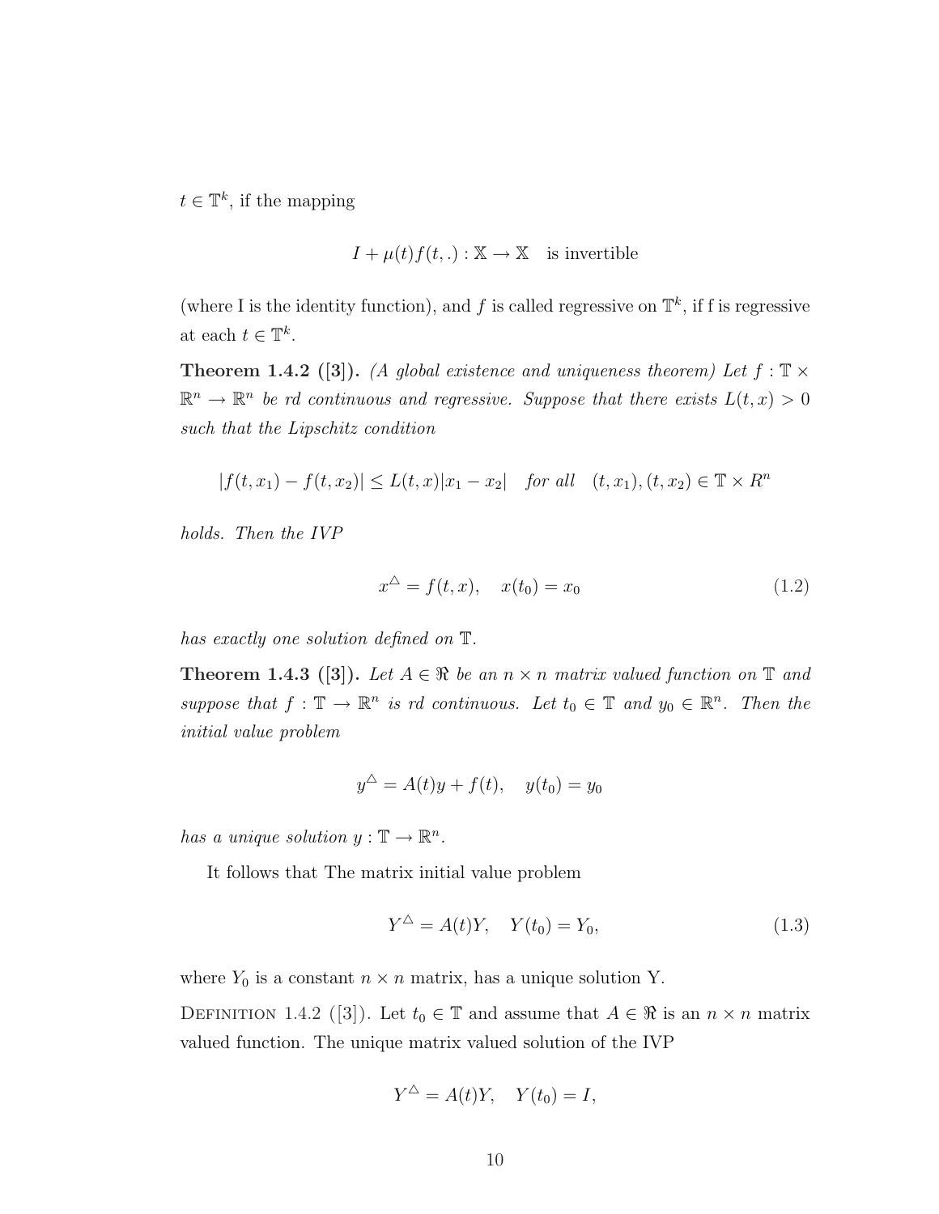$t \in \mathbb{T}^k$, if the mapping

$$I + \mu(t) f(t, .) : \mathbb{X} \to \mathbb{X} \quad \text{is invertible}$$

(where I is the identity function), and $f$ is called regressive on $\mathbb{T}^k$, if f is regressive at each $t \in \mathbb{T}^k$.

**Theorem 1.4.2 ([3]).** *(A global existence and uniqueness theorem) Let $f : \mathbb{T} \times \mathbb{R}^n \to \mathbb{R}^n$ be rd continuous and regressive. Suppose that there exists $L(t, x) > 0$ such that the Lipschitz condition*

$$|f(t, x_1) - f(t, x_2)| \leq L(t, x)|x_1 - x_2| \quad \text{for all} \quad (t, x_1), (t, x_2) \in \mathbb{T} \times R^n$$

*holds. Then the IVP*

$$x^{\triangle} = f(t, x), \quad x(t_0) = x_0 \tag{1.2}$$

*has exactly one solution defined on $\mathbb{T}$.*

**Theorem 1.4.3 ([3]).** *Let $A \in \Re$ be an $n \times n$ matrix valued function on $\mathbb{T}$ and suppose that $f : \mathbb{T} \to \mathbb{R}^n$ is rd continuous. Let $t_0 \in \mathbb{T}$ and $y_0 \in \mathbb{R}^n$. Then the initial value problem*

$$y^{\triangle} = A(t)y + f(t), \quad y(t_0) = y_0$$

*has a unique solution $y : \mathbb{T} \to \mathbb{R}^n$.*

It follows that The matrix initial value problem

$$Y^{\triangle} = A(t)Y, \quad Y(t_0) = Y_0, \tag{1.3}$$

where $Y_0$ is a constant $n \times n$ matrix, has a unique solution Y.

Definition 1.4.2 ([3]). Let $t_0 \in \mathbb{T}$ and assume that $A \in \Re$ is an $n \times n$ matrix valued function. The unique matrix valued solution of the IVP

$$Y^{\triangle} = A(t)Y, \quad Y(t_0) = I,$$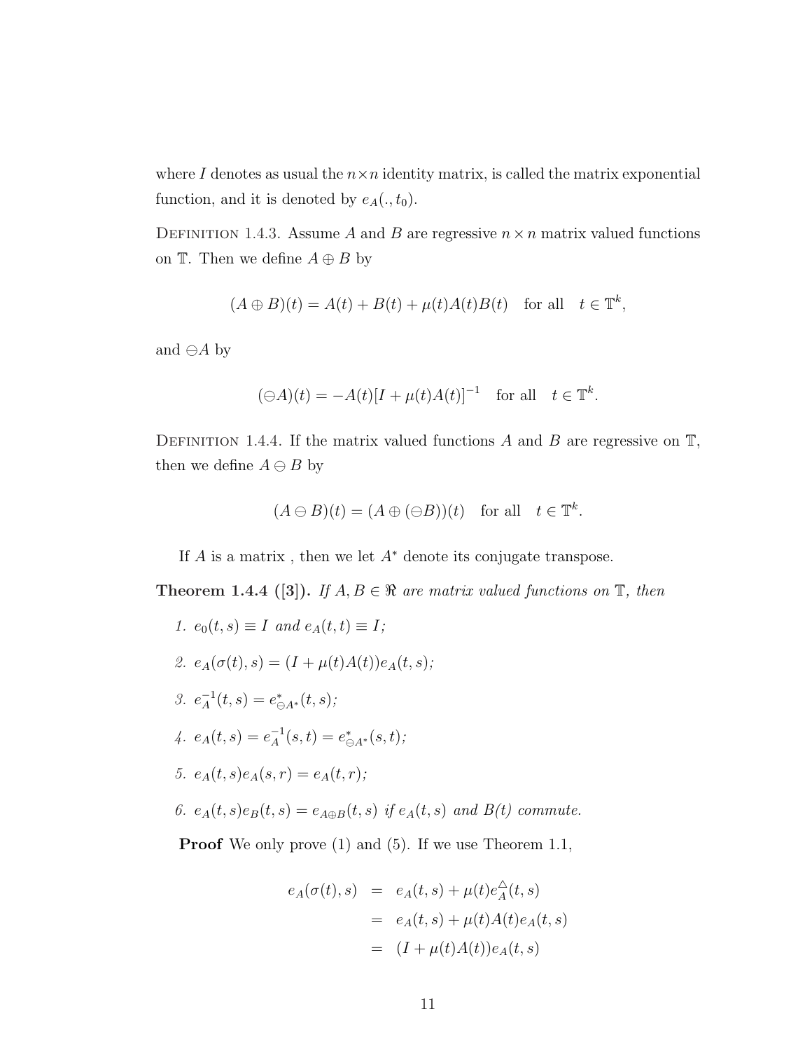where $I$ denotes as usual the $n \times n$ identity matrix, is called the matrix exponential function, and it is denoted by $e_A(., t_0)$.

Definition 1.4.3. Assume $A$ and $B$ are regressive $n \times n$ matrix valued functions on $\mathbb{T}$. Then we define $A \oplus B$ by

$$(A \oplus B)(t) = A(t) + B(t) + \mu(t)A(t)B(t) \quad \text{for all} \quad t \in \mathbb{T}^k,$$

and $\ominus A$ by

$$(\ominus A)(t) = -A(t)[I + \mu(t)A(t)]^{-1} \quad \text{for all} \quad t \in \mathbb{T}^k.$$

Definition 1.4.4. If the matrix valued functions $A$ and $B$ are regressive on $\mathbb{T}$, then we define $A \ominus B$ by

$$(A \ominus B)(t) = (A \oplus (\ominus B))(t) \quad \text{for all} \quad t \in \mathbb{T}^k.$$

If $A$ is a matrix , then we let $A^*$ denote its conjugate transpose.

**Theorem 1.4.4 ([3]).** *If $A, B \in \Re$ are matrix valued functions on $\mathbb{T}$, then*

1. *$e_0(t, s) \equiv I$ and $e_A(t, t) \equiv I$;*
2. *$e_A(\sigma(t), s) = (I + \mu(t)A(t))e_A(t, s)$;*
3. *$e_A^{-1}(t, s) = e^*_{\ominus A^*}(t, s)$;*
4. *$e_A(t, s) = e_A^{-1}(s, t) = e^*_{\ominus A^*}(s, t)$;*
5. *$e_A(t, s)e_A(s, r) = e_A(t, r)$;*
6. *$e_A(t, s)e_B(t, s) = e_{A \oplus B}(t, s)$ if $e_A(t, s)$ and $B(t)$ commute.*

**Proof** We only prove (1) and (5). If we use Theorem 1.1,

$$\begin{aligned}
e_A(\sigma(t), s) &= e_A(t, s) + \mu(t)e_A^{\triangle}(t, s) \\
&= e_A(t, s) + \mu(t)A(t)e_A(t, s) \\
&= (I + \mu(t)A(t))e_A(t, s)
\end{aligned}$$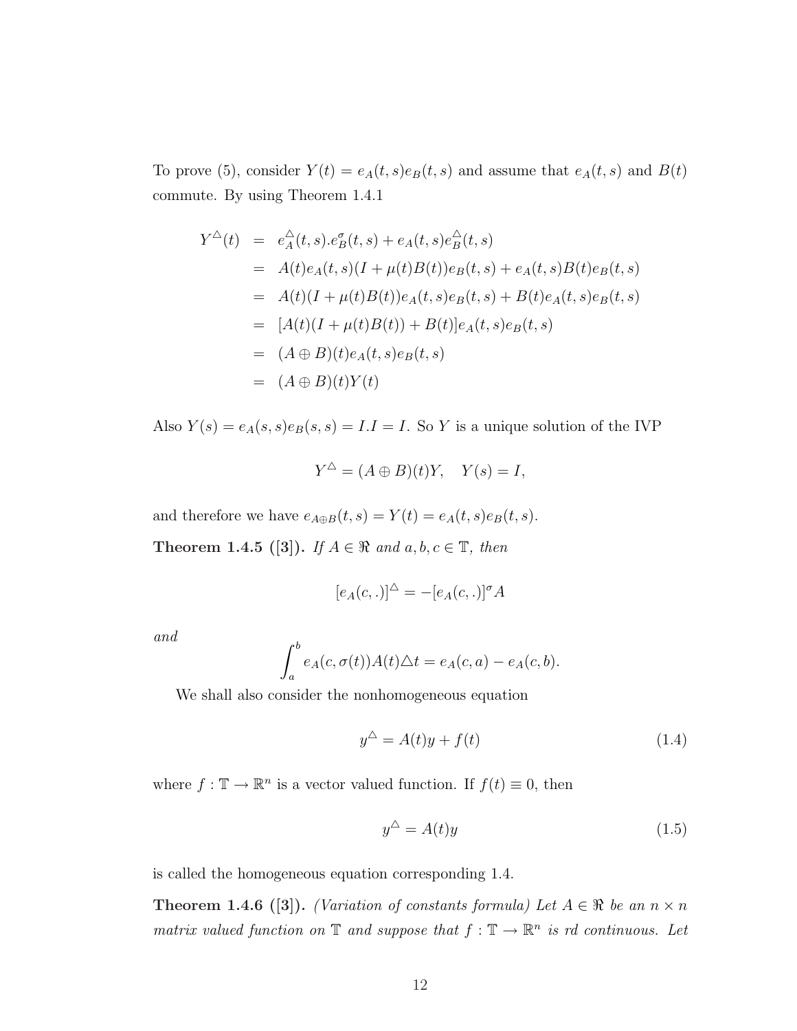To prove (5), consider $Y(t) = e_A(t,s)e_B(t,s)$ and assume that $e_A(t,s)$ and $B(t)$ commute. By using Theorem 1.4.1

$$
\begin{aligned}
Y^{\triangle}(t) &= e_A^{\triangle}(t,s).e_B^{\sigma}(t,s) + e_A(t,s)e_B^{\triangle}(t,s) \\
&= A(t)e_A(t,s)(I + \mu(t)B(t))e_B(t,s) + e_A(t,s)B(t)e_B(t,s) \\
&= A(t)(I + \mu(t)B(t))e_A(t,s)e_B(t,s) + B(t)e_A(t,s)e_B(t,s) \\
&= [A(t)(I + \mu(t)B(t)) + B(t)]e_A(t,s)e_B(t,s) \\
&= (A \oplus B)(t)e_A(t,s)e_B(t,s) \\
&= (A \oplus B)(t)Y(t)
\end{aligned}
$$

Also $Y(s) = e_A(s,s)e_B(s,s) = I.I = I$. So $Y$ is a unique solution of the IVP

$$Y^{\triangle} = (A \oplus B)(t)Y, \quad Y(s) = I,$$

and therefore we have $e_{A\oplus B}(t,s) = Y(t) = e_A(t,s)e_B(t,s)$.

**Theorem 1.4.5 ([3]).** *If $A \in \Re$ and $a, b, c \in \mathbb{T}$, then*

$$[e_A(c,.)]^{\triangle} = -[e_A(c,.)]^{\sigma}A$$

*and*

$$\int_a^b e_A(c,\sigma(t))A(t)\triangle t = e_A(c,a) - e_A(c,b).$$

We shall also consider the nonhomogeneous equation

$$y^{\triangle} = A(t)y + f(t) \tag{1.4}$$

where $f : \mathbb{T} \to \mathbb{R}^n$ is a vector valued function. If $f(t) \equiv 0$, then

$$y^{\triangle} = A(t)y \tag{1.5}$$

is called the homogeneous equation corresponding 1.4.

**Theorem 1.4.6 ([3]).** *(Variation of constants formula) Let $A \in \Re$ be an $n \times n$ matrix valued function on $\mathbb{T}$ and suppose that $f : \mathbb{T} \to \mathbb{R}^n$ is rd continuous. Let*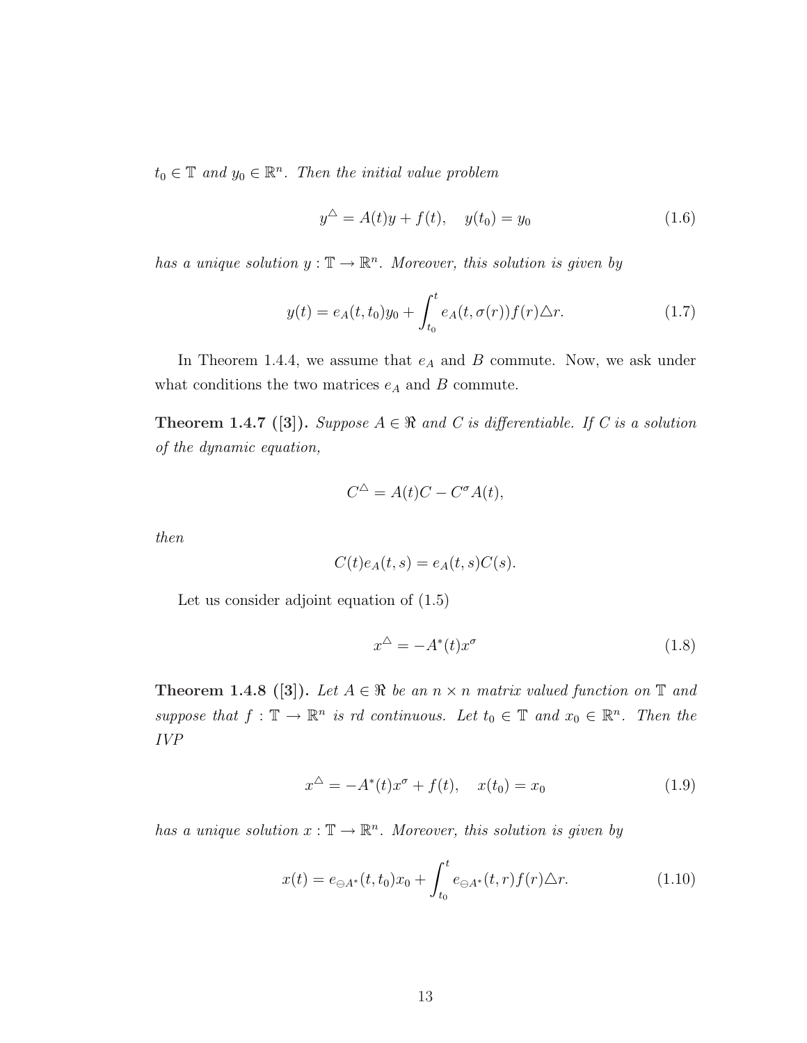*$t_0 \in \mathbb{T}$ and $y_0 \in \mathbb{R}^n$. Then the initial value problem*

$$y^{\triangle} = A(t)y + f(t), \quad y(t_0) = y_0 \tag{1.6}$$

*has a unique solution $y : \mathbb{T} \to \mathbb{R}^n$. Moreover, this solution is given by*

$$y(t) = e_A(t, t_0)y_0 + \int_{t_0}^{t} e_A(t, \sigma(r))f(r)\triangle r. \tag{1.7}$$

In Theorem 1.4.4, we assume that $e_A$ and $B$ commute. Now, we ask under what conditions the two matrices $e_A$ and $B$ commute.

**Theorem 1.4.7 ([3]).** *Suppose $A \in \Re$ and $C$ is differentiable. If $C$ is a solution of the dynamic equation,*

$$C^{\triangle} = A(t)C - C^{\sigma}A(t),$$

*then*

$$C(t)e_A(t, s) = e_A(t, s)C(s).$$

Let us consider adjoint equation of (1.5)

$$x^{\triangle} = -A^{*}(t)x^{\sigma} \tag{1.8}$$

**Theorem 1.4.8 ([3]).** *Let $A \in \Re$ be an $n \times n$ matrix valued function on $\mathbb{T}$ and suppose that $f : \mathbb{T} \to \mathbb{R}^n$ is rd continuous. Let $t_0 \in \mathbb{T}$ and $x_0 \in \mathbb{R}^n$. Then the IVP*

$$x^{\triangle} = -A^{*}(t)x^{\sigma} + f(t), \quad x(t_0) = x_0 \tag{1.9}$$

*has a unique solution $x : \mathbb{T} \to \mathbb{R}^n$. Moreover, this solution is given by*

$$x(t) = e_{\ominus A^{*}}(t, t_0)x_0 + \int_{t_0}^{t} e_{\ominus A^{*}}(t, r)f(r)\triangle r. \tag{1.10}$$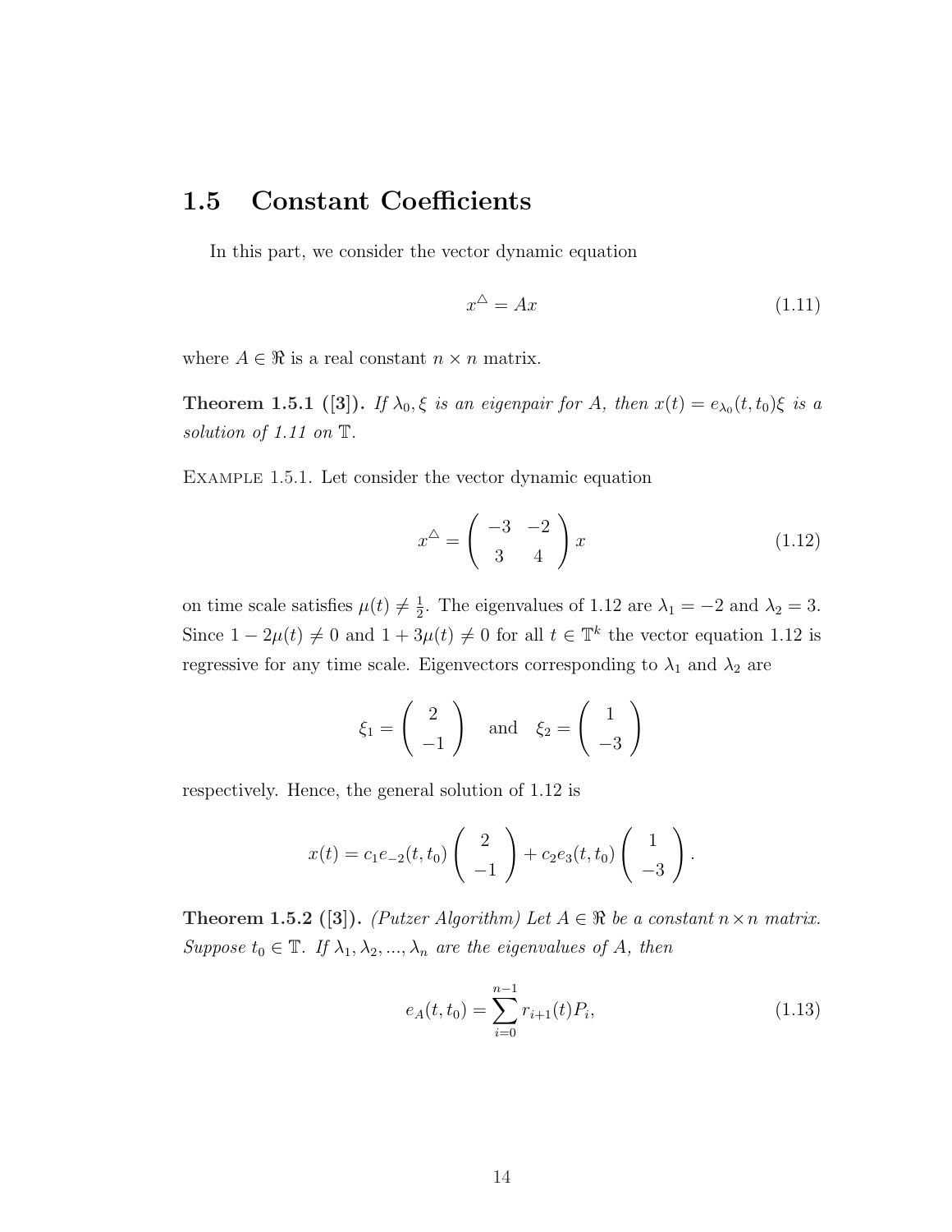## 1.5 Constant Coefficients

In this part, we consider the vector dynamic equation

$$x^{\triangle} = Ax \tag{1.11}$$

where $A \in \Re$ is a real constant $n \times n$ matrix.

**Theorem 1.5.1 ([3]).** *If $\lambda_0, \xi$ is an eigenpair for $A$, then $x(t) = e_{\lambda_0}(t, t_0)\xi$ is a solution of 1.11 on $\mathbb{T}$.*

Example 1.5.1. Let consider the vector dynamic equation

$$x^{\triangle} = \begin{pmatrix} -3 & -2 \\ 3 & 4 \end{pmatrix} x \tag{1.12}$$

on time scale satisfies $\mu(t) \neq \frac{1}{2}$. The eigenvalues of 1.12 are $\lambda_1 = -2$ and $\lambda_2 = 3$. Since $1 - 2\mu(t) \neq 0$ and $1 + 3\mu(t) \neq 0$ for all $t \in \mathbb{T}^k$ the vector equation 1.12 is regressive for any time scale. Eigenvectors corresponding to $\lambda_1$ and $\lambda_2$ are

$$\xi_1 = \begin{pmatrix} 2 \\ -1 \end{pmatrix} \quad \text{and} \quad \xi_2 = \begin{pmatrix} 1 \\ -3 \end{pmatrix}$$

respectively. Hence, the general solution of 1.12 is

$$x(t) = c_1 e_{-2}(t, t_0) \begin{pmatrix} 2 \\ -1 \end{pmatrix} + c_2 e_3(t, t_0) \begin{pmatrix} 1 \\ -3 \end{pmatrix}.$$

**Theorem 1.5.2 ([3]).** *(Putzer Algorithm) Let $A \in \Re$ be a constant $n \times n$ matrix. Suppose $t_0 \in \mathbb{T}$. If $\lambda_1, \lambda_2, ..., \lambda_n$ are the eigenvalues of $A$, then*

$$e_A(t, t_0) = \sum_{i=0}^{n-1} r_{i+1}(t) P_i, \tag{1.13}$$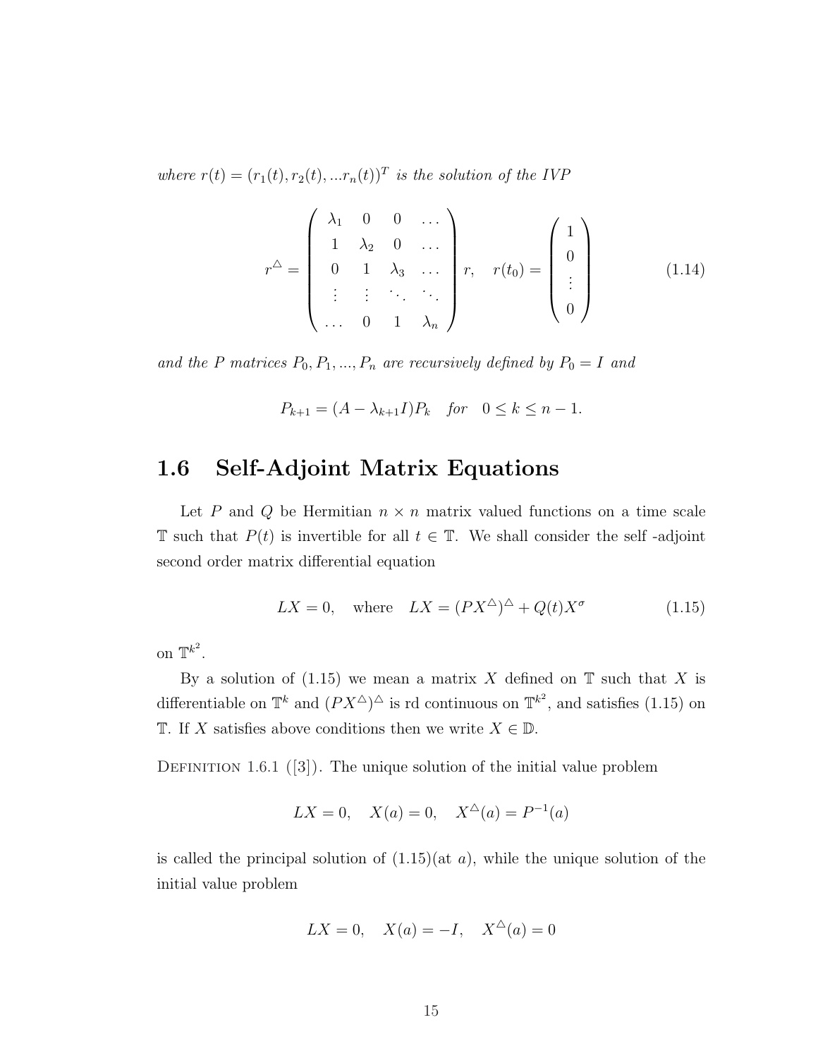*where* $r(t) = (r_1(t), r_2(t), ...r_n(t))^T$ *is the solution of the IVP*

$$r^{\triangle} = \begin{pmatrix} \lambda_1 & 0 & 0 & \dots \\ 1 & \lambda_2 & 0 & \dots \\ 0 & 1 & \lambda_3 & \dots \\ \vdots & \vdots & \ddots & \ddots \\ \dots & 0 & 1 & \lambda_n \end{pmatrix} r, \quad r(t_0) = \begin{pmatrix} 1 \\ 0 \\ \vdots \\ 0 \end{pmatrix} \tag{1.14}$$

*and the P matrices* $P_0, P_1, ..., P_n$ *are recursively defined by* $P_0 = I$ *and*

$$P_{k+1} = (A - \lambda_{k+1} I) P_k \quad \textit{for} \quad 0 \le k \le n-1.$$

## 1.6 Self-Adjoint Matrix Equations

Let $P$ and $Q$ be Hermitian $n \times n$ matrix valued functions on a time scale $\mathbb{T}$ such that $P(t)$ is invertible for all $t \in \mathbb{T}$. We shall consider the self -adjoint second order matrix differential equation

$$LX = 0, \quad \text{where} \quad LX = (PX^{\triangle})^{\triangle} + Q(t)X^{\sigma} \tag{1.15}$$

on $\mathbb{T}^{k^2}$.

By a solution of (1.15) we mean a matrix $X$ defined on $\mathbb{T}$ such that $X$ is differentiable on $\mathbb{T}^k$ and $(PX^{\triangle})^{\triangle}$ is rd continuous on $\mathbb{T}^{k^2}$, and satisfies (1.15) on $\mathbb{T}$. If $X$ satisfies above conditions then we write $X \in \mathbb{D}$.

Definition 1.6.1 ([3]). The unique solution of the initial value problem

$$LX = 0, \quad X(a) = 0, \quad X^{\triangle}(a) = P^{-1}(a)$$

is called the principal solution of (1.15)(at $a$), while the unique solution of the initial value problem

$$LX = 0, \quad X(a) = -I, \quad X^{\triangle}(a) = 0$$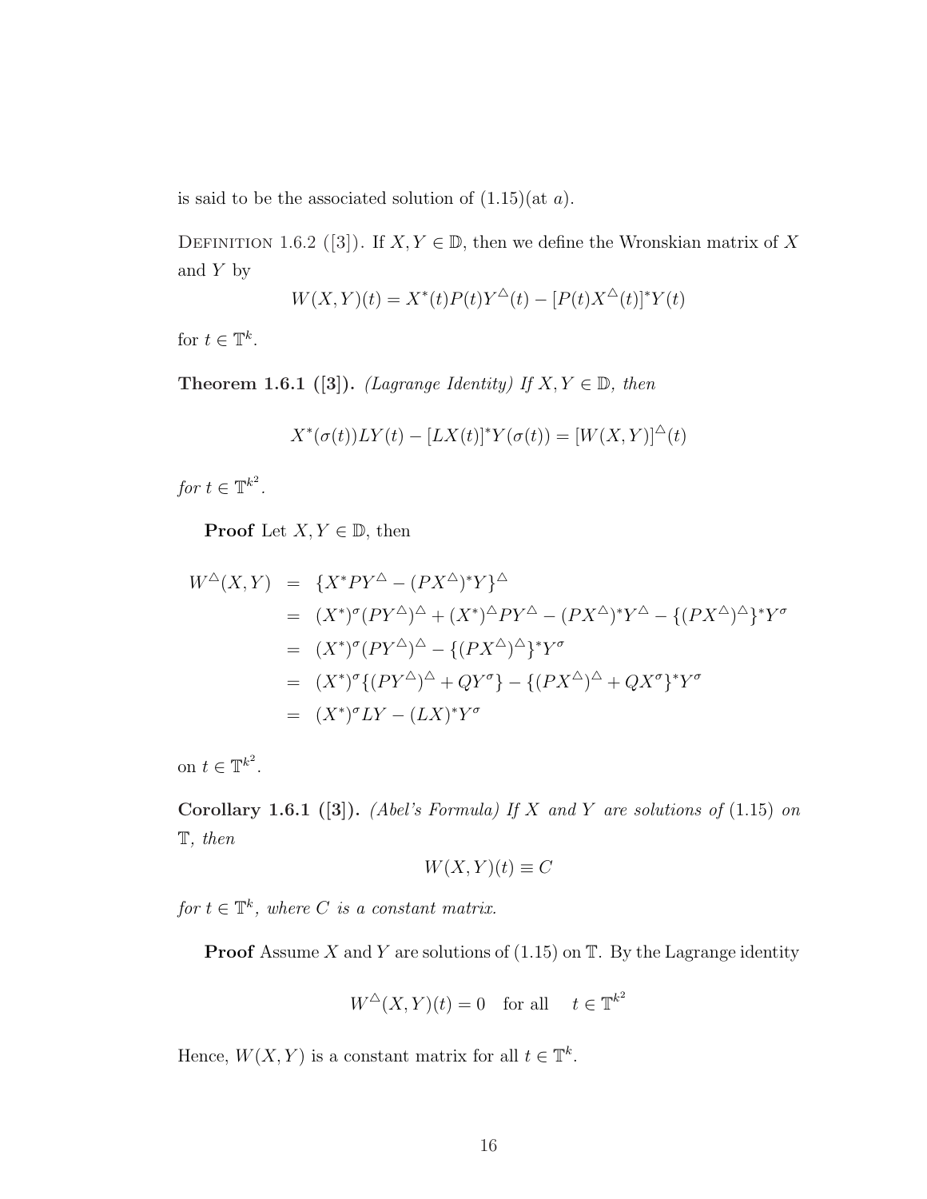is said to be the associated solution of (1.15)(at $a$).

Definition 1.6.2 ([3]). If $X, Y \in \mathbb{D}$, then we define the Wronskian matrix of $X$ and $Y$ by

$$W(X,Y)(t) = X^*(t)P(t)Y^{\triangle}(t) - [P(t)X^{\triangle}(t)]^*Y(t)$$

for $t \in \mathbb{T}^k$.

**Theorem 1.6.1 ([3]).** *(Lagrange Identity) If $X, Y \in \mathbb{D}$, then*

$$X^*(\sigma(t))LY(t) - [LX(t)]^*Y(\sigma(t)) = [W(X,Y)]^{\triangle}(t)$$

*for $t \in \mathbb{T}^{k^2}$.*

**Proof** Let $X, Y \in \mathbb{D}$, then

$$\begin{aligned}
W^{\triangle}(X,Y) &= \{X^*PY^{\triangle} - (PX^{\triangle})^*Y\}^{\triangle} \\
&= (X^*)^{\sigma}(PY^{\triangle})^{\triangle} + (X^*)^{\triangle}PY^{\triangle} - (PX^{\triangle})^*Y^{\triangle} - \{(PX^{\triangle})^{\triangle}\}^*Y^{\sigma} \\
&= (X^*)^{\sigma}(PY^{\triangle})^{\triangle} - \{(PX^{\triangle})^{\triangle}\}^*Y^{\sigma} \\
&= (X^*)^{\sigma}\{(PY^{\triangle})^{\triangle} + QY^{\sigma}\} - \{(PX^{\triangle})^{\triangle} + QX^{\sigma}\}^*Y^{\sigma} \\
&= (X^*)^{\sigma}LY - (LX)^*Y^{\sigma}
\end{aligned}$$

on $t \in \mathbb{T}^{k^2}$.

**Corollary 1.6.1 ([3]).** *(Abel's Formula) If $X$ and $Y$ are solutions of (1.15) on $\mathbb{T}$, then*

$$W(X,Y)(t) \equiv C$$

*for $t \in \mathbb{T}^k$, where $C$ is a constant matrix.*

**Proof** Assume $X$ and $Y$ are solutions of (1.15) on $\mathbb{T}$. By the Lagrange identity

$$W^{\triangle}(X,Y)(t) = 0 \quad \text{for all} \quad t \in \mathbb{T}^{k^2}$$

Hence, $W(X,Y)$ is a constant matrix for all $t \in \mathbb{T}^k$.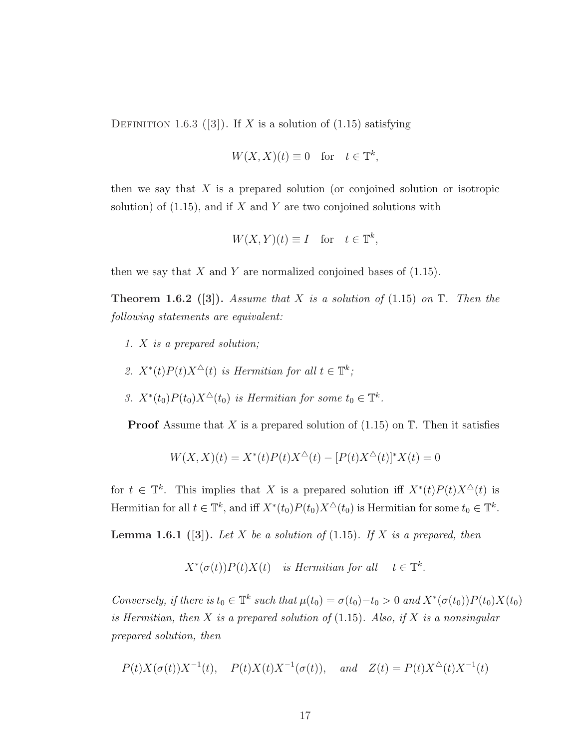Definition 1.6.3 ([3]). If $X$ is a solution of (1.15) satisfying

$$W(X,X)(t) \equiv 0 \quad \text{for} \quad t \in \mathbb{T}^k,$$

then we say that $X$ is a prepared solution (or conjoined solution or isotropic solution) of (1.15), and if $X$ and $Y$ are two conjoined solutions with

$$W(X,Y)(t) \equiv I \quad \text{for} \quad t \in \mathbb{T}^k,$$

then we say that $X$ and $Y$ are normalized conjoined bases of (1.15).

**Theorem 1.6.2 ([3]).** *Assume that $X$ is a solution of (1.15) on $\mathbb{T}$. Then the following statements are equivalent:*

1. *$X$ is a prepared solution;*
2. *$X^*(t)P(t)X^{\triangle}(t)$ is Hermitian for all $t \in \mathbb{T}^k$;*
3. *$X^*(t_0)P(t_0)X^{\triangle}(t_0)$ is Hermitian for some $t_0 \in \mathbb{T}^k$.*

**Proof** Assume that $X$ is a prepared solution of (1.15) on $\mathbb{T}$. Then it satisfies

$$W(X,X)(t) = X^*(t)P(t)X^{\triangle}(t) - [P(t)X^{\triangle}(t)]^*X(t) = 0$$

for $t \in \mathbb{T}^k$. This implies that $X$ is a prepared solution iff $X^*(t)P(t)X^{\triangle}(t)$ is Hermitian for all $t \in \mathbb{T}^k$, and iff $X^*(t_0)P(t_0)X^{\triangle}(t_0)$ is Hermitian for some $t_0 \in \mathbb{T}^k$.

**Lemma 1.6.1 ([3]).** *Let $X$ be a solution of (1.15). If $X$ is a prepared, then*

$$X^*(\sigma(t))P(t)X(t) \quad \textit{is Hermitian for all} \quad t \in \mathbb{T}^k.$$

*Conversely, if there is $t_0 \in \mathbb{T}^k$ such that $\mu(t_0) = \sigma(t_0) - t_0 > 0$ and $X^*(\sigma(t_0))P(t_0)X(t_0)$ is Hermitian, then $X$ is a prepared solution of (1.15). Also, if $X$ is a nonsingular prepared solution, then*

$$P(t)X(\sigma(t))X^{-1}(t), \quad P(t)X(t)X^{-1}(\sigma(t)), \quad \textit{and} \quad Z(t) = P(t)X^{\triangle}(t)X^{-1}(t)$$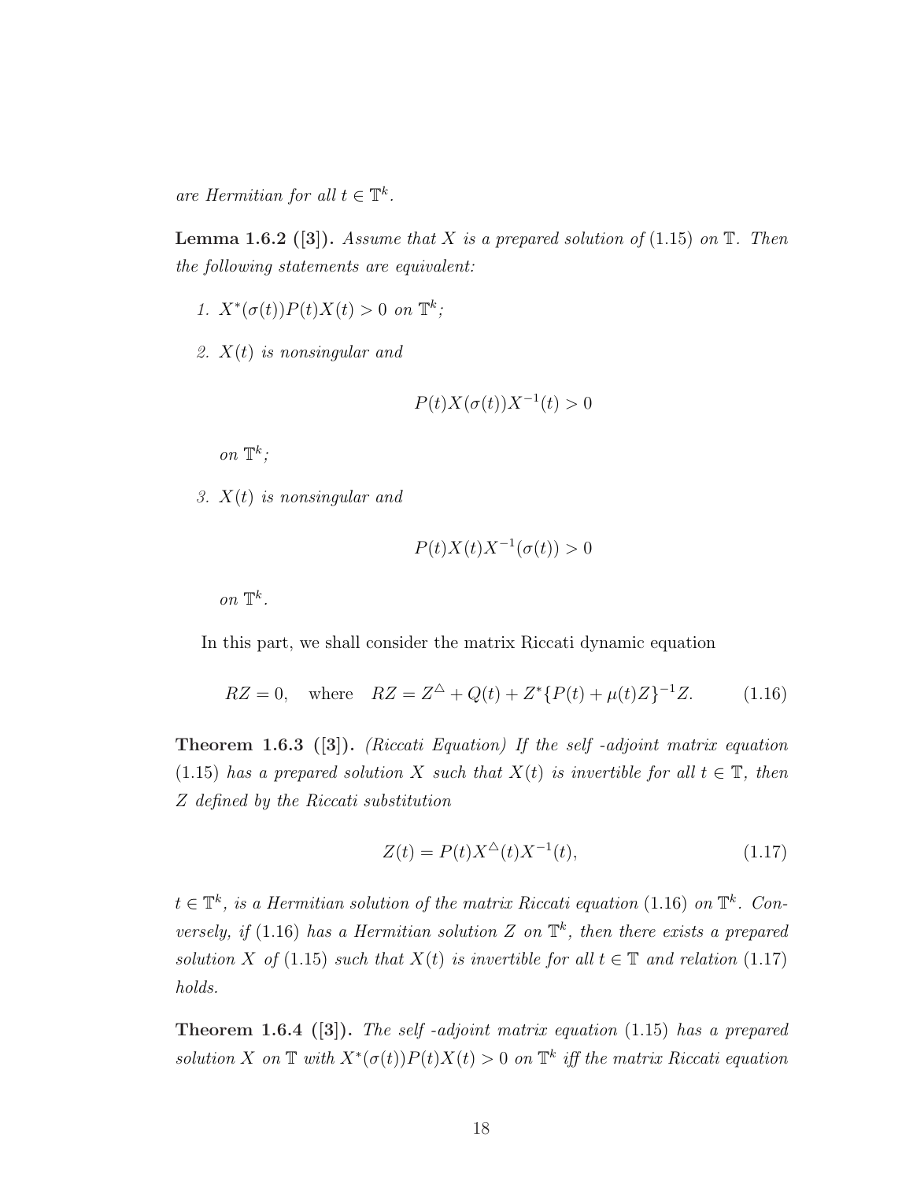*are Hermitian for all $t \in \mathbb{T}^k$.*

**Lemma 1.6.2 ([3]).** *Assume that $X$ is a prepared solution of (1.15) on $\mathbb{T}$. Then the following statements are equivalent:*

1. *$X^*(\sigma(t))P(t)X(t) > 0$ on $\mathbb{T}^k$;*
2. *$X(t)$ is nonsingular and*

$$P(t)X(\sigma(t))X^{-1}(t) > 0$$

   *on $\mathbb{T}^k$;*

3. *$X(t)$ is nonsingular and*

$$P(t)X(t)X^{-1}(\sigma(t)) > 0$$

   *on $\mathbb{T}^k$.*

In this part, we shall consider the matrix Riccati dynamic equation

$$RZ = 0, \quad \text{where} \quad RZ = Z^{\triangle} + Q(t) + Z^*\{P(t) + \mu(t)Z\}^{-1}Z. \tag{1.16}$$

**Theorem 1.6.3 ([3]).** *(Riccati Equation) If the self -adjoint matrix equation (1.15) has a prepared solution $X$ such that $X(t)$ is invertible for all $t \in \mathbb{T}$, then $Z$ defined by the Riccati substitution*

$$Z(t) = P(t)X^{\triangle}(t)X^{-1}(t), \tag{1.17}$$

*$t \in \mathbb{T}^k$, is a Hermitian solution of the matrix Riccati equation (1.16) on $\mathbb{T}^k$. Conversely, if (1.16) has a Hermitian solution $Z$ on $\mathbb{T}^k$, then there exists a prepared solution $X$ of (1.15) such that $X(t)$ is invertible for all $t \in \mathbb{T}$ and relation (1.17) holds.*

**Theorem 1.6.4 ([3]).** *The self -adjoint matrix equation (1.15) has a prepared solution $X$ on $\mathbb{T}$ with $X^*(\sigma(t))P(t)X(t) > 0$ on $\mathbb{T}^k$ iff the matrix Riccati equation*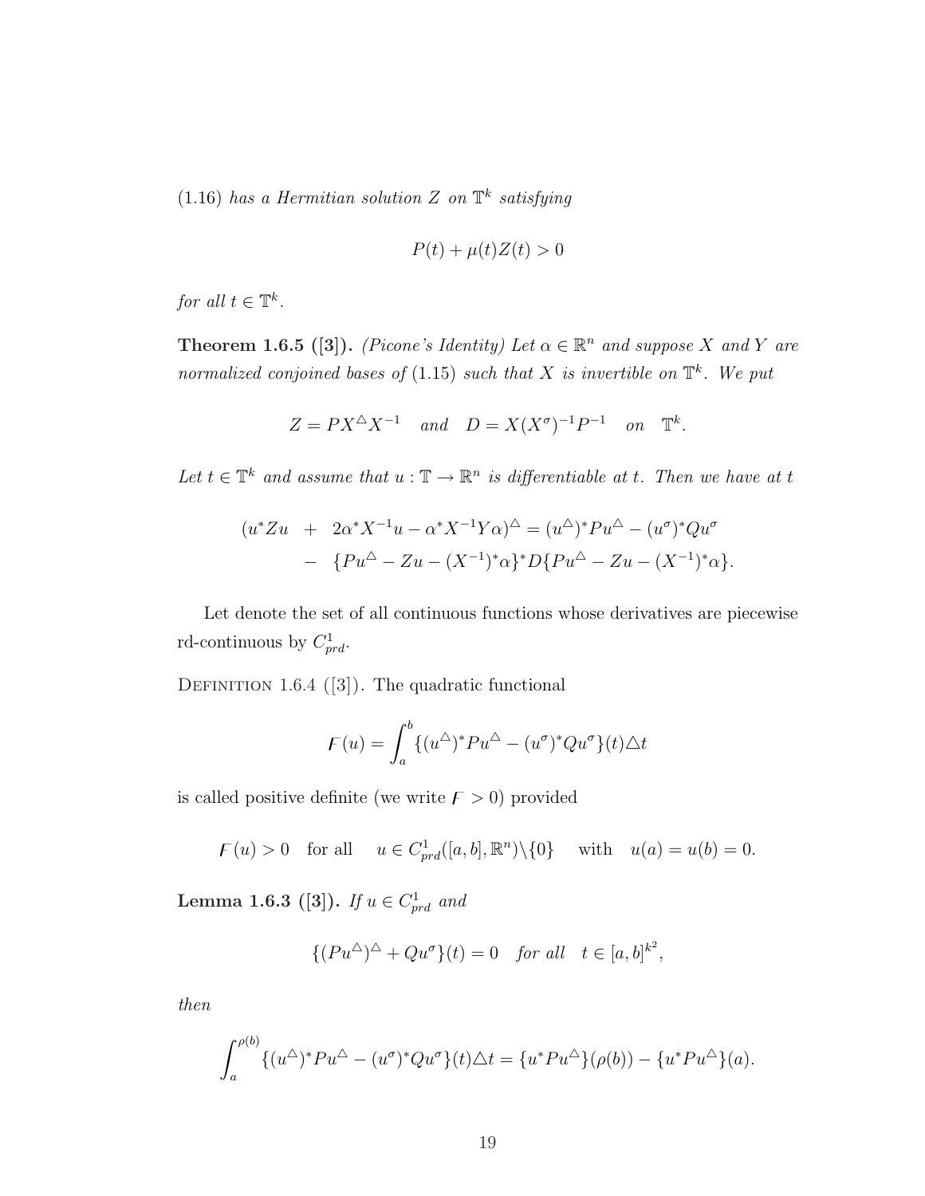(1.16) *has a Hermitian solution* $Z$ *on* $\mathbb{T}^k$ *satisfying*

$$P(t) + \mu(t)Z(t) > 0$$

*for all* $t \in \mathbb{T}^k$.

**Theorem 1.6.5 ([3]).** *(Picone's Identity) Let* $\alpha \in \mathbb{R}^n$ *and suppose* $X$ *and* $Y$ *are normalized conjoined bases of* (1.15) *such that* $X$ *is invertible on* $\mathbb{T}^k$. *We put*

$$Z = PX^{\triangle}X^{-1} \quad and \quad D = X(X^{\sigma})^{-1}P^{-1} \quad on \quad \mathbb{T}^k.$$

*Let* $t \in \mathbb{T}^k$ *and assume that* $u : \mathbb{T} \to \mathbb{R}^n$ *is differentiable at* $t$. *Then we have at* $t$

$$\begin{aligned}(u^*Zu \ &+\ 2\alpha^*X^{-1}u - \alpha^*X^{-1}Y\alpha)^{\triangle} = (u^{\triangle})^*Pu^{\triangle} - (u^{\sigma})^*Qu^{\sigma} \\ &-\ \{Pu^{\triangle} - Zu - (X^{-1})^*\alpha\}^*D\{Pu^{\triangle} - Zu - (X^{-1})^*\alpha\}.\end{aligned}$$

Let denote the set of all continuous functions whose derivatives are piecewise rd-continuous by $C^1_{prd}$.

Definition 1.6.4 ([3]). The quadratic functional

$$\mathcal{F}(u) = \int_a^b \{(u^{\triangle})^*Pu^{\triangle} - (u^{\sigma})^*Qu^{\sigma}\}(t)\triangle t$$

is called positive definite (we write $\mathcal{F} > 0$) provided

$$\mathcal{F}(u) > 0 \quad \text{for all} \quad u \in C^1_{prd}([a,b], \mathbb{R}^n)\backslash\{0\} \quad \text{with} \quad u(a) = u(b) = 0.$$

**Lemma 1.6.3 ([3]).** *If* $u \in C^1_{prd}$ *and*

$$\{(Pu^{\triangle})^{\triangle} + Qu^{\sigma}\}(t) = 0 \quad for\ all \quad t \in [a,b]^{k^2},$$

*then*

$$\int_a^{\rho(b)} \{(u^{\triangle})^*Pu^{\triangle} - (u^{\sigma})^*Qu^{\sigma}\}(t)\triangle t = \{u^*Pu^{\triangle}\}(\rho(b)) - \{u^*Pu^{\triangle}\}(a).$$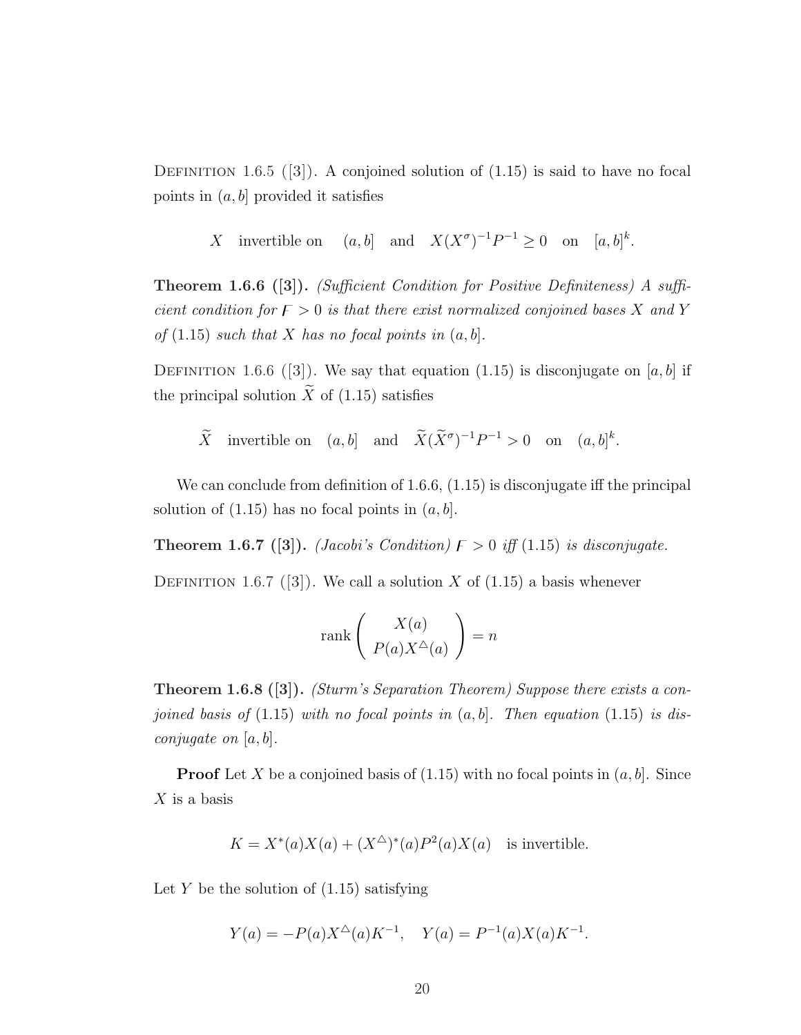Definition 1.6.5 ([3]). A conjoined solution of (1.15) is said to have no focal points in $(a, b]$ provided it satisfies

$$X \quad \text{invertible on} \quad (a, b] \quad \text{and} \quad X(X^{\sigma})^{-1}P^{-1} \geq 0 \quad \text{on} \quad [a, b]^k.$$

**Theorem 1.6.6 ([3]).** *(Sufficient Condition for Positive Definiteness) A sufficient condition for $\mathcal{F} > 0$ is that there exist normalized conjoined bases $X$ and $Y$ of* (1.15) *such that $X$ has no focal points in $(a, b]$.*

Definition 1.6.6 ([3]). We say that equation (1.15) is disconjugate on $[a, b]$ if the principal solution $\widetilde{X}$ of (1.15) satisfies

$$\widetilde{X} \quad \text{invertible on} \quad (a, b] \quad \text{and} \quad \widetilde{X}(\widetilde{X}^{\sigma})^{-1}P^{-1} > 0 \quad \text{on} \quad (a, b]^k.$$

We can conclude from definition of 1.6.6, (1.15) is disconjugate iff the principal solution of (1.15) has no focal points in $(a, b]$.

**Theorem 1.6.7 ([3]).** *(Jacobi's Condition) $\mathcal{F} > 0$ iff* (1.15) *is disconjugate.*

Definition 1.6.7 ([3]). We call a solution $X$ of (1.15) a basis whenever

$$\text{rank} \begin{pmatrix} X(a) \\ P(a)X^{\triangle}(a) \end{pmatrix} = n$$

**Theorem 1.6.8 ([3]).** *(Sturm's Separation Theorem) Suppose there exists a conjoined basis of* (1.15) *with no focal points in $(a, b]$. Then equation* (1.15) *is disconjugate on $[a, b]$.*

**Proof** Let $X$ be a conjoined basis of (1.15) with no focal points in $(a, b]$. Since $X$ is a basis

$$K = X^*(a)X(a) + (X^{\triangle})^*(a)P^2(a)X(a) \quad \text{is invertible.}$$

Let $Y$ be the solution of (1.15) satisfying

$$Y(a) = -P(a)X^{\triangle}(a)K^{-1}, \quad Y(a) = P^{-1}(a)X(a)K^{-1}.$$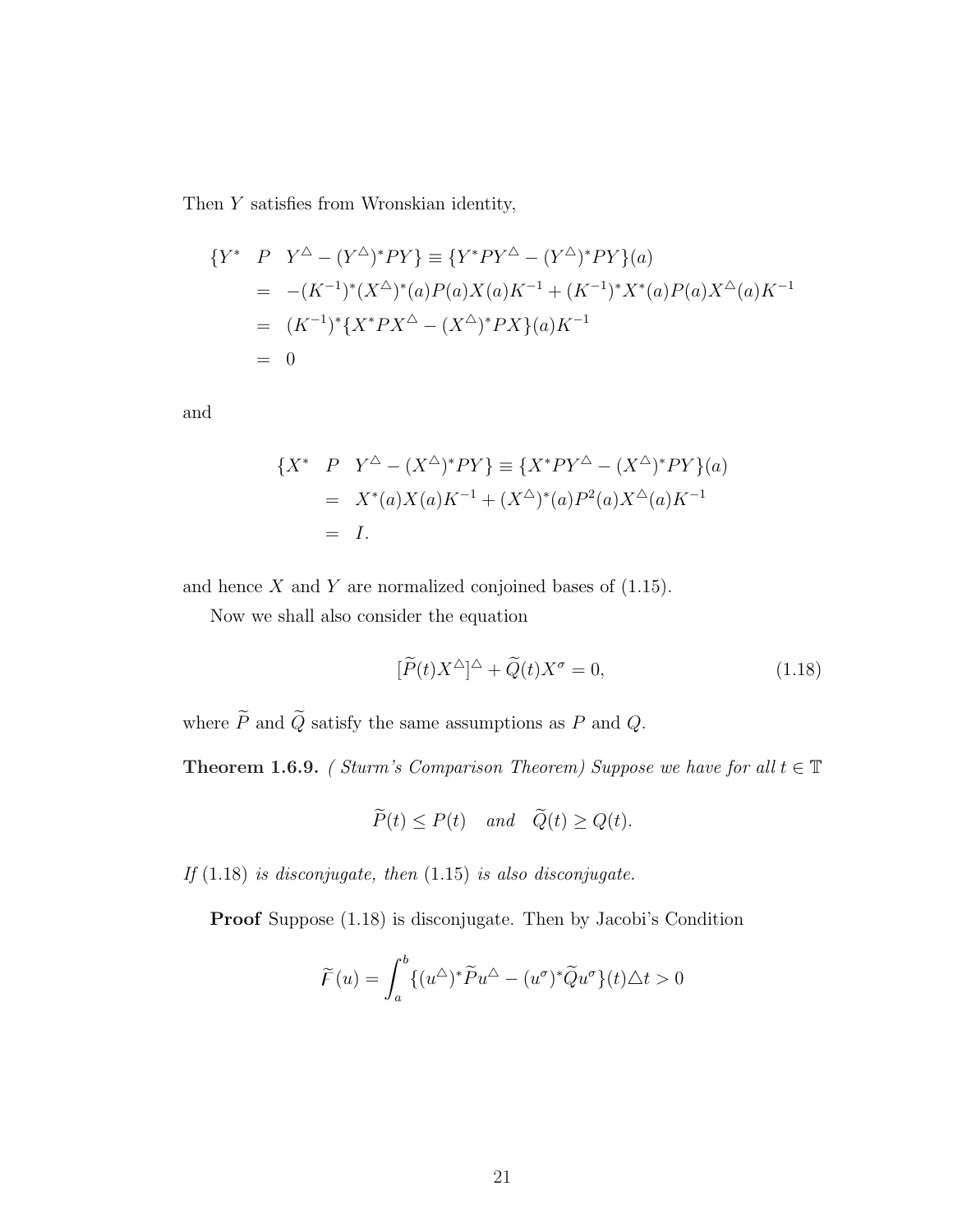Then $Y$ satisfies from Wronskian identity,

$$
\begin{aligned}
\{Y^* \quad P \quad Y^{\triangle} - (Y^{\triangle})^* P Y\} &\equiv \{Y^* P Y^{\triangle} - (Y^{\triangle})^* P Y\}(a) \\
&= -(K^{-1})^*(X^{\triangle})^*(a) P(a) X(a) K^{-1} + (K^{-1})^* X^*(a) P(a) X^{\triangle}(a) K^{-1} \\
&= (K^{-1})^* \{X^* P X^{\triangle} - (X^{\triangle})^* P X\}(a) K^{-1} \\
&= 0
\end{aligned}
$$

and

$$
\begin{aligned}
\{X^* \quad P \quad Y^{\triangle} - (X^{\triangle})^* P Y\} &\equiv \{X^* P Y^{\triangle} - (X^{\triangle})^* P Y\}(a) \\
&= X^*(a) X(a) K^{-1} + (X^{\triangle})^*(a) P^2(a) X^{\triangle}(a) K^{-1} \\
&= I.
\end{aligned}
$$

and hence $X$ and $Y$ are normalized conjoined bases of (1.15).

Now we shall also consider the equation

$$
[\widetilde{P}(t) X^{\triangle}]^{\triangle} + \widetilde{Q}(t) X^{\sigma} = 0, \tag{1.18}
$$

where $\widetilde{P}$ and $\widetilde{Q}$ satisfy the same assumptions as $P$ and $Q$.

**Theorem 1.6.9.** *( Sturm's Comparison Theorem) Suppose we have for all $t \in \mathbb{T}$*

$$
\widetilde{P}(t) \leq P(t) \quad \text{and} \quad \widetilde{Q}(t) \geq Q(t).
$$

*If* (1.18) *is disconjugate, then* (1.15) *is also disconjugate.*

**Proof** Suppose (1.18) is disconjugate. Then by Jacobi's Condition

$$
\widetilde{F}(u) = \int_a^b \{(u^{\triangle})^* \widetilde{P} u^{\triangle} - (u^{\sigma})^* \widetilde{Q} u^{\sigma}\}(t) \triangle t > 0
$$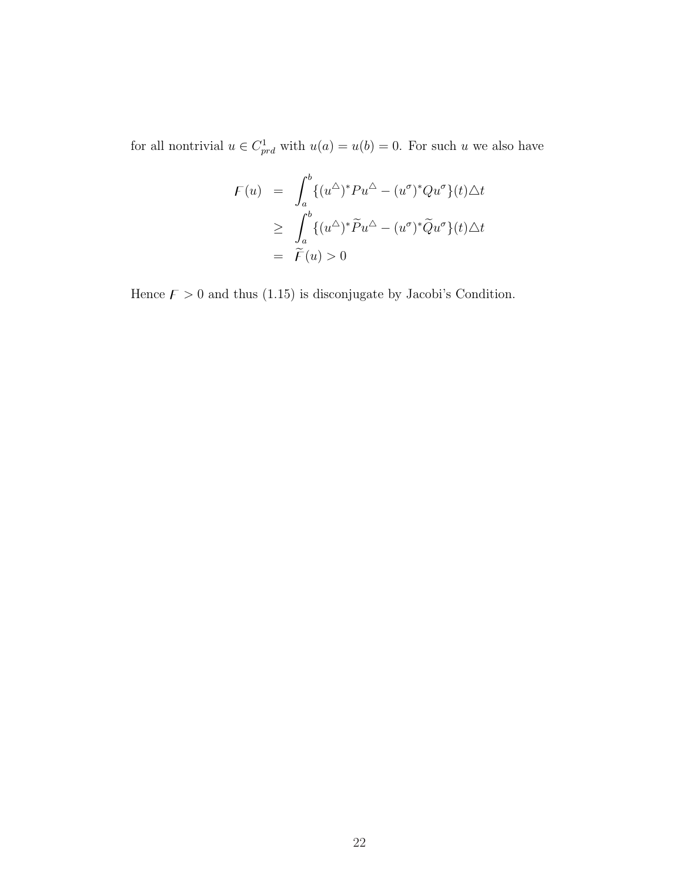for all nontrivial $u \in C^1_{prd}$ with $u(a) = u(b) = 0$. For such $u$ we also have

$$
\begin{aligned}
\mathcal{F}(u) &= \int_a^b \{(u^\triangle)^* P u^\triangle - (u^\sigma)^* Q u^\sigma\}(t) \triangle t \\
&\geq \int_a^b \{(u^\triangle)^* \widetilde{P} u^\triangle - (u^\sigma)^* \widetilde{Q} u^\sigma\}(t) \triangle t \\
&= \widetilde{\mathcal{F}}(u) > 0
\end{aligned}
$$

Hence $\mathcal{F} > 0$ and thus (1.15) is disconjugate by Jacobi's Condition.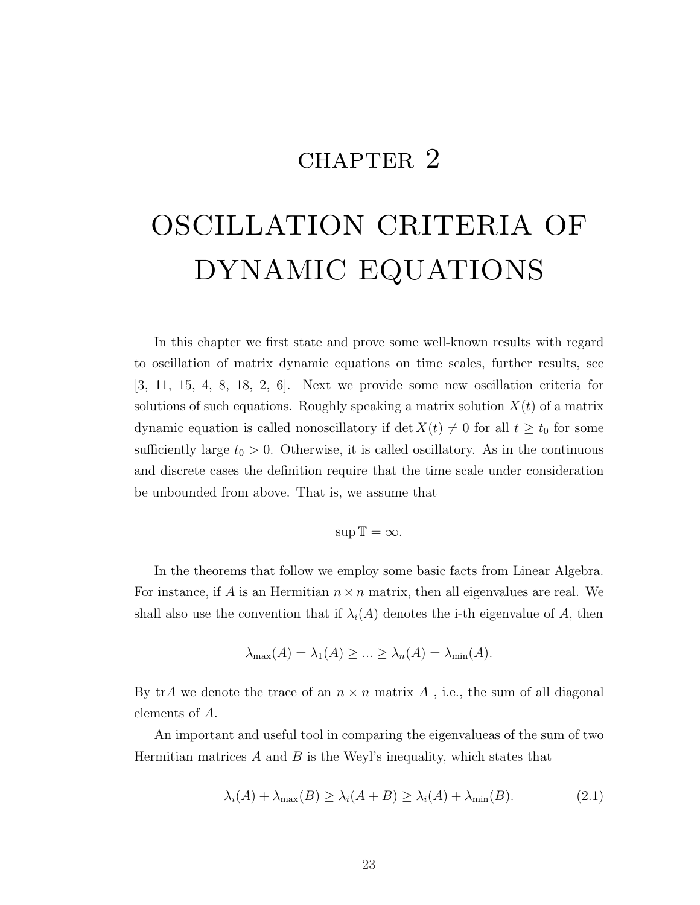# CHAPTER 2

# OSCILLATION CRITERIA OF DYNAMIC EQUATIONS

In this chapter we first state and prove some well-known results with regard to oscillation of matrix dynamic equations on time scales, further results, see [3, 11, 15, 4, 8, 18, 2, 6]. Next we provide some new oscillation criteria for solutions of such equations. Roughly speaking a matrix solution $X(t)$ of a matrix dynamic equation is called nonoscillatory if $\det X(t) \neq 0$ for all $t \geq t_0$ for some sufficiently large $t_0 > 0$. Otherwise, it is called oscillatory. As in the continuous and discrete cases the definition require that the time scale under consideration be unbounded from above. That is, we assume that

$$\sup \mathbb{T} = \infty.$$

In the theorems that follow we employ some basic facts from Linear Algebra. For instance, if $A$ is an Hermitian $n \times n$ matrix, then all eigenvalues are real. We shall also use the convention that if $\lambda_i(A)$ denotes the i-th eigenvalue of $A$, then

$$\lambda_{\max}(A) = \lambda_1(A) \geq ... \geq \lambda_n(A) = \lambda_{\min}(A).$$

By tr$A$ we denote the trace of an $n \times n$ matrix $A$ , i.e., the sum of all diagonal elements of $A$.

An important and useful tool in comparing the eigenvalueas of the sum of two Hermitian matrices $A$ and $B$ is the Weyl's inequality, which states that

$$\lambda_i(A) + \lambda_{\max}(B) \geq \lambda_i(A + B) \geq \lambda_i(A) + \lambda_{\min}(B). \tag{2.1}$$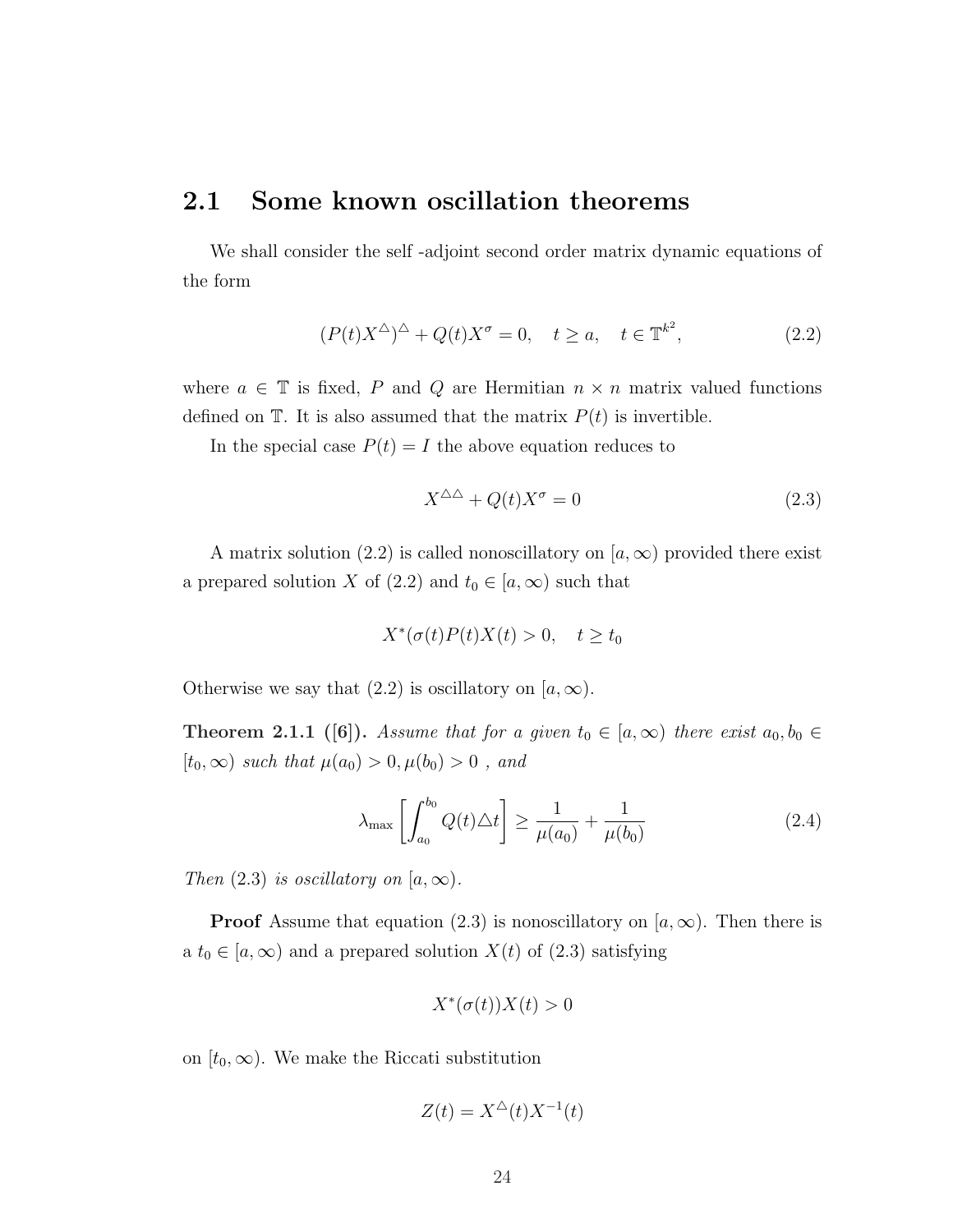## 2.1 Some known oscillation theorems

We shall consider the self -adjoint second order matrix dynamic equations of the form

$$(P(t)X^{\triangle})^{\triangle} + Q(t)X^{\sigma} = 0, \quad t \geq a, \quad t \in \mathbb{T}^{k^2}, \tag{2.2}$$

where $a \in \mathbb{T}$ is fixed, $P$ and $Q$ are Hermitian $n \times n$ matrix valued functions defined on $\mathbb{T}$. It is also assumed that the matrix $P(t)$ is invertible.

In the special case $P(t) = I$ the above equation reduces to

$$X^{\triangle\triangle} + Q(t)X^{\sigma} = 0 \tag{2.3}$$

A matrix solution (2.2) is called nonoscillatory on $[a, \infty)$ provided there exist a prepared solution $X$ of (2.2) and $t_0 \in [a, \infty)$ such that

$$X^*(\sigma(t)P(t)X(t) > 0, \quad t \geq t_0$$

Otherwise we say that (2.2) is oscillatory on $[a, \infty)$.

**Theorem 2.1.1 ([6]).** *Assume that for a given $t_0 \in [a, \infty)$ there exist $a_0, b_0 \in [t_0, \infty)$ such that $\mu(a_0) > 0, \mu(b_0) > 0$ , and*

$$\lambda_{\max}\left[\int_{a_0}^{b_0} Q(t)\triangle t\right] \geq \frac{1}{\mu(a_0)} + \frac{1}{\mu(b_0)} \tag{2.4}$$

*Then (2.3) is oscillatory on $[a, \infty)$.*

**Proof** Assume that equation (2.3) is nonoscillatory on $[a, \infty)$. Then there is a $t_0 \in [a, \infty)$ and a prepared solution $X(t)$ of (2.3) satisfying

$$X^*(\sigma(t))X(t) > 0$$

on $[t_0, \infty)$. We make the Riccati substitution

$$Z(t) = X^{\triangle}(t)X^{-1}(t)$$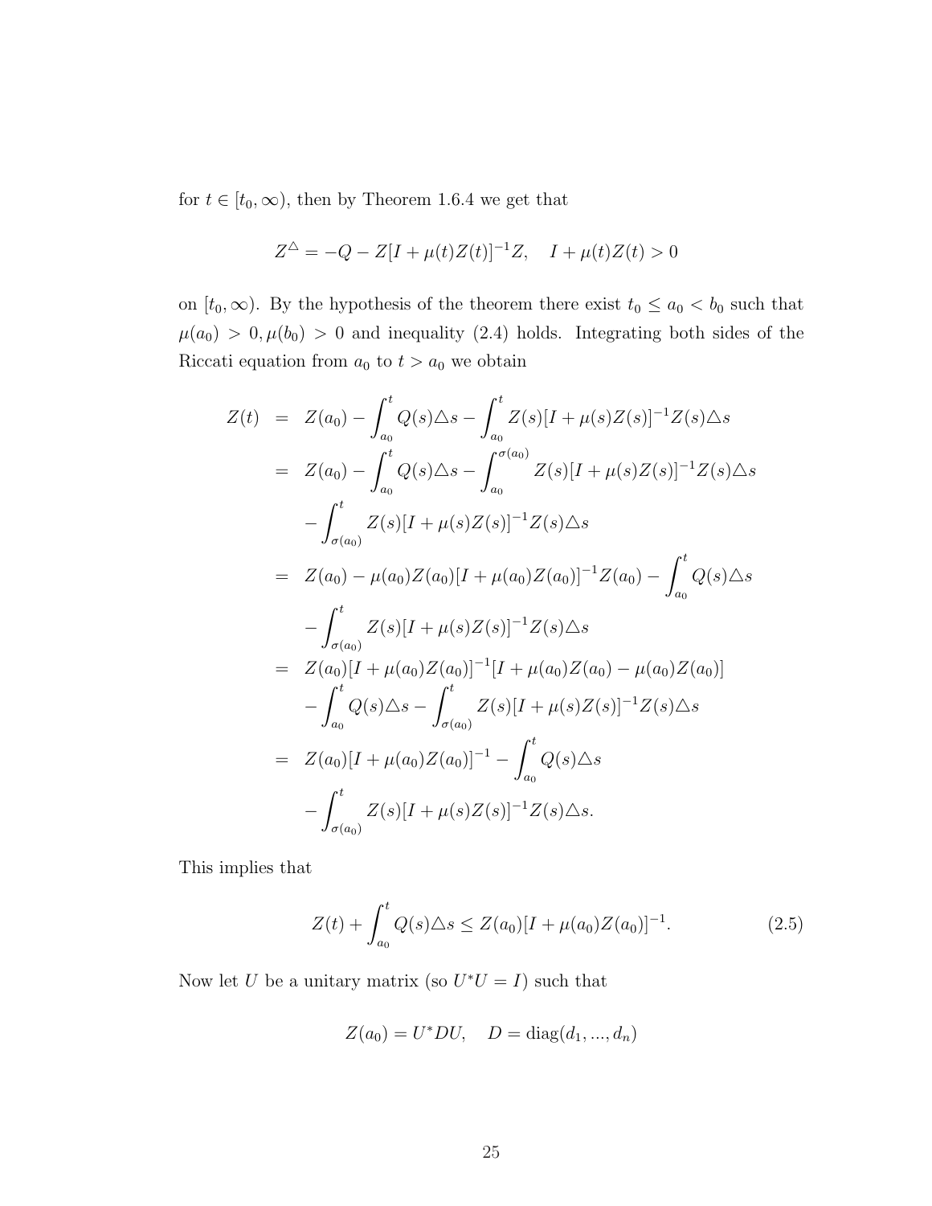for $t \in [t_0, \infty)$, then by Theorem 1.6.4 we get that

$$Z^{\triangle} = -Q - Z[I + \mu(t)Z(t)]^{-1}Z, \quad I + \mu(t)Z(t) > 0$$

on $[t_0, \infty)$. By the hypothesis of the theorem there exist $t_0 \leq a_0 < b_0$ such that $\mu(a_0) > 0, \mu(b_0) > 0$ and inequality (2.4) holds. Integrating both sides of the Riccati equation from $a_0$ to $t > a_0$ we obtain

$$\begin{aligned}
Z(t) &= Z(a_0) - \int_{a_0}^{t} Q(s)\triangle s - \int_{a_0}^{t} Z(s)[I + \mu(s)Z(s)]^{-1}Z(s)\triangle s \\
&= Z(a_0) - \int_{a_0}^{t} Q(s)\triangle s - \int_{a_0}^{\sigma(a_0)} Z(s)[I + \mu(s)Z(s)]^{-1}Z(s)\triangle s \\
&\quad - \int_{\sigma(a_0)}^{t} Z(s)[I + \mu(s)Z(s)]^{-1}Z(s)\triangle s \\
&= Z(a_0) - \mu(a_0)Z(a_0)[I + \mu(a_0)Z(a_0)]^{-1}Z(a_0) - \int_{a_0}^{t} Q(s)\triangle s \\
&\quad - \int_{\sigma(a_0)}^{t} Z(s)[I + \mu(s)Z(s)]^{-1}Z(s)\triangle s \\
&= Z(a_0)[I + \mu(a_0)Z(a_0)]^{-1}[I + \mu(a_0)Z(a_0) - \mu(a_0)Z(a_0)] \\
&\quad - \int_{a_0}^{t} Q(s)\triangle s - \int_{\sigma(a_0)}^{t} Z(s)[I + \mu(s)Z(s)]^{-1}Z(s)\triangle s \\
&= Z(a_0)[I + \mu(a_0)Z(a_0)]^{-1} - \int_{a_0}^{t} Q(s)\triangle s \\
&\quad - \int_{\sigma(a_0)}^{t} Z(s)[I + \mu(s)Z(s)]^{-1}Z(s)\triangle s.
\end{aligned}$$

This implies that

$$Z(t) + \int_{a_0}^{t} Q(s)\triangle s \leq Z(a_0)[I + \mu(a_0)Z(a_0)]^{-1}. \tag{2.5}$$

Now let $U$ be a unitary matrix (so $U^*U = I$) such that

$$Z(a_0) = U^*DU, \quad D = \text{diag}(d_1, ..., d_n)$$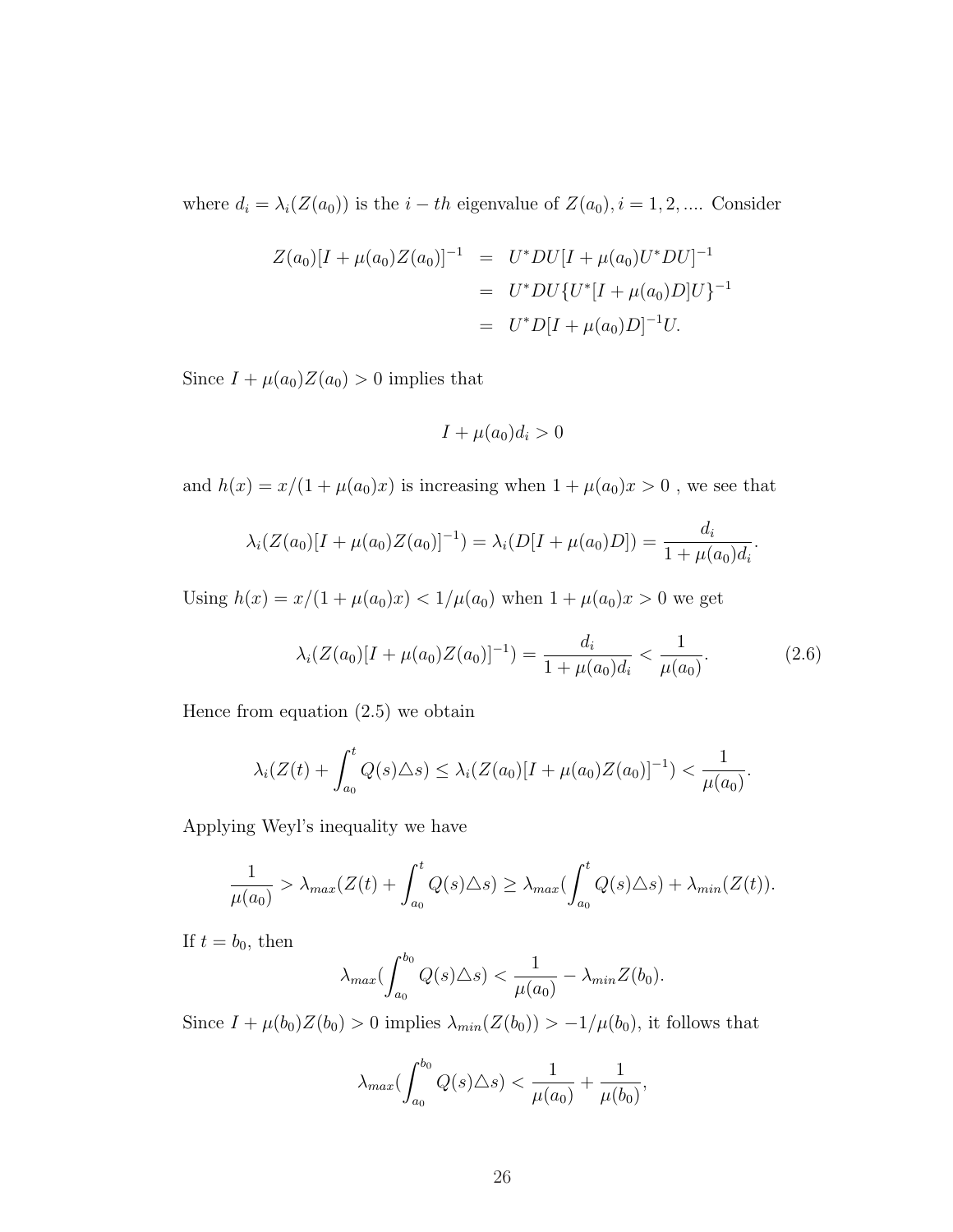where $d_i = \lambda_i(Z(a_0))$ is the $i-th$ eigenvalue of $Z(a_0), i = 1, 2, ....$ Consider

$$
\begin{aligned}
Z(a_0)[I + \mu(a_0)Z(a_0)]^{-1} &= U^*DU[I + \mu(a_0)U^*DU]^{-1} \\
&= U^*DU\{U^*[I + \mu(a_0)D]U\}^{-1} \\
&= U^*D[I + \mu(a_0)D]^{-1}U.
\end{aligned}
$$

Since $I + \mu(a_0)Z(a_0) > 0$ implies that

$$I + \mu(a_0)d_i > 0$$

and $h(x) = x/(1 + \mu(a_0)x)$ is increasing when $1 + \mu(a_0)x > 0$ , we see that

$$\lambda_i(Z(a_0)[I + \mu(a_0)Z(a_0)]^{-1}) = \lambda_i(D[I + \mu(a_0)D]) = \frac{d_i}{1 + \mu(a_0)d_i}.$$

Using $h(x) = x/(1 + \mu(a_0)x) < 1/\mu(a_0)$ when $1 + \mu(a_0)x > 0$ we get

$$\lambda_i(Z(a_0)[I + \mu(a_0)Z(a_0)]^{-1}) = \frac{d_i}{1 + \mu(a_0)d_i} < \frac{1}{\mu(a_0)}. \tag{2.6}$$

Hence from equation (2.5) we obtain

$$\lambda_i(Z(t) + \int_{a_0}^{t} Q(s)\triangle s) \leq \lambda_i(Z(a_0)[I + \mu(a_0)Z(a_0)]^{-1}) < \frac{1}{\mu(a_0)}.$$

Applying Weyl's inequality we have

$$\frac{1}{\mu(a_0)} > \lambda_{max}(Z(t) + \int_{a_0}^{t} Q(s)\triangle s) \geq \lambda_{max}(\int_{a_0}^{t} Q(s)\triangle s) + \lambda_{min}(Z(t)).$$

If $t = b_0$, then

$$\lambda_{max}(\int_{a_0}^{b_0} Q(s)\triangle s) < \frac{1}{\mu(a_0)} - \lambda_{min}Z(b_0).$$

Since $I + \mu(b_0)Z(b_0) > 0$ implies $\lambda_{min}(Z(b_0)) > -1/\mu(b_0)$, it follows that

$$\lambda_{max}(\int_{a_0}^{b_0} Q(s)\triangle s) < \frac{1}{\mu(a_0)} + \frac{1}{\mu(b_0)},$$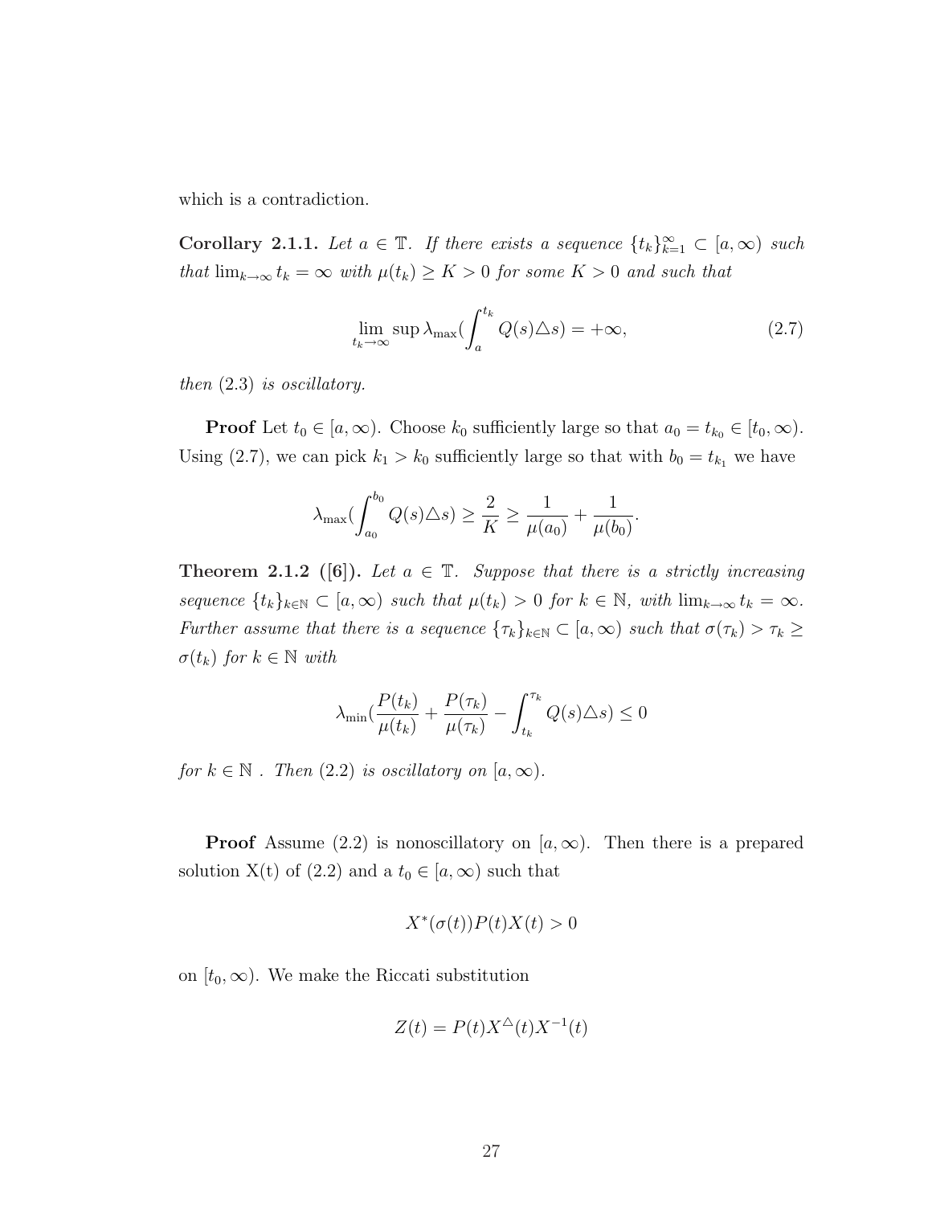which is a contradiction.

**Corollary 2.1.1.** *Let $a \in \mathbb{T}$. If there exists a sequence $\{t_k\}_{k=1}^{\infty} \subset [a,\infty)$ such that $\lim_{k\to\infty} t_k = \infty$ with $\mu(t_k) \geq K > 0$ for some $K > 0$ and such that*

$$\lim_{t_k\to\infty} \sup \lambda_{\max}(\int_a^{t_k} Q(s)\triangle s) = +\infty, \tag{2.7}$$

*then (2.3) is oscillatory.*

**Proof** Let $t_0 \in [a,\infty)$. Choose $k_0$ sufficiently large so that $a_0 = t_{k_0} \in [t_0,\infty)$. Using (2.7), we can pick $k_1 > k_0$ sufficiently large so that with $b_0 = t_{k_1}$ we have

$$\lambda_{\max}(\int_{a_0}^{b_0} Q(s)\triangle s) \geq \frac{2}{K} \geq \frac{1}{\mu(a_0)} + \frac{1}{\mu(b_0)}.$$

**Theorem 2.1.2 ([6]).** *Let $a \in \mathbb{T}$. Suppose that there is a strictly increasing sequence $\{t_k\}_{k\in\mathbb{N}} \subset [a,\infty)$ such that $\mu(t_k) > 0$ for $k \in \mathbb{N}$, with $\lim_{k\to\infty} t_k = \infty$. Further assume that there is a sequence $\{\tau_k\}_{k\in\mathbb{N}} \subset [a,\infty)$ such that $\sigma(\tau_k) > \tau_k \geq \sigma(t_k)$ for $k \in \mathbb{N}$ with*

$$\lambda_{\min}(\frac{P(t_k)}{\mu(t_k)} + \frac{P(\tau_k)}{\mu(\tau_k)} - \int_{t_k}^{\tau_k} Q(s)\triangle s) \leq 0$$

*for $k \in \mathbb{N}$ . Then (2.2) is oscillatory on $[a,\infty)$.*

**Proof** Assume (2.2) is nonoscillatory on $[a,\infty)$. Then there is a prepared solution X(t) of (2.2) and a $t_0 \in [a,\infty)$ such that

$$X^*(\sigma(t))P(t)X(t) > 0$$

on $[t_0,\infty)$. We make the Riccati substitution

$$Z(t) = P(t)X^{\triangle}(t)X^{-1}(t)$$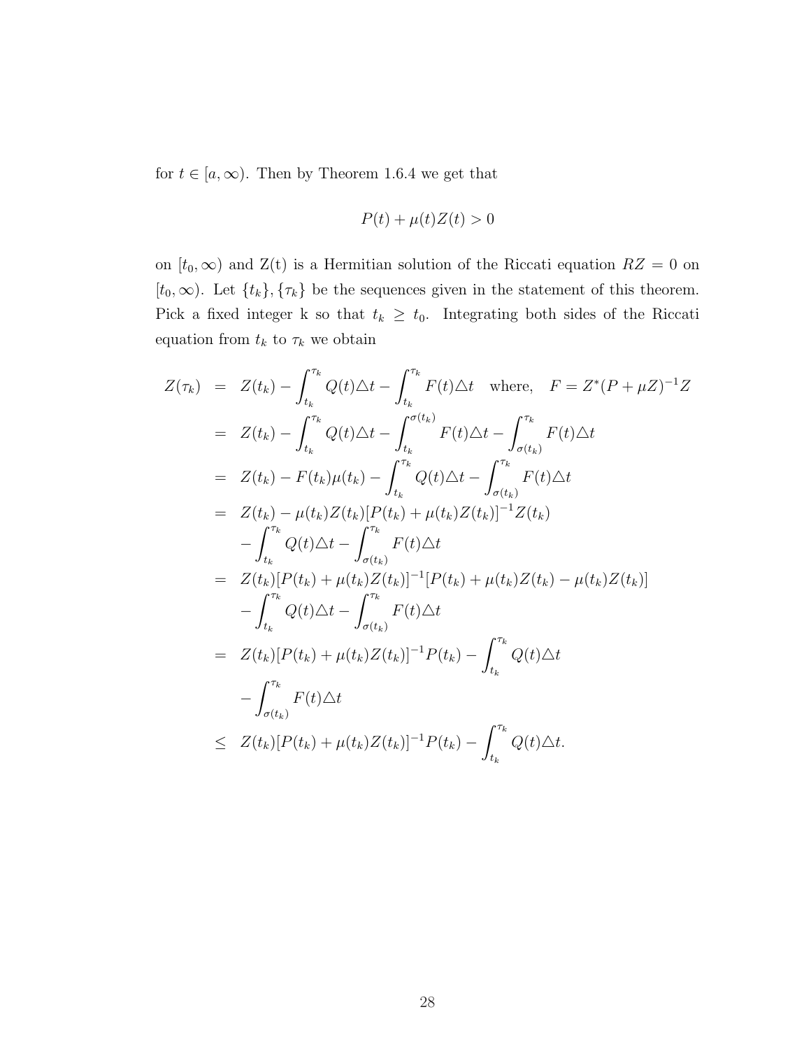for $t \in [a, \infty)$. Then by Theorem 1.6.4 we get that

$$P(t) + \mu(t)Z(t) > 0$$

on $[t_0, \infty)$ and Z(t) is a Hermitian solution of the Riccati equation $RZ = 0$ on $[t_0, \infty)$. Let $\{t_k\}, \{\tau_k\}$ be the sequences given in the statement of this theorem. Pick a fixed integer k so that $t_k \geq t_0$. Integrating both sides of the Riccati equation from $t_k$ to $\tau_k$ we obtain

$$\begin{aligned}
Z(\tau_k) &= Z(t_k) - \int_{t_k}^{\tau_k} Q(t)\triangle t - \int_{t_k}^{\tau_k} F(t)\triangle t \quad \text{where,} \quad F = Z^*(P+\mu Z)^{-1}Z \\
&= Z(t_k) - \int_{t_k}^{\tau_k} Q(t)\triangle t - \int_{t_k}^{\sigma(t_k)} F(t)\triangle t - \int_{\sigma(t_k)}^{\tau_k} F(t)\triangle t \\
&= Z(t_k) - F(t_k)\mu(t_k) - \int_{t_k}^{\tau_k} Q(t)\triangle t - \int_{\sigma(t_k)}^{\tau_k} F(t)\triangle t \\
&= Z(t_k) - \mu(t_k)Z(t_k)[P(t_k) + \mu(t_k)Z(t_k)]^{-1}Z(t_k) \\
&\quad - \int_{t_k}^{\tau_k} Q(t)\triangle t - \int_{\sigma(t_k)}^{\tau_k} F(t)\triangle t \\
&= Z(t_k)[P(t_k) + \mu(t_k)Z(t_k)]^{-1}[P(t_k) + \mu(t_k)Z(t_k) - \mu(t_k)Z(t_k)] \\
&\quad - \int_{t_k}^{\tau_k} Q(t)\triangle t - \int_{\sigma(t_k)}^{\tau_k} F(t)\triangle t \\
&= Z(t_k)[P(t_k) + \mu(t_k)Z(t_k)]^{-1}P(t_k) - \int_{t_k}^{\tau_k} Q(t)\triangle t \\
&\quad - \int_{\sigma(t_k)}^{\tau_k} F(t)\triangle t \\
&\leq Z(t_k)[P(t_k) + \mu(t_k)Z(t_k)]^{-1}P(t_k) - \int_{t_k}^{\tau_k} Q(t)\triangle t.
\end{aligned}$$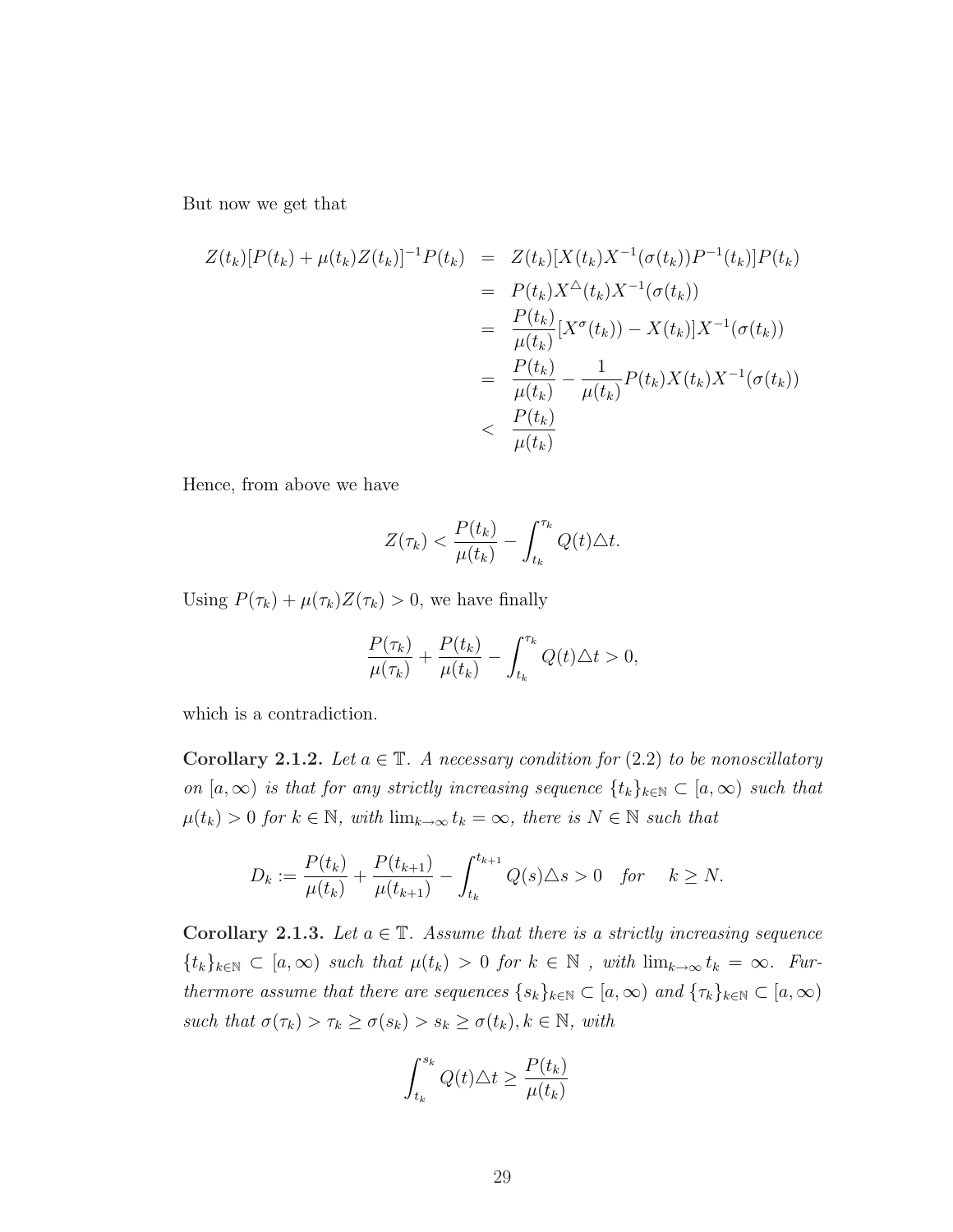But now we get that

$$
\begin{aligned}
Z(t_k)[P(t_k) + \mu(t_k)Z(t_k)]^{-1}P(t_k) &= Z(t_k)[X(t_k)X^{-1}(\sigma(t_k))P^{-1}(t_k)]P(t_k) \\
&= P(t_k)X^{\triangle}(t_k)X^{-1}(\sigma(t_k)) \\
&= \frac{P(t_k)}{\mu(t_k)}[X^{\sigma}(t_k)) - X(t_k)]X^{-1}(\sigma(t_k)) \\
&= \frac{P(t_k)}{\mu(t_k)} - \frac{1}{\mu(t_k)}P(t_k)X(t_k)X^{-1}(\sigma(t_k)) \\
&< \frac{P(t_k)}{\mu(t_k)}
\end{aligned}
$$

Hence, from above we have

$$
Z(\tau_k) < \frac{P(t_k)}{\mu(t_k)} - \int_{t_k}^{\tau_k} Q(t)\triangle t.
$$

Using $P(\tau_k) + \mu(\tau_k)Z(\tau_k) > 0$, we have finally

$$
\frac{P(\tau_k)}{\mu(\tau_k)} + \frac{P(t_k)}{\mu(t_k)} - \int_{t_k}^{\tau_k} Q(t)\triangle t > 0,
$$

which is a contradiction.

**Corollary 2.1.2.** *Let $a \in \mathbb{T}$. A necessary condition for (2.2) to be nonoscillatory on $[a, \infty)$ is that for any strictly increasing sequence $\{t_k\}_{k\in\mathbb{N}} \subset [a, \infty)$ such that $\mu(t_k) > 0$ for $k \in \mathbb{N}$, with $\lim_{k\to\infty} t_k = \infty$, there is $N \in \mathbb{N}$ such that*

$$
D_k := \frac{P(t_k)}{\mu(t_k)} + \frac{P(t_{k+1})}{\mu(t_{k+1})} - \int_{t_k}^{t_{k+1}} Q(s)\triangle s > 0 \quad \text{for} \quad k \geq N.
$$

**Corollary 2.1.3.** *Let $a \in \mathbb{T}$. Assume that there is a strictly increasing sequence $\{t_k\}_{k\in\mathbb{N}} \subset [a, \infty)$ such that $\mu(t_k) > 0$ for $k \in \mathbb{N}$ , with $\lim_{k\to\infty} t_k = \infty$. Furthermore assume that there are sequences $\{s_k\}_{k\in\mathbb{N}} \subset [a, \infty)$ and $\{\tau_k\}_{k\in\mathbb{N}} \subset [a, \infty)$ such that $\sigma(\tau_k) > \tau_k \geq \sigma(s_k) > s_k \geq \sigma(t_k), k \in \mathbb{N}$, with*

$$
\int_{t_k}^{s_k} Q(t)\triangle t \geq \frac{P(t_k)}{\mu(t_k)}
$$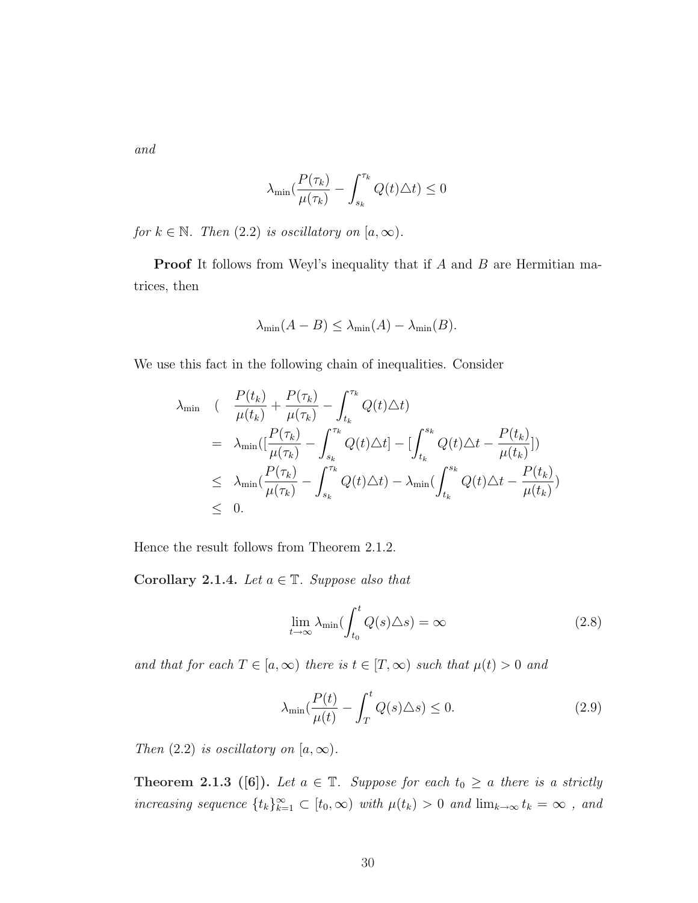*and*

$$\lambda_{\min}(\frac{P(\tau_k)}{\mu(\tau_k)} - \int_{s_k}^{\tau_k} Q(t)\triangle t) \leq 0$$

*for* $k \in \mathbb{N}$. *Then* (2.2) *is oscillatory on* $[a, \infty)$.

**Proof** It follows from Weyl's inequality that if $A$ and $B$ are Hermitian matrices, then

$$\lambda_{\min}(A - B) \leq \lambda_{\min}(A) - \lambda_{\min}(B).$$

We use this fact in the following chain of inequalities. Consider

$$\begin{aligned}
\lambda_{\min} \quad & ( \quad \frac{P(t_k)}{\mu(t_k)} + \frac{P(\tau_k)}{\mu(\tau_k)} - \int_{t_k}^{\tau_k} Q(t)\triangle t) \\
&= \lambda_{\min}([\frac{P(\tau_k)}{\mu(\tau_k)} - \int_{s_k}^{\tau_k} Q(t)\triangle t] - [\int_{t_k}^{s_k} Q(t)\triangle t - \frac{P(t_k)}{\mu(t_k)}]) \\
&\leq \lambda_{\min}(\frac{P(\tau_k)}{\mu(\tau_k)} - \int_{s_k}^{\tau_k} Q(t)\triangle t) - \lambda_{\min}(\int_{t_k}^{s_k} Q(t)\triangle t - \frac{P(t_k)}{\mu(t_k)}) \\
&\leq 0.
\end{aligned}$$

Hence the result follows from Theorem 2.1.2.

**Corollary 2.1.4.** *Let* $a \in \mathbb{T}$. *Suppose also that*

$$\lim_{t\to\infty} \lambda_{\min}(\int_{t_0}^{t} Q(s)\triangle s) = \infty \tag{2.8}$$

*and that for each* $T \in [a, \infty)$ *there is* $t \in [T, \infty)$ *such that* $\mu(t) > 0$ *and*

$$\lambda_{\min}(\frac{P(t)}{\mu(t)} - \int_{T}^{t} Q(s)\triangle s) \leq 0. \tag{2.9}$$

*Then* (2.2) *is oscillatory on* $[a, \infty)$.

**Theorem 2.1.3 ([6]).** *Let* $a \in \mathbb{T}$. *Suppose for each* $t_0 \geq a$ *there is a strictly increasing sequence* $\{t_k\}_{k=1}^{\infty} \subset [t_0, \infty)$ *with* $\mu(t_k) > 0$ *and* $\lim_{k\to\infty} t_k = \infty$ , *and*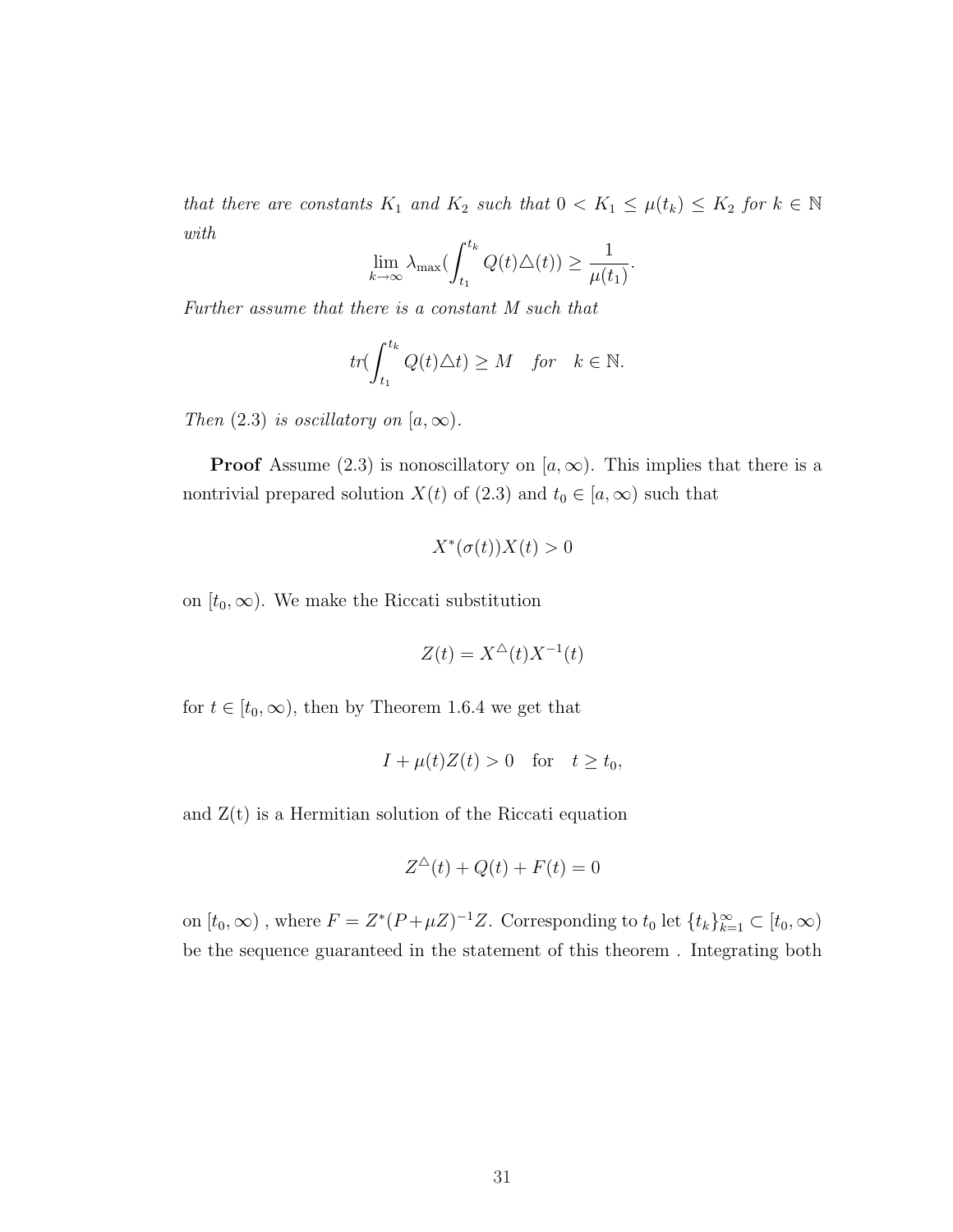*that there are constants $K_1$ and $K_2$ such that $0 < K_1 \leq \mu(t_k) \leq K_2$ for $k \in \mathbb{N}$ with*

$$\lim_{k\to\infty} \lambda_{\max}(\int_{t_1}^{t_k} Q(t)\triangle(t)) \geq \frac{1}{\mu(t_1)}.$$

*Further assume that there is a constant $M$ such that*

$$tr(\int_{t_1}^{t_k} Q(t\triangle t) \geq M \quad for \quad k \in \mathbb{N}.$$

*Then (2.3) is oscillatory on $[a, \infty)$.*

**Proof** Assume (2.3) is nonoscillatory on $[a, \infty)$. This implies that there is a nontrivial prepared solution $X(t)$ of (2.3) and $t_0 \in [a, \infty)$ such that

$$X^*(\sigma(t))X(t) > 0$$

on $[t_0, \infty)$. We make the Riccati substitution

$$Z(t) = X^\triangle(t)X^{-1}(t)$$

for $t \in [t_0, \infty)$, then by Theorem 1.6.4 we get that

$$I + \mu(t)Z(t) > 0 \quad \text{for} \quad t \geq t_0,$$

and Z(t) is a Hermitian solution of the Riccati equation

$$Z^\triangle(t) + Q(t) + F(t) = 0$$

on $[t_0, \infty)$ , where $F = Z^*(P+\mu Z)^{-1}Z$. Corresponding to $t_0$ let $\{t_k\}_{k=1}^\infty \subset [t_0, \infty)$ be the sequence guaranteed in the statement of this theorem . Integrating both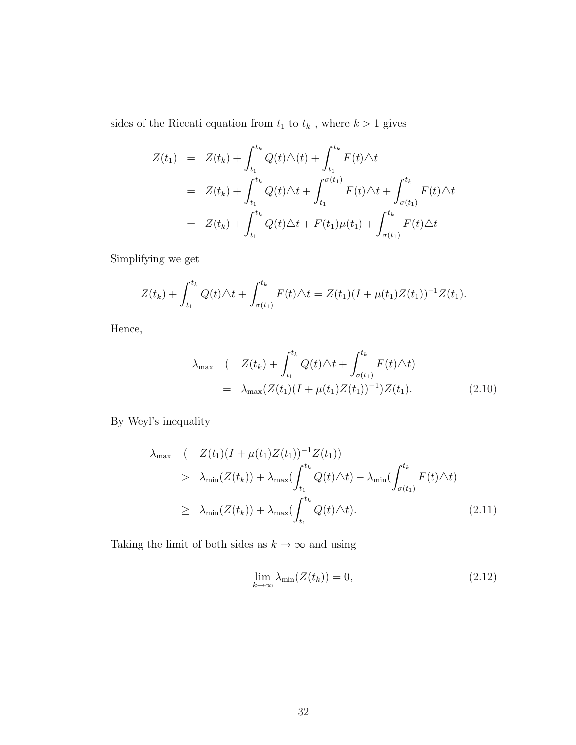sides of the Riccati equation from $t_1$ to $t_k$ , where $k > 1$ gives

$$
\begin{aligned}
Z(t_1) &= Z(t_k) + \int_{t_1}^{t_k} Q(t)\triangle(t) + \int_{t_1}^{t_k} F(t)\triangle t \\
&= Z(t_k) + \int_{t_1}^{t_k} Q(t)\triangle t + \int_{t_1}^{\sigma(t_1)} F(t)\triangle t + \int_{\sigma(t_1)}^{t_k} F(t)\triangle t \\
&= Z(t_k) + \int_{t_1}^{t_k} Q(t)\triangle t + F(t_1)\mu(t_1) + \int_{\sigma(t_1)}^{t_k} F(t)\triangle t
\end{aligned}
$$

Simplifying we get

$$
Z(t_k) + \int_{t_1}^{t_k} Q(t)\triangle t + \int_{\sigma(t_1)}^{t_k} F(t)\triangle t = Z(t_1)(I + \mu(t_1)Z(t_1))^{-1}Z(t_1).
$$

Hence,

$$
\begin{aligned}
\lambda_{\max} \quad ( \quad & Z(t_k) + \int_{t_1}^{t_k} Q(t)\triangle t + \int_{\sigma(t_1)}^{t_k} F(t)\triangle t) \\
&= \lambda_{\max}(Z(t_1)(I + \mu(t_1)Z(t_1))^{-1})Z(t_1). \qquad (2.10)
\end{aligned}
$$

By Weyl's inequality

$$
\begin{aligned}
\lambda_{\max} \quad ( \quad & Z(t_1)(I + \mu(t_1)Z(t_1))^{-1}Z(t_1)) \\
&> \lambda_{\min}(Z(t_k)) + \lambda_{\max}(\int_{t_1}^{t_k} Q(t)\triangle t) + \lambda_{\min}(\int_{\sigma(t_1)}^{t_k} F(t)\triangle t) \\
&\geq \lambda_{\min}(Z(t_k)) + \lambda_{\max}(\int_{t_1}^{t_k} Q(t)\triangle t). \qquad (2.11)
\end{aligned}
$$

Taking the limit of both sides as $k \to \infty$ and using

$$
\lim_{k\to\infty} \lambda_{\min}(Z(t_k)) = 0, \qquad (2.12)
$$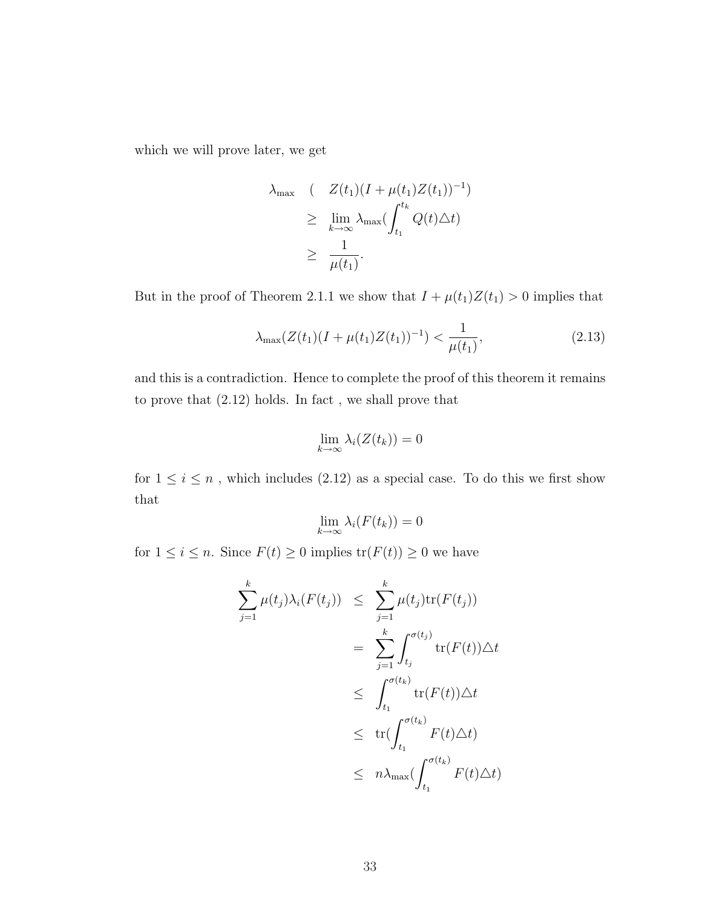which we will prove later, we get

$$
\begin{aligned}
\lambda_{\max} \quad ( \quad & Z(t_1)(I+\mu(t_1)Z(t_1))^{-1}) \\
& \geq \lim_{k\to\infty} \lambda_{\max}(\int_{t_1}^{t_k} Q(t)\triangle t) \\
& \geq \frac{1}{\mu(t_1)}.
\end{aligned}
$$

But in the proof of Theorem 2.1.1 we show that $I+\mu(t_1)Z(t_1) > 0$ implies that

$$
\lambda_{\max}(Z(t_1)(I+\mu(t_1)Z(t_1))^{-1}) < \frac{1}{\mu(t_1)}, \tag{2.13}
$$

and this is a contradiction. Hence to complete the proof of this theorem it remains to prove that (2.12) holds. In fact , we shall prove that

$$
\lim_{k\to\infty} \lambda_i(Z(t_k)) = 0
$$

for $1 \leq i \leq n$ , which includes (2.12) as a special case. To do this we first show that

$$
\lim_{k\to\infty} \lambda_i(F(t_k)) = 0
$$

for $1 \leq i \leq n$. Since $F(t) \geq 0$ implies $\mathrm{tr}(F(t)) \geq 0$ we have

$$
\begin{aligned}
\sum_{j=1}^{k} \mu(t_j)\lambda_i(F(t_j)) & \leq \sum_{j=1}^{k} \mu(t_j)\mathrm{tr}(F(t_j)) \\
& = \sum_{j=1}^{k} \int_{t_j}^{\sigma(t_j)} \mathrm{tr}(F(t))\triangle t \\
& \leq \int_{t_1}^{\sigma(t_k)} \mathrm{tr}(F(t))\triangle t \\
& \leq \mathrm{tr}(\int_{t_1}^{\sigma(t_k)} F(t)\triangle t) \\
& \leq n\lambda_{\max}(\int_{t_1}^{\sigma(t_k)} F(t)\triangle t)
\end{aligned}
$$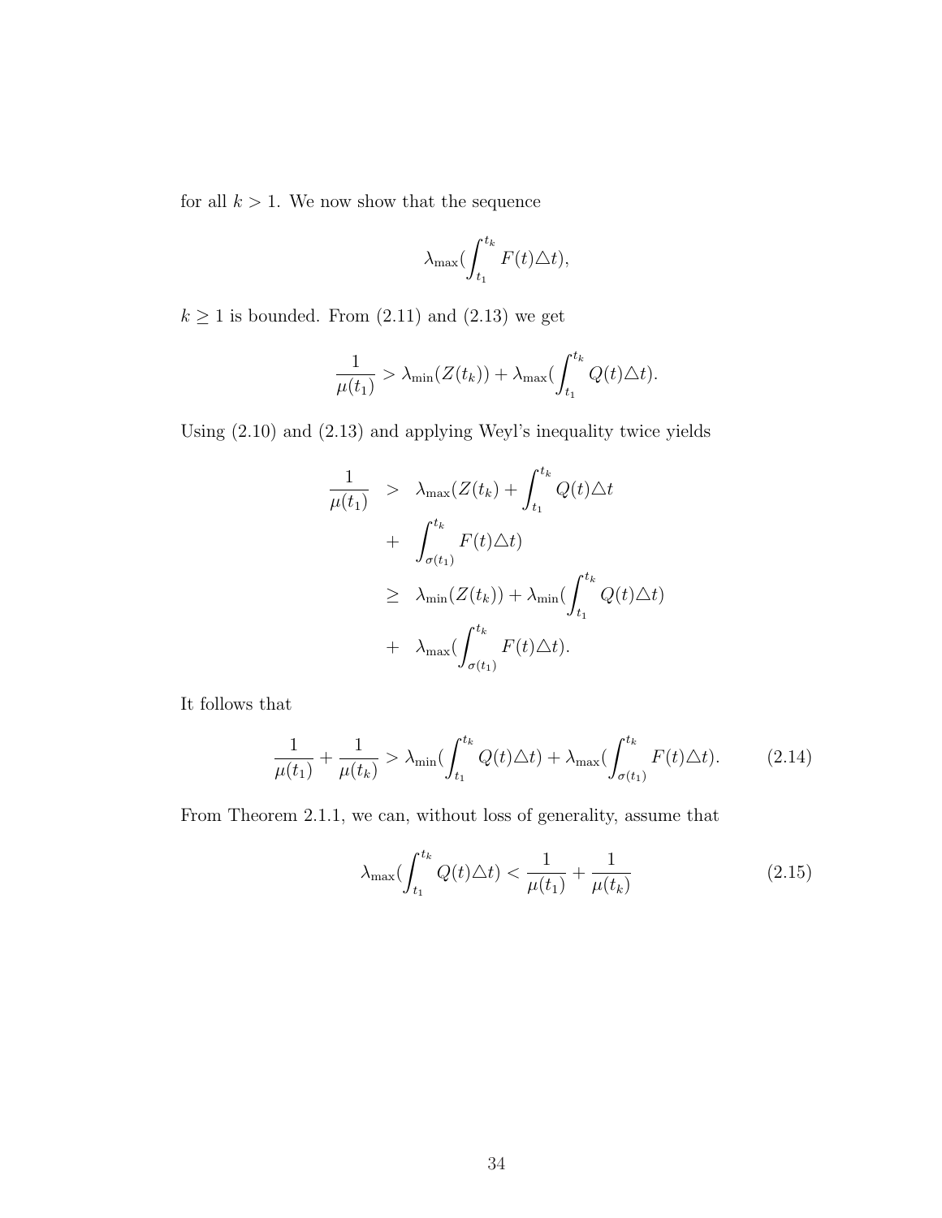for all $k > 1$. We now show that the sequence

$$\lambda_{\max}(\int_{t_1}^{t_k} F(t)\triangle t),$$

$k \geq 1$ is bounded. From (2.11) and (2.13) we get

$$\frac{1}{\mu(t_1)} > \lambda_{\min}(Z(t_k)) + \lambda_{\max}(\int_{t_1}^{t_k} Q(t)\triangle t).$$

Using (2.10) and (2.13) and applying Weyl's inequality twice yields

$$\begin{aligned}
\frac{1}{\mu(t_1)} &> \lambda_{\max}(Z(t_k) + \int_{t_1}^{t_k} Q(t)\triangle t \\
&+ \int_{\sigma(t_1)}^{t_k} F(t)\triangle t) \\
&\geq \lambda_{\min}(Z(t_k)) + \lambda_{\min}(\int_{t_1}^{t_k} Q(t)\triangle t) \\
&+ \lambda_{\max}(\int_{\sigma(t_1)}^{t_k} F(t)\triangle t).
\end{aligned}$$

It follows that

$$\frac{1}{\mu(t_1)} + \frac{1}{\mu(t_k)} > \lambda_{\min}(\int_{t_1}^{t_k} Q(t)\triangle t) + \lambda_{\max}(\int_{\sigma(t_1)}^{t_k} F(t)\triangle t). \tag{2.14}$$

From Theorem 2.1.1, we can, without loss of generality, assume that

$$\lambda_{\max}(\int_{t_1}^{t_k} Q(t)\triangle t) < \frac{1}{\mu(t_1)} + \frac{1}{\mu(t_k)} \tag{2.15}$$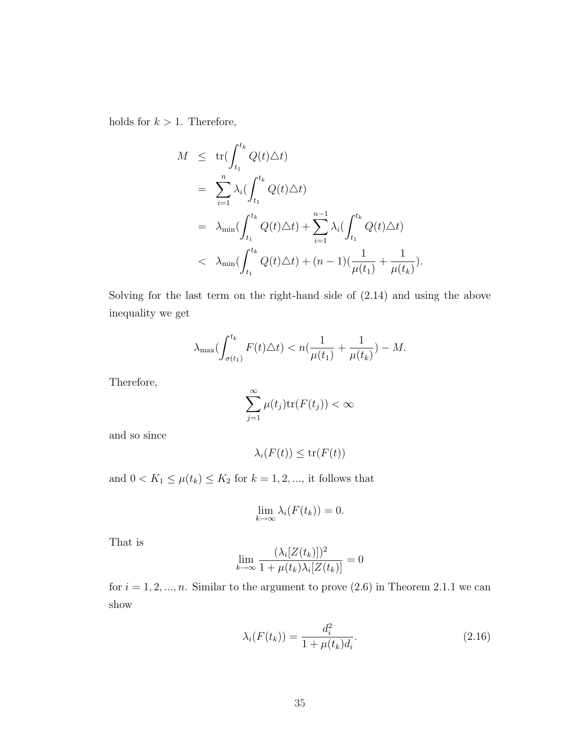holds for $k > 1$. Therefore,

$$
\begin{aligned}
M &\leq \operatorname{tr}(\int_{t_1}^{t_k} Q(t)\triangle t) \\
&= \sum_{i=1}^{n} \lambda_i(\int_{t_1}^{t_k} Q(t)\triangle t) \\
&= \lambda_{\min}(\int_{t_1}^{t_k} Q(t)\triangle t) + \sum_{i=1}^{n-1} \lambda_i(\int_{t_1}^{t_k} Q(t)\triangle t) \\
&< \lambda_{\min}(\int_{t_1}^{t_k} Q(t)\triangle t) + (n-1)(\frac{1}{\mu(t_1)} + \frac{1}{\mu(t_k)}).
\end{aligned}
$$

Solving for the last term on the right-hand side of (2.14) and using the above inequality we get

$$
\lambda_{\max}(\int_{\sigma(t_1)}^{t_k} F(t)\triangle t) < n(\frac{1}{\mu(t_1)} + \frac{1}{\mu(t_k)}) - M.
$$

Therefore,

$$
\sum_{j=1}^{\infty} \mu(t_j)\operatorname{tr}(F(t_j)) < \infty
$$

and so since

$$
\lambda_i(F(t)) \leq \operatorname{tr}(F(t))
$$

and $0 < K_1 \leq \mu(t_k) \leq K_2$ for $k = 1, 2, ...$, it follows that

$$
\lim_{k\to\infty} \lambda_i(F(t_k)) = 0.
$$

That is

$$
\lim_{k\to\infty} \frac{(\lambda_i[Z(t_k)])^2}{1 + \mu(t_k)\lambda_i[Z(t_k)]} = 0
$$

for $i = 1, 2, ..., n$. Similar to the argument to prove (2.6) in Theorem 2.1.1 we can show

$$
\lambda_i(F(t_k)) = \frac{d_i^2}{1 + \mu(t_k)d_i}. \tag{2.16}
$$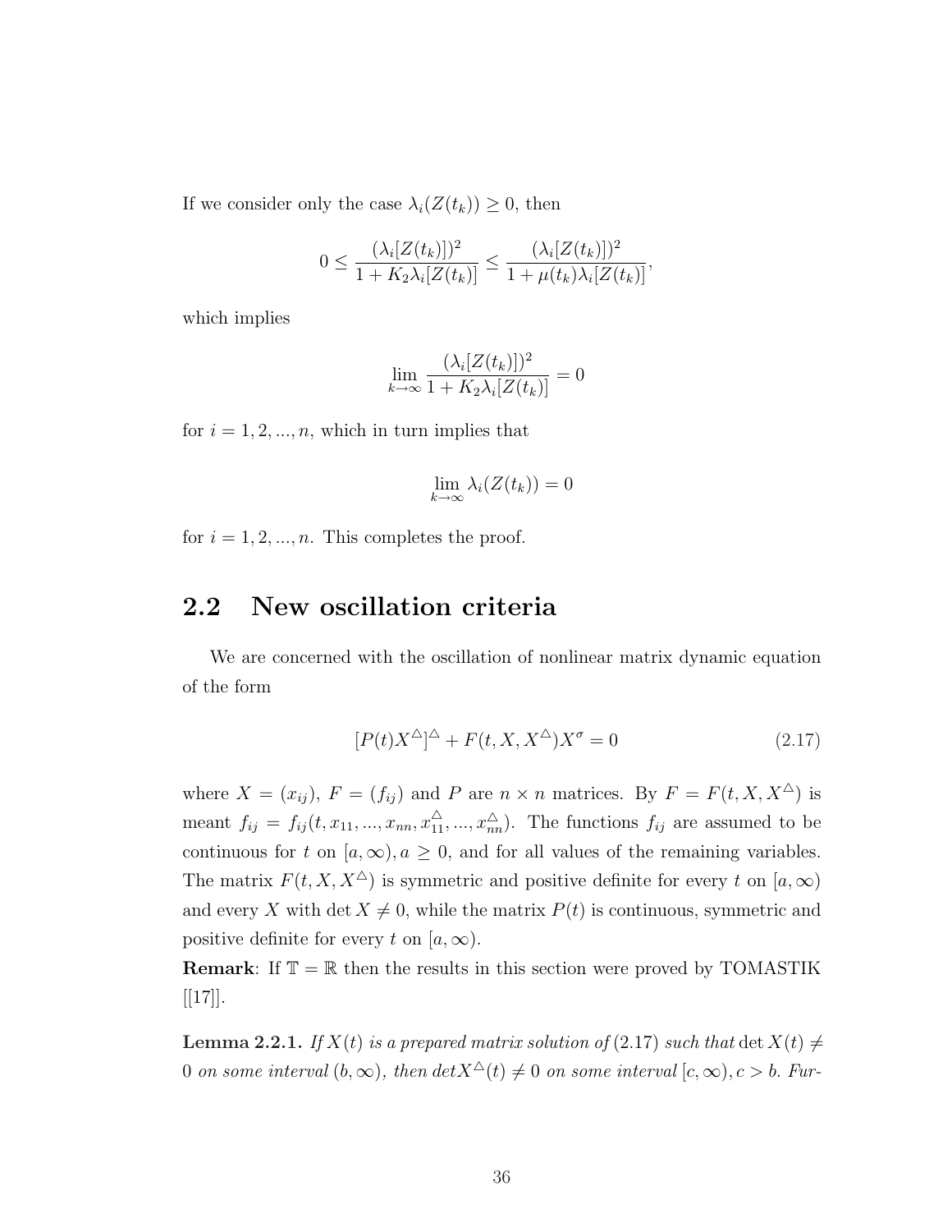If we consider only the case $\lambda_i(Z(t_k)) \geq 0$, then

$$0 \leq \frac{(\lambda_i[Z(t_k)])^2}{1 + K_2 \lambda_i[Z(t_k)]} \leq \frac{(\lambda_i[Z(t_k)])^2}{1 + \mu(t_k)\lambda_i[Z(t_k)]},$$

which implies

$$\lim_{k\to\infty} \frac{(\lambda_i[Z(t_k)])^2}{1 + K_2 \lambda_i[Z(t_k)]} = 0$$

for $i = 1, 2, ..., n$, which in turn implies that

$$\lim_{k\to\infty} \lambda_i(Z(t_k)) = 0$$

for $i = 1, 2, ..., n$. This completes the proof.

## 2.2 New oscillation criteria

We are concerned with the oscillation of nonlinear matrix dynamic equation of the form

$$[P(t)X^{\triangle}]^{\triangle} + F(t, X, X^{\triangle})X^{\sigma} = 0 \tag{2.17}$$

where $X = (x_{ij})$, $F = (f_{ij})$ and $P$ are $n \times n$ matrices. By $F = F(t, X, X^{\triangle})$ is meant $f_{ij} = f_{ij}(t, x_{11}, ..., x_{nn}, x_{11}^{\triangle}, ..., x_{nn}^{\triangle})$. The functions $f_{ij}$ are assumed to be continuous for $t$ on $[a, \infty)$, $a \geq 0$, and for all values of the remaining variables. The matrix $F(t, X, X^{\triangle})$ is symmetric and positive definite for every $t$ on $[a, \infty)$ and every $X$ with $\det X \neq 0$, while the matrix $P(t)$ is continuous, symmetric and positive definite for every $t$ on $[a, \infty)$.

**Remark**: If $\mathbb{T} = \mathbb{R}$ then the results in this section were proved by TOMASTIK [[17]].

**Lemma 2.2.1.** *If $X(t)$ is a prepared matrix solution of* (2.17) *such that* $\det X(t) \neq 0$ *on some interval* $(b, \infty)$*, then* $det X^{\triangle}(t) \neq 0$ *on some interval* $[c, \infty), c > b$*. Fur-*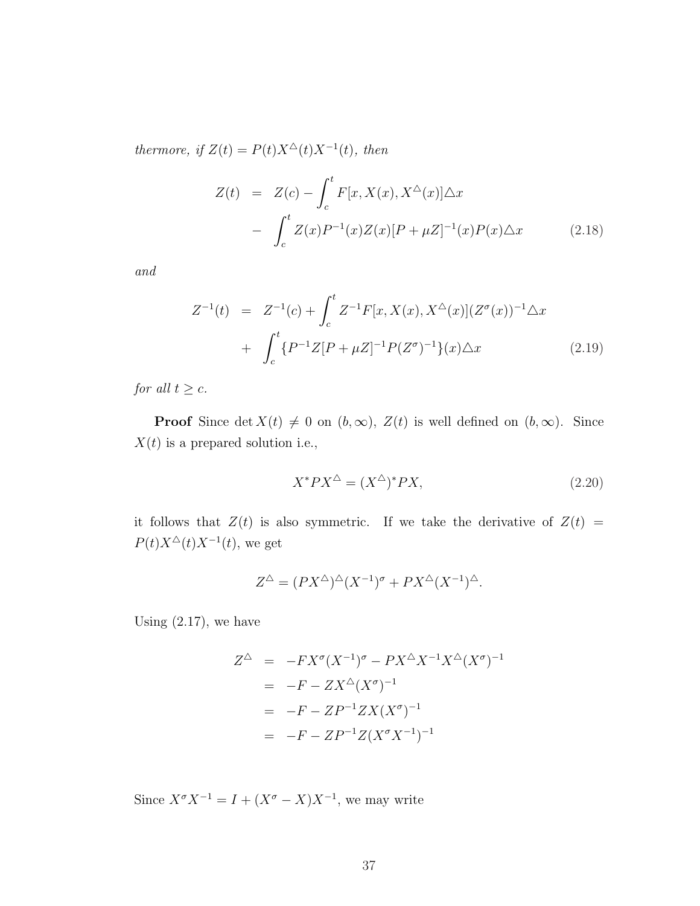*thermore, if $Z(t) = P(t)X^{\triangle}(t)X^{-1}(t)$, then*

$$
\begin{aligned}
Z(t) &= Z(c) - \int_c^t F[x, X(x), X^{\triangle}(x)]\triangle x \\
&- \int_c^t Z(x)P^{-1}(x)Z(x)[P + \mu Z]^{-1}(x)P(x)\triangle x
\end{aligned}
\tag{2.18}
$$

*and*

$$
\begin{aligned}
Z^{-1}(t) &= Z^{-1}(c) + \int_c^t Z^{-1}F[x, X(x), X^{\triangle}(x)](Z^{\sigma}(x))^{-1}\triangle x \\
&+ \int_c^t \{P^{-1}Z[P + \mu Z]^{-1}P(Z^{\sigma})^{-1}\}(x)\triangle x
\end{aligned}
\tag{2.19}
$$

*for all $t \geq c$.*

**Proof** Since $\det X(t) \neq 0$ on $(b, \infty)$, $Z(t)$ is well defined on $(b, \infty)$. Since $X(t)$ is a prepared solution i.e.,

$$X^{*}PX^{\triangle} = (X^{\triangle})^{*}PX, \tag{2.20}$$

it follows that $Z(t)$ is also symmetric. If we take the derivative of $Z(t) = P(t)X^{\triangle}(t)X^{-1}(t)$, we get

$$Z^{\triangle} = (PX^{\triangle})^{\triangle}(X^{-1})^{\sigma} + PX^{\triangle}(X^{-1})^{\triangle}.$$

Using (2.17), we have

$$
\begin{aligned}
Z^{\triangle} &= -FX^{\sigma}(X^{-1})^{\sigma} - PX^{\triangle}X^{-1}X^{\triangle}(X^{\sigma})^{-1} \\
&= -F - ZX^{\triangle}(X^{\sigma})^{-1} \\
&= -F - ZP^{-1}ZX(X^{\sigma})^{-1} \\
&= -F - ZP^{-1}Z(X^{\sigma}X^{-1})^{-1}
\end{aligned}
$$

Since $X^{\sigma}X^{-1} = I + (X^{\sigma} - X)X^{-1}$, we may write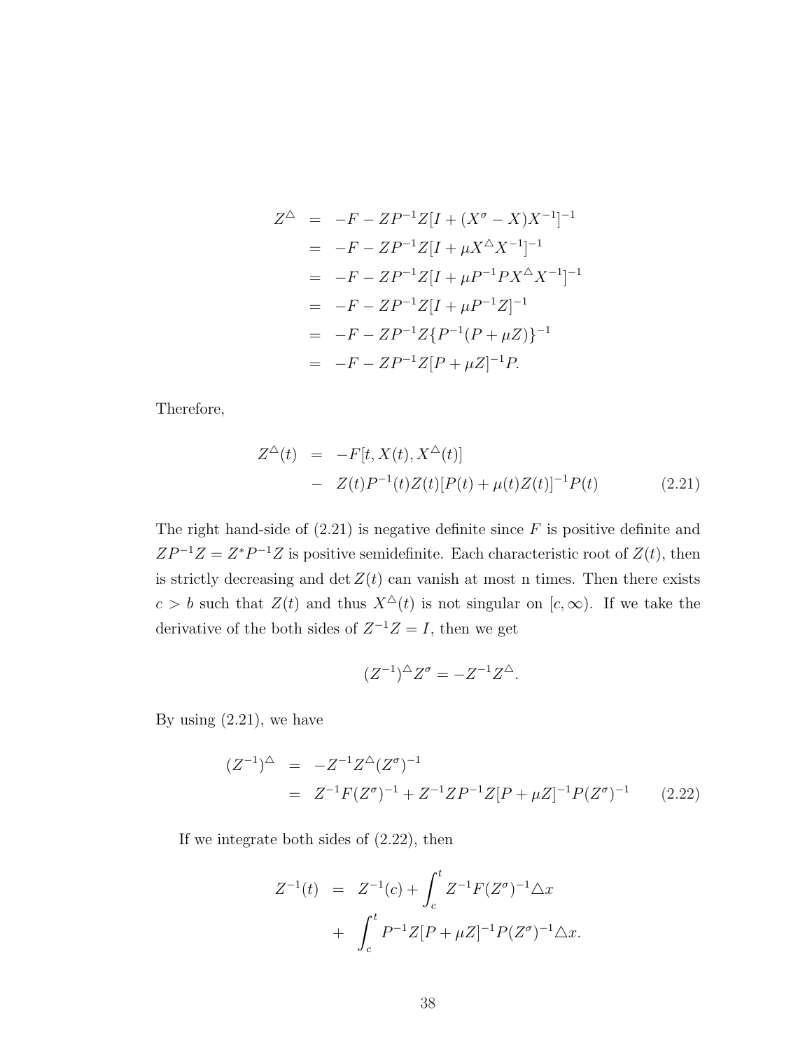$$
\begin{aligned}
Z^{\triangle} &= -F - ZP^{-1}Z[I + (X^{\sigma} - X)X^{-1}]^{-1} \\
&= -F - ZP^{-1}Z[I + \mu X^{\triangle} X^{-1}]^{-1} \\
&= -F - ZP^{-1}Z[I + \mu P^{-1} P X^{\triangle} X^{-1}]^{-1} \\
&= -F - ZP^{-1}Z[I + \mu P^{-1} Z]^{-1} \\
&= -F - ZP^{-1}Z\{P^{-1}(P + \mu Z)\}^{-1} \\
&= -F - ZP^{-1}Z[P + \mu Z]^{-1} P.
\end{aligned}
$$

Therefore,

$$
\begin{aligned}
Z^{\triangle}(t) &= -F[t, X(t), X^{\triangle}(t)] \\
&- \; Z(t)P^{-1}(t)Z(t)[P(t) + \mu(t)Z(t)]^{-1}P(t) \qquad (2.21)
\end{aligned}
$$

The right hand-side of (2.21) is negative definite since $F$ is positive definite and $ZP^{-1}Z = Z^{*}P^{-1}Z$ is positive semidefinite. Each characteristic root of $Z(t)$, then is strictly decreasing and $\det Z(t)$ can vanish at most n times. Then there exists $c > b$ such that $Z(t)$ and thus $X^{\triangle}(t)$ is not singular on $[c, \infty)$. If we take the derivative of the both sides of $Z^{-1}Z = I$, then we get

$$
(Z^{-1})^{\triangle} Z^{\sigma} = -Z^{-1} Z^{\triangle}.
$$

By using (2.21), we have

$$
\begin{aligned}
(Z^{-1})^{\triangle} &= -Z^{-1} Z^{\triangle} (Z^{\sigma})^{-1} \\
&= Z^{-1} F (Z^{\sigma})^{-1} + Z^{-1} Z P^{-1} Z [P + \mu Z]^{-1} P (Z^{\sigma})^{-1} \qquad (2.22)
\end{aligned}
$$

If we integrate both sides of (2.22), then

$$
\begin{aligned}
Z^{-1}(t) &= Z^{-1}(c) + \int_{c}^{t} Z^{-1} F (Z^{\sigma})^{-1} \triangle x \\
&+ \; \int_{c}^{t} P^{-1} Z [P + \mu Z]^{-1} P (Z^{\sigma})^{-1} \triangle x.
\end{aligned}
$$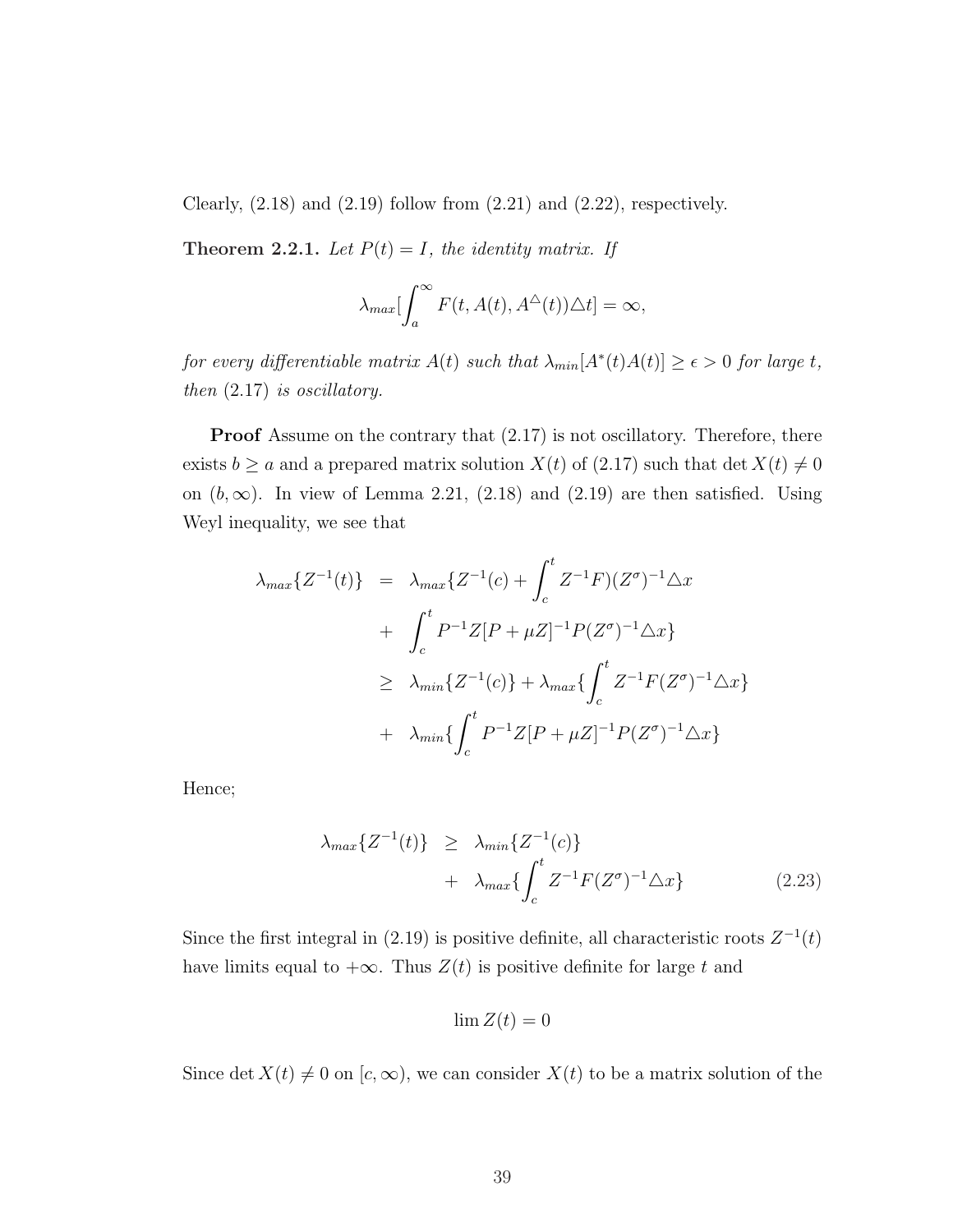Clearly, (2.18) and (2.19) follow from (2.21) and (2.22), respectively.

**Theorem 2.2.1.** *Let $P(t) = I$, the identity matrix. If*

$$\lambda_{max}[\int_a^\infty F(t, A(t), A^{\triangle}(t))\triangle t] = \infty,$$

*for every differentiable matrix $A(t)$ such that $\lambda_{min}[A^*(t)A(t)] \geq \epsilon > 0$ for large $t$, then (2.17) is oscillatory.*

**Proof** Assume on the contrary that (2.17) is not oscillatory. Therefore, there exists $b \geq a$ and a prepared matrix solution $X(t)$ of (2.17) such that $\det X(t) \neq 0$ on $(b, \infty)$. In view of Lemma 2.21, (2.18) and (2.19) are then satisfied. Using Weyl inequality, we see that

$$\begin{aligned}
\lambda_{max}\{Z^{-1}(t)\} &= \lambda_{max}\{Z^{-1}(c) + \int_c^t Z^{-1}F)(Z^\sigma)^{-1}\triangle x \\
&+ \int_c^t P^{-1}Z[P + \mu Z]^{-1}P(Z^\sigma)^{-1}\triangle x\} \\
&\geq \lambda_{min}\{Z^{-1}(c)\} + \lambda_{max}\{\int_c^t Z^{-1}F(Z^\sigma)^{-1}\triangle x\} \\
&+ \lambda_{min}\{\int_c^t P^{-1}Z[P + \mu Z]^{-1}P(Z^\sigma)^{-1}\triangle x\}
\end{aligned}$$

Hence;

$$\begin{aligned}
\lambda_{max}\{Z^{-1}(t)\} &\geq \lambda_{min}\{Z^{-1}(c)\} \\
&+ \lambda_{max}\{\int_c^t Z^{-1}F(Z^\sigma)^{-1}\triangle x\} \qquad (2.23)
\end{aligned}$$

Since the first integral in (2.19) is positive definite, all characteristic roots $Z^{-1}(t)$ have limits equal to $+\infty$. Thus $Z(t)$ is positive definite for large $t$ and

$$\lim Z(t) = 0$$

Since $\det X(t) \neq 0$ on $[c, \infty)$, we can consider $X(t)$ to be a matrix solution of the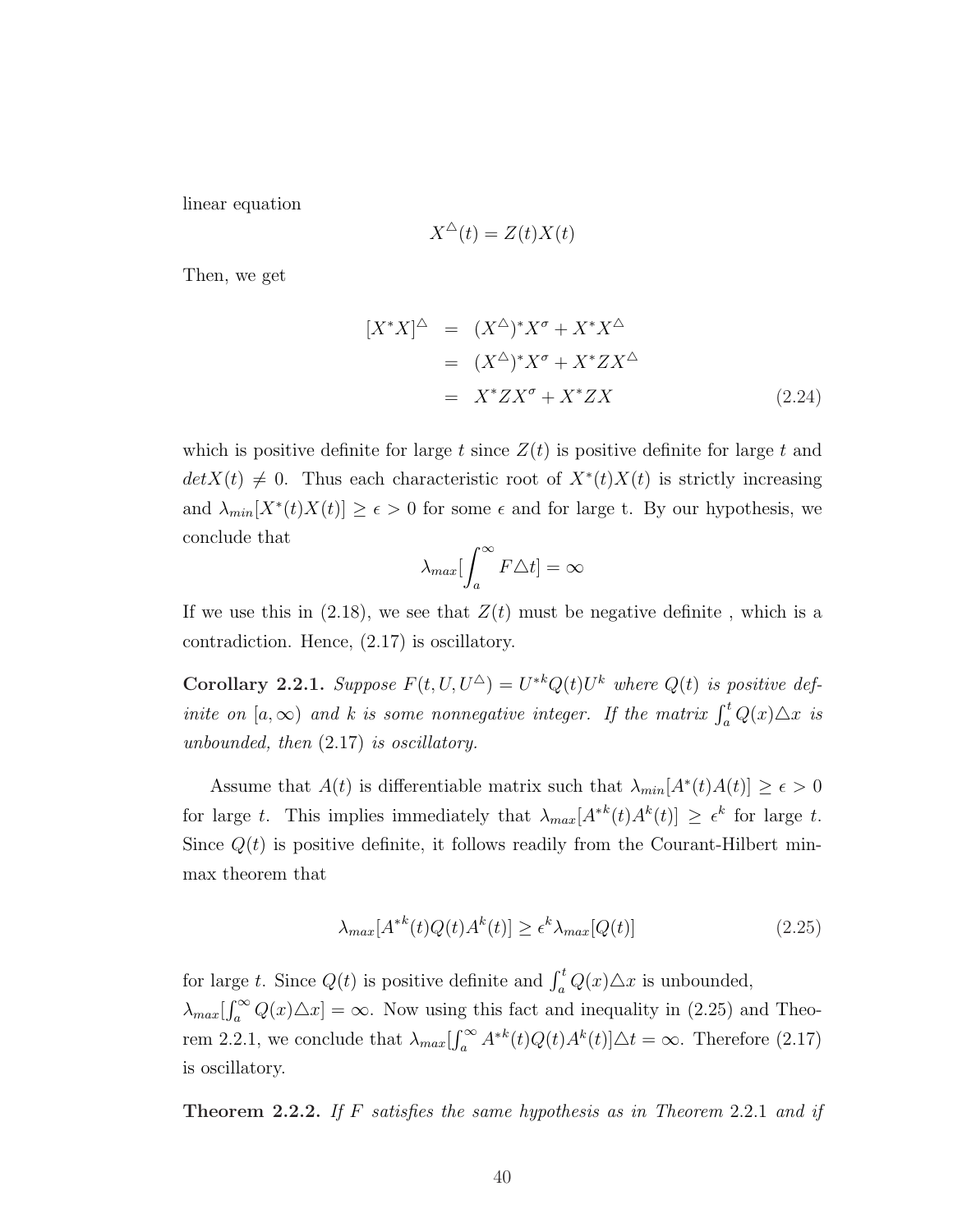linear equation

$$X^{\triangle}(t) = Z(t)X(t)$$

Then, we get

$$\begin{aligned}
[X^*X]^{\triangle} &= (X^{\triangle})^*X^{\sigma} + X^*X^{\triangle} \\
&= (X^{\triangle})^*X^{\sigma} + X^*ZX^{\triangle} \\
&= X^*ZX^{\sigma} + X^*ZX \qquad (2.24)
\end{aligned}$$

which is positive definite for large $t$ since $Z(t)$ is positive definite for large $t$ and $det X(t) \neq 0$. Thus each characteristic root of $X^*(t)X(t)$ is strictly increasing and $\lambda_{min}[X^*(t)X(t)] \geq \epsilon > 0$ for some $\epsilon$ and for large t. By our hypothesis, we conclude that

$$\lambda_{max}[\int_a^{\infty} F \triangle t] = \infty$$

If we use this in (2.18), we see that $Z(t)$ must be negative definite , which is a contradiction. Hence, (2.17) is oscillatory.

**Corollary 2.2.1.** *Suppose $F(t, U, U^{\triangle}) = U^{*k}Q(t)U^k$ where $Q(t)$ is positive definite on $[a, \infty)$ and $k$ is some nonnegative integer. If the matrix $\int_a^t Q(x)\triangle x$ is unbounded, then* (2.17) *is oscillatory.*

Assume that $A(t)$ is differentiable matrix such that $\lambda_{min}[A^*(t)A(t)] \geq \epsilon > 0$ for large $t$. This implies immediately that $\lambda_{max}[A^{*k}(t)A^k(t)] \geq \epsilon^k$ for large $t$. Since $Q(t)$ is positive definite, it follows readily from the Courant-Hilbert min-max theorem that

$$\lambda_{max}[A^{*k}(t)Q(t)A^k(t)] \geq \epsilon^k \lambda_{max}[Q(t)] \qquad (2.25)$$

for large $t$. Since $Q(t)$ is positive definite and $\int_a^t Q(x)\triangle x$ is unbounded, $\lambda_{max}[\int_a^{\infty} Q(x)\triangle x] = \infty$. Now using this fact and inequality in (2.25) and Theorem 2.2.1, we conclude that $\lambda_{max}[\int_a^{\infty} A^{*k}(t)Q(t)A^k(t)]\triangle t = \infty$. Therefore (2.17) is oscillatory.

**Theorem 2.2.2.** *If $F$ satisfies the same hypothesis as in Theorem* 2.2.1 *and if*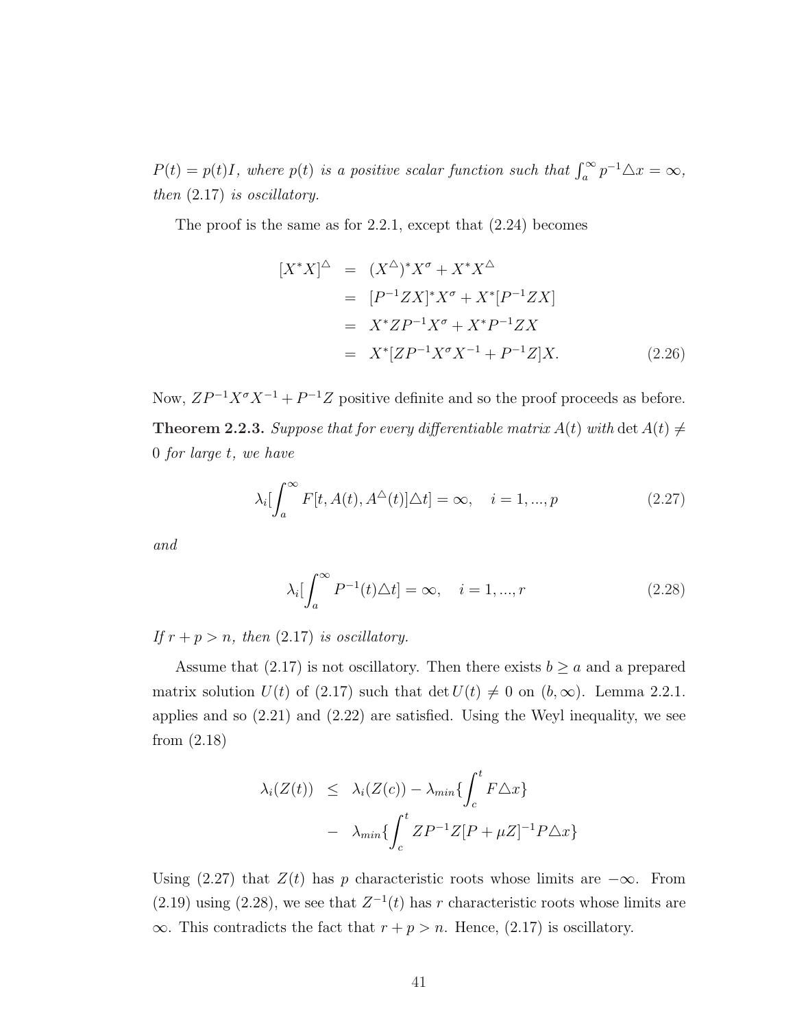*$P(t) = p(t)I$, where $p(t)$ is a positive scalar function such that $\int_a^\infty p^{-1}\triangle x = \infty$, then (2.17) is oscillatory.*

The proof is the same as for 2.2.1, except that (2.24) becomes

$$
\begin{aligned}
[X^*X]^\triangle &= (X^\triangle)^*X^\sigma + X^*X^\triangle \\
&= [P^{-1}ZX]^*X^\sigma + X^*[P^{-1}ZX] \\
&= X^*ZP^{-1}X^\sigma + X^*P^{-1}ZX \\
&= X^*[ZP^{-1}X^\sigma X^{-1} + P^{-1}Z]X. \qquad (2.26)
\end{aligned}
$$

Now, $ZP^{-1}X^\sigma X^{-1} + P^{-1}Z$ positive definite and so the proof proceeds as before.

**Theorem 2.2.3.** *Suppose that for every differentiable matrix $A(t)$ with $\det A(t) \neq 0$ for large $t$, we have*

$$\lambda_i[\int_a^\infty F[t, A(t), A^\triangle(t)]\triangle t] = \infty, \quad i = 1, ..., p \qquad (2.27)$$

*and*

$$\lambda_i[\int_a^\infty P^{-1}(t)\triangle t] = \infty, \quad i = 1, ..., r \qquad (2.28)$$

*If $r + p > n$, then (2.17) is oscillatory.*

Assume that (2.17) is not oscillatory. Then there exists $b \geq a$ and a prepared matrix solution $U(t)$ of (2.17) such that $\det U(t) \neq 0$ on $(b, \infty)$. Lemma 2.2.1. applies and so (2.21) and (2.22) are satisfied. Using the Weyl inequality, we see from (2.18)

$$
\begin{aligned}
\lambda_i(Z(t)) &\leq \lambda_i(Z(c)) - \lambda_{min}\{\int_c^t F\triangle x\} \\
&\quad - \lambda_{min}\{\int_c^t ZP^{-1}Z[P + \mu Z]^{-1}P\triangle x\}
\end{aligned}
$$

Using (2.27) that $Z(t)$ has $p$ characteristic roots whose limits are $-\infty$. From (2.19) using (2.28), we see that $Z^{-1}(t)$ has $r$ characteristic roots whose limits are $\infty$. This contradicts the fact that $r + p > n$. Hence, (2.17) is oscillatory.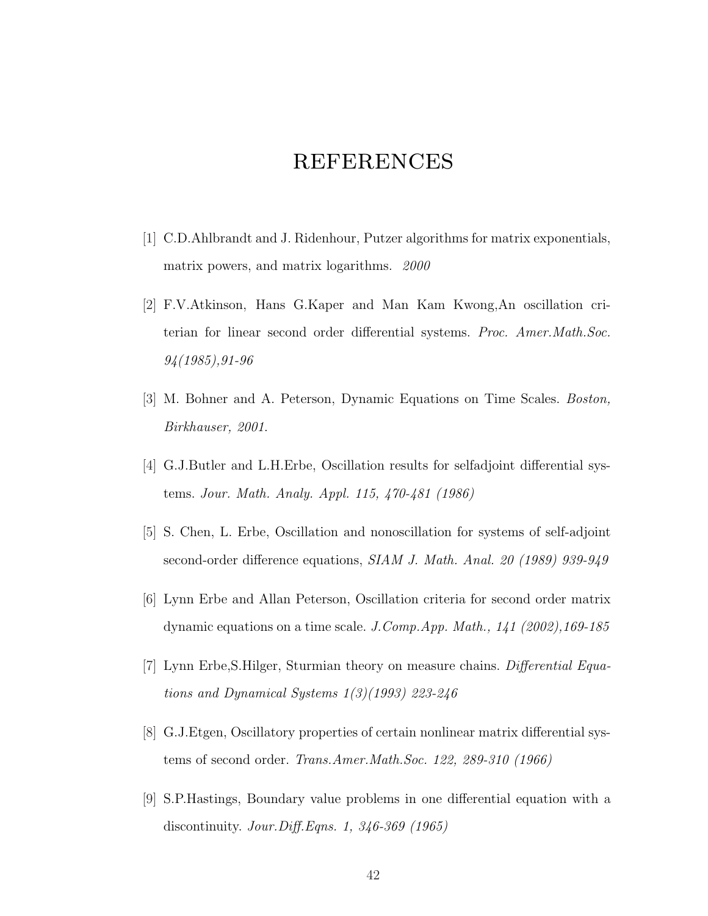# REFERENCES

[1] C.D.Ahlbrandt and J. Ridenhour, Putzer algorithms for matrix exponentials, matrix powers, and matrix logarithms. *2000*

[2] F.V.Atkinson, Hans G.Kaper and Man Kam Kwong,An oscillation criterian for linear second order differential systems. *Proc. Amer.Math.Soc. 94(1985),91-96*

[3] M. Bohner and A. Peterson, Dynamic Equations on Time Scales. *Boston, Birkhauser, 2001.*

[4] G.J.Butler and L.H.Erbe, Oscillation results for selfadjoint differential systems. *Jour. Math. Analy. Appl. 115, 470-481 (1986)*

[5] S. Chen, L. Erbe, Oscillation and nonoscillation for systems of self-adjoint second-order difference equations, *SIAM J. Math. Anal. 20 (1989) 939-949*

[6] Lynn Erbe and Allan Peterson, Oscillation criteria for second order matrix dynamic equations on a time scale. *J.Comp.App. Math., 141 (2002),169-185*

[7] Lynn Erbe,S.Hilger, Sturmian theory on measure chains. *Differential Equations and Dynamical Systems 1(3)(1993) 223-246*

[8] G.J.Etgen, Oscillatory properties of certain nonlinear matrix differential systems of second order. *Trans.Amer.Math.Soc. 122, 289-310 (1966)*

[9] S.P.Hastings, Boundary value problems in one differential equation with a discontinuity. *Jour.Diff.Eqns. 1, 346-369 (1965)*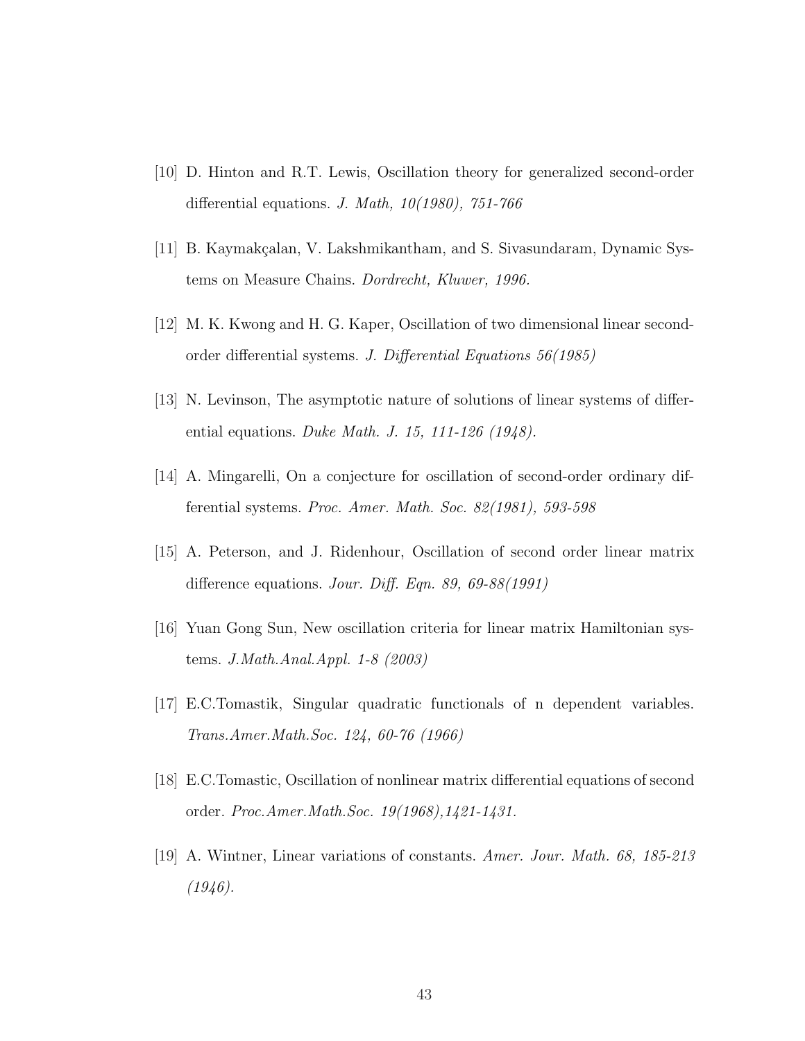[10] D. Hinton and R.T. Lewis, Oscillation theory for generalized second-order differential equations. *J. Math, 10(1980), 751-766*

[11] B. Kaymakçalan, V. Lakshmikantham, and S. Sivasundaram, Dynamic Systems on Measure Chains. *Dordrecht, Kluwer, 1996.*

[12] M. K. Kwong and H. G. Kaper, Oscillation of two dimensional linear second-order differential systems. *J. Differential Equations 56(1985)*

[13] N. Levinson, The asymptotic nature of solutions of linear systems of differential equations. *Duke Math. J. 15, 111-126 (1948).*

[14] A. Mingarelli, On a conjecture for oscillation of second-order ordinary differential systems. *Proc. Amer. Math. Soc. 82(1981), 593-598*

[15] A. Peterson, and J. Ridenhour, Oscillation of second order linear matrix difference equations. *Jour. Diff. Eqn. 89, 69-88(1991)*

[16] Yuan Gong Sun, New oscillation criteria for linear matrix Hamiltonian systems. *J.Math.Anal.Appl. 1-8 (2003)*

[17] E.C.Tomastik, Singular quadratic functionals of n dependent variables. *Trans.Amer.Math.Soc. 124, 60-76 (1966)*

[18] E.C.Tomastic, Oscillation of nonlinear matrix differential equations of second order. *Proc.Amer.Math.Soc. 19(1968),1421-1431.*

[19] A. Wintner, Linear variations of constants. *Amer. Jour. Math. 68, 185-213 (1946).*